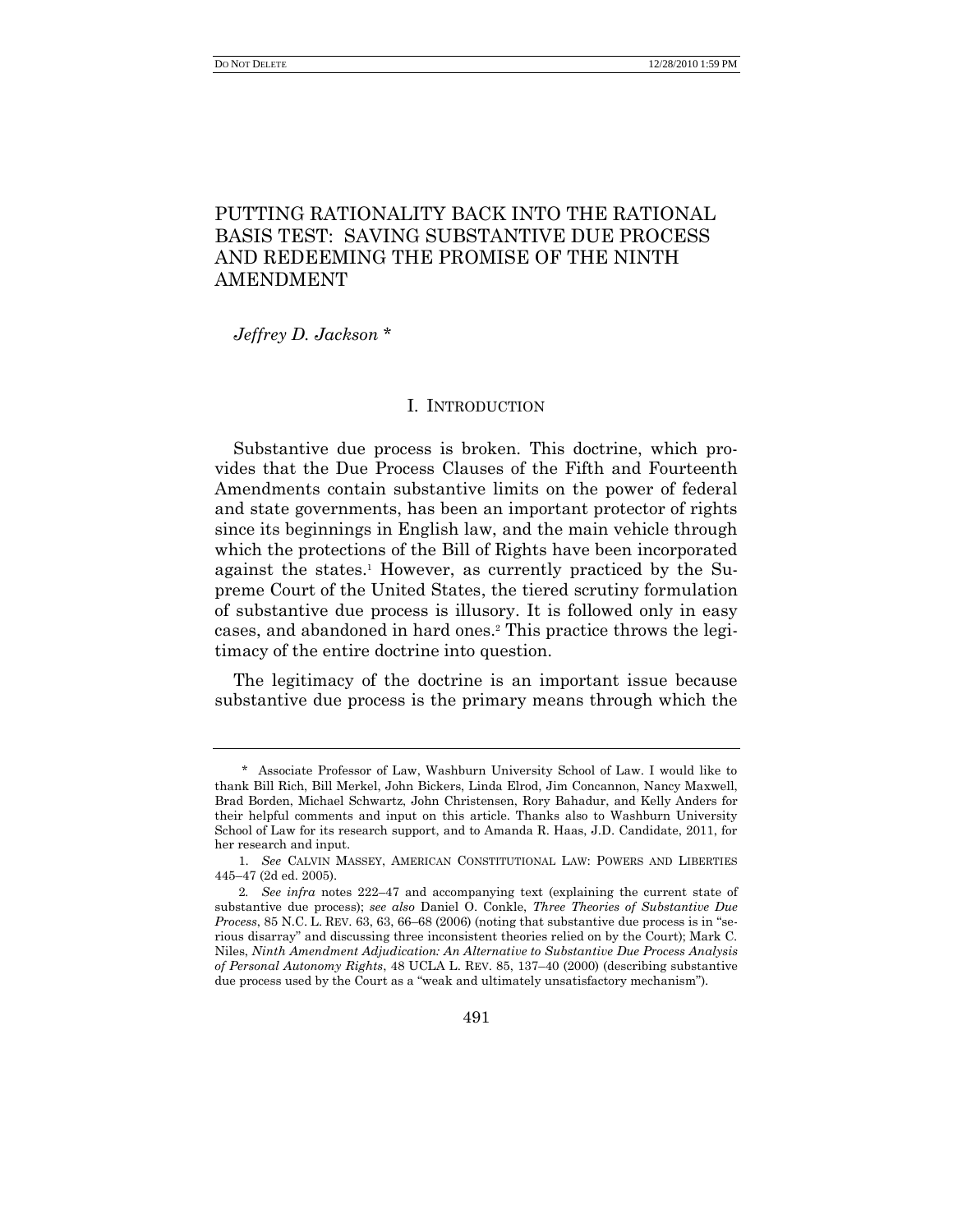# PUTTING RATIONALITY BACK INTO THE RATIONAL BASIS TEST: SAVING SUBSTANTIVE DUE PROCESS AND REDEEMING THE PROMISE OF THE NINTH AMENDMENT

*Jeffrey D. Jackson* *

## I. INTRODUCTION

Substantive due process is broken. This doctrine, which provides that the Due Process Clauses of the Fifth and Fourteenth Amendments contain substantive limits on the power of federal and state governments, has been an important protector of rights since its beginnings in English law, and the main vehicle through which the protections of the Bill of Rights have been incorporated against the states.[1] However, as currently practiced by the Supreme Court of the United States, the tiered scrutiny formulation of substantive due process is illusory. It is followed only in easy cases, and abandoned in hard ones.[2] This practice throws the legitimacy of the entire doctrine into question.

The legitimacy of the doctrine is an important issue because substantive due process is the primary means through which the

---

\* Associate Professor of Law, Washburn University School of Law. I would like to thank Bill Rich, Bill Merkel, John Bickers, Linda Elrod, Jim Concannon, Nancy Maxwell, Brad Borden, Michael Schwartz, John Christensen, Rory Bahadur, and Kelly Anders for their helpful comments and input on this article. Thanks also to Washburn University School of Law for its research support, and to Amanda R. Haas, J.D. Candidate, 2011, for her research and input.

1. *See* CALVIN MASSEY, AMERICAN CONSTITUTIONAL LAW: POWERS AND LIBERTIES 445–47 (2d ed. 2005).

2. *See infra* notes 222–47 and accompanying text (explaining the current state of substantive due process); *see also* Daniel O. Conkle, *Three Theories of Substantive Due Process*, 85 N.C. L. REV. 63, 63, 66–68 (2006) (noting that substantive due process is in "serious disarray" and discussing three inconsistent theories relied on by the Court); Mark C. Niles, *Ninth Amendment Adjudication: An Alternative to Substantive Due Process Analysis of Personal Autonomy Rights*, 48 UCLA L. REV. 85, 137–40 (2000) (describing substantive due process used by the Court as a "weak and ultimately unsatisfactory mechanism").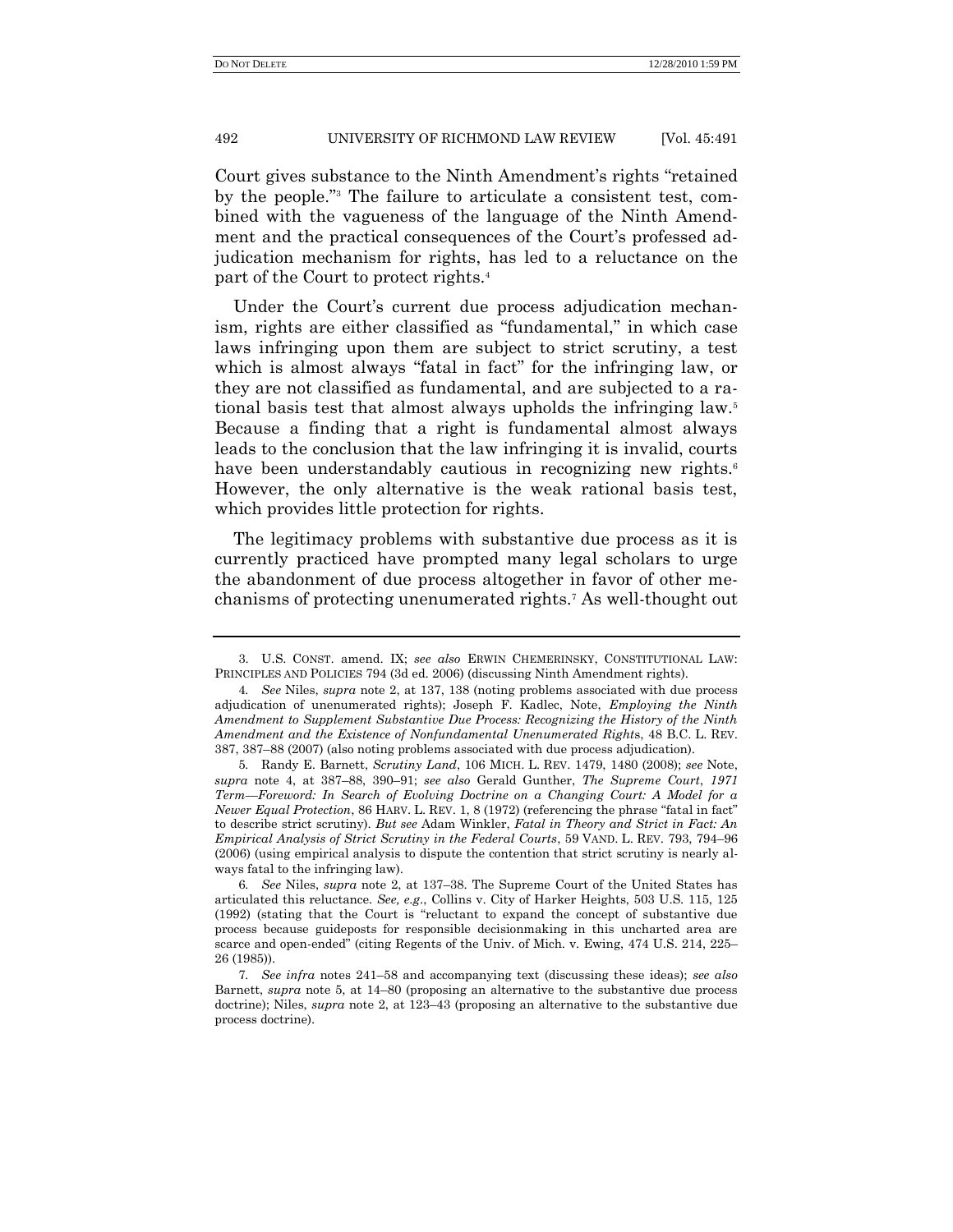Court gives substance to the Ninth Amendment's rights "retained by the people."[3] The failure to articulate a consistent test, combined with the vagueness of the language of the Ninth Amendment and the practical consequences of the Court's professed adjudication mechanism for rights, has led to a reluctance on the part of the Court to protect rights.[4]

Under the Court's current due process adjudication mechanism, rights are either classified as "fundamental," in which case laws infringing upon them are subject to strict scrutiny, a test which is almost always "fatal in fact" for the infringing law, or they are not classified as fundamental, and are subjected to a rational basis test that almost always upholds the infringing law.[5] Because a finding that a right is fundamental almost always leads to the conclusion that the law infringing it is invalid, courts have been understandably cautious in recognizing new rights.[6] However, the only alternative is the weak rational basis test, which provides little protection for rights.

The legitimacy problems with substantive due process as it is currently practiced have prompted many legal scholars to urge the abandonment of due process altogether in favor of other mechanisms of protecting unenumerated rights.[7] As well-thought out

---

3. U.S. CONST. amend. IX; *see also* ERWIN CHEMERINSKY, CONSTITUTIONAL LAW: PRINCIPLES AND POLICIES 794 (3d ed. 2006) (discussing Ninth Amendment rights).

4. *See* Niles, *supra* note 2, at 137, 138 (noting problems associated with due process adjudication of unenumerated rights); Joseph F. Kadlec, Note, *Employing the Ninth Amendment to Supplement Substantive Due Process: Recognizing the History of the Ninth Amendment and the Existence of Nonfundamental Unenumerated Rights*, 48 B.C. L. REV. 387, 387–88 (2007) (also noting problems associated with due process adjudication).

5. Randy E. Barnett, *Scrutiny Land*, 106 MICH. L. REV. 1479, 1480 (2008); *see* Note, *supra* note 4, at 387–88, 390–91; *see also* Gerald Gunther, *The Supreme Court*, *1971 Term—Foreword: In Search of Evolving Doctrine on a Changing Court: A Model for a Newer Equal Protection*, 86 HARV. L. REV. 1, 8 (1972) (referencing the phrase "fatal in fact" to describe strict scrutiny). *But see* Adam Winkler, *Fatal in Theory and Strict in Fact: An Empirical Analysis of Strict Scrutiny in the Federal Courts*, 59 VAND. L. REV. 793, 794–96 (2006) (using empirical analysis to dispute the contention that strict scrutiny is nearly always fatal to the infringing law).

6. *See* Niles, *supra* note 2, at 137–38. The Supreme Court of the United States has articulated this reluctance. *See, e.g.*, Collins v. City of Harker Heights, 503 U.S. 115, 125 (1992) (stating that the Court is "reluctant to expand the concept of substantive due process because guideposts for responsible decisionmaking in this uncharted area are scarce and open-ended" (citing Regents of the Univ. of Mich. v. Ewing, 474 U.S. 214, 225–26 (1985)).

7. *See infra* notes 241–58 and accompanying text (discussing these ideas); *see also* Barnett, *supra* note 5, at 14–80 (proposing an alternative to the substantive due process doctrine); Niles, *supra* note 2, at 123–43 (proposing an alternative to the substantive due process doctrine).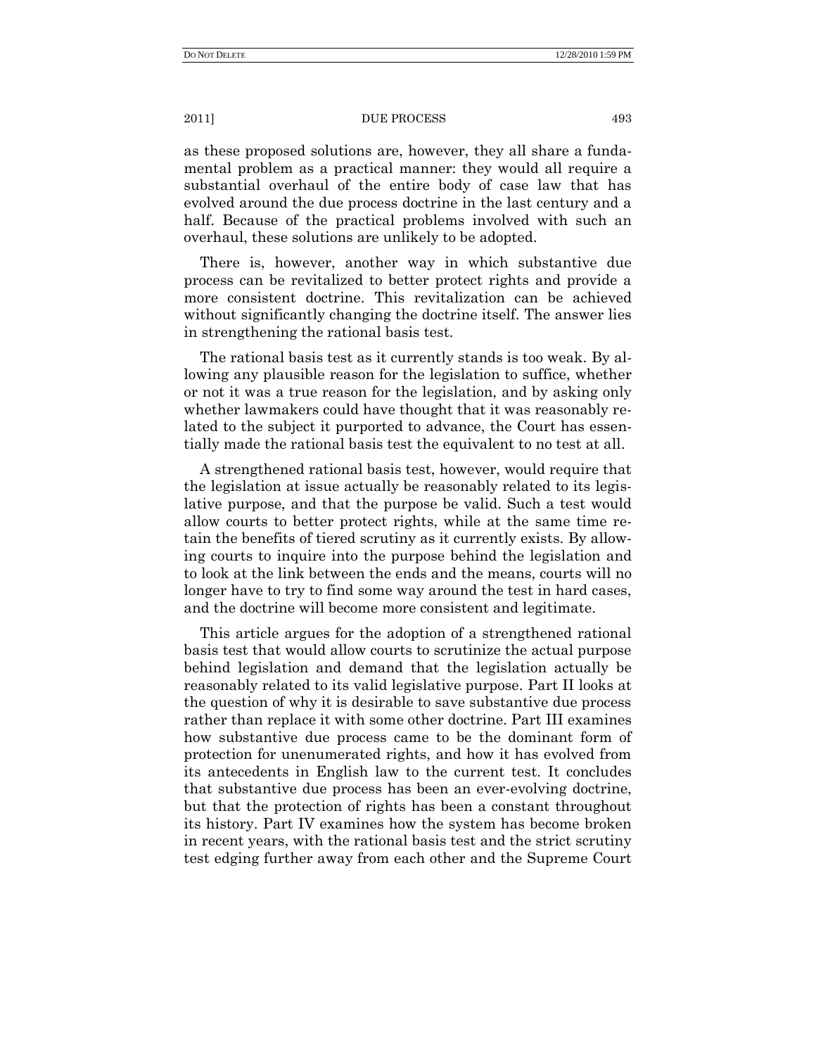as these proposed solutions are, however, they all share a fundamental problem as a practical manner: they would all require a substantial overhaul of the entire body of case law that has evolved around the due process doctrine in the last century and a half. Because of the practical problems involved with such an overhaul, these solutions are unlikely to be adopted.

There is, however, another way in which substantive due process can be revitalized to better protect rights and provide a more consistent doctrine. This revitalization can be achieved without significantly changing the doctrine itself. The answer lies in strengthening the rational basis test.

The rational basis test as it currently stands is too weak. By allowing any plausible reason for the legislation to suffice, whether or not it was a true reason for the legislation, and by asking only whether lawmakers could have thought that it was reasonably related to the subject it purported to advance, the Court has essentially made the rational basis test the equivalent to no test at all.

A strengthened rational basis test, however, would require that the legislation at issue actually be reasonably related to its legislative purpose, and that the purpose be valid. Such a test would allow courts to better protect rights, while at the same time retain the benefits of tiered scrutiny as it currently exists. By allowing courts to inquire into the purpose behind the legislation and to look at the link between the ends and the means, courts will no longer have to try to find some way around the test in hard cases, and the doctrine will become more consistent and legitimate.

This article argues for the adoption of a strengthened rational basis test that would allow courts to scrutinize the actual purpose behind legislation and demand that the legislation actually be reasonably related to its valid legislative purpose. Part II looks at the question of why it is desirable to save substantive due process rather than replace it with some other doctrine. Part III examines how substantive due process came to be the dominant form of protection for unenumerated rights, and how it has evolved from its antecedents in English law to the current test. It concludes that substantive due process has been an ever-evolving doctrine, but that the protection of rights has been a constant throughout its history. Part IV examines how the system has become broken in recent years, with the rational basis test and the strict scrutiny test edging further away from each other and the Supreme Court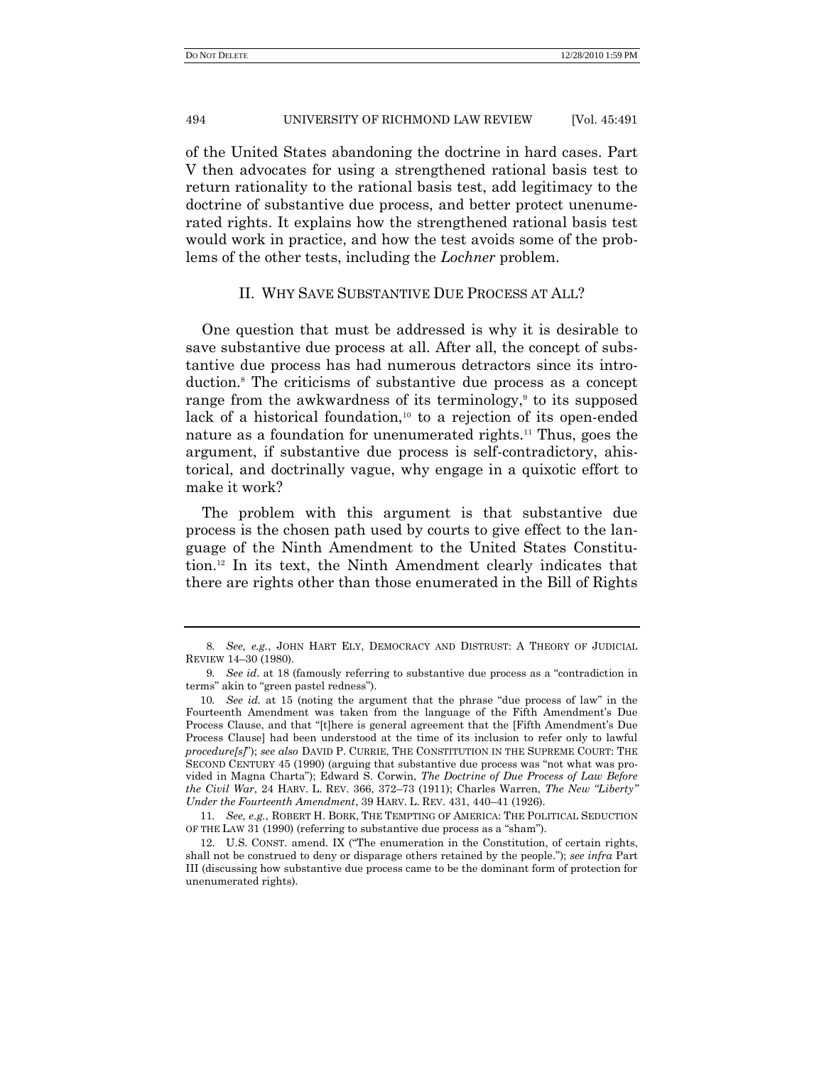of the United States abandoning the doctrine in hard cases. Part V then advocates for using a strengthened rational basis test to return rationality to the rational basis test, add legitimacy to the doctrine of substantive due process, and better protect unenumerated rights. It explains how the strengthened rational basis test would work in practice, and how the test avoids some of the problems of the other tests, including the *Lochner* problem.

## II. WHY SAVE SUBSTANTIVE DUE PROCESS AT ALL?

One question that must be addressed is why it is desirable to save substantive due process at all. After all, the concept of substantive due process has had numerous detractors since its introduction.[8] The criticisms of substantive due process as a concept range from the awkwardness of its terminology,[9] to its supposed lack of a historical foundation,[10] to a rejection of its open-ended nature as a foundation for unenumerated rights.[11] Thus, goes the argument, if substantive due process is self-contradictory, ahistorical, and doctrinally vague, why engage in a quixotic effort to make it work?

The problem with this argument is that substantive due process is the chosen path used by courts to give effect to the language of the Ninth Amendment to the United States Constitution.[12] In its text, the Ninth Amendment clearly indicates that there are rights other than those enumerated in the Bill of Rights

---

8. *See, e.g.*, JOHN HART ELY, DEMOCRACY AND DISTRUST: A THEORY OF JUDICIAL REVIEW 14–30 (1980).

9. *See id.* at 18 (famously referring to substantive due process as a "contradiction in terms" akin to "green pastel redness").

10. *See id.* at 15 (noting the argument that the phrase "due process of law" in the Fourteenth Amendment was taken from the language of the Fifth Amendment's Due Process Clause, and that "[t]here is general agreement that the [Fifth Amendment's Due Process Clause] had been understood at the time of its inclusion to refer only to lawful *procedure[s]*"); *see also* DAVID P. CURRIE, THE CONSTITUTION IN THE SUPREME COURT: THE SECOND CENTURY 45 (1990) (arguing that substantive due process was "not what was provided in Magna Charta"); Edward S. Corwin, *The Doctrine of Due Process of Law Before the Civil War*, 24 HARV. L. REV. 366, 372–73 (1911); Charles Warren, *The New "Liberty" Under the Fourteenth Amendment*, 39 HARV. L. REV. 431, 440–41 (1926).

11. *See, e.g.*, ROBERT H. BORK, THE TEMPTING OF AMERICA: THE POLITICAL SEDUCTION OF THE LAW 31 (1990) (referring to substantive due process as a "sham").

12. U.S. CONST. amend. IX ("The enumeration in the Constitution, of certain rights, shall not be construed to deny or disparage others retained by the people."); *see infra* Part III (discussing how substantive due process came to be the dominant form of protection for unenumerated rights).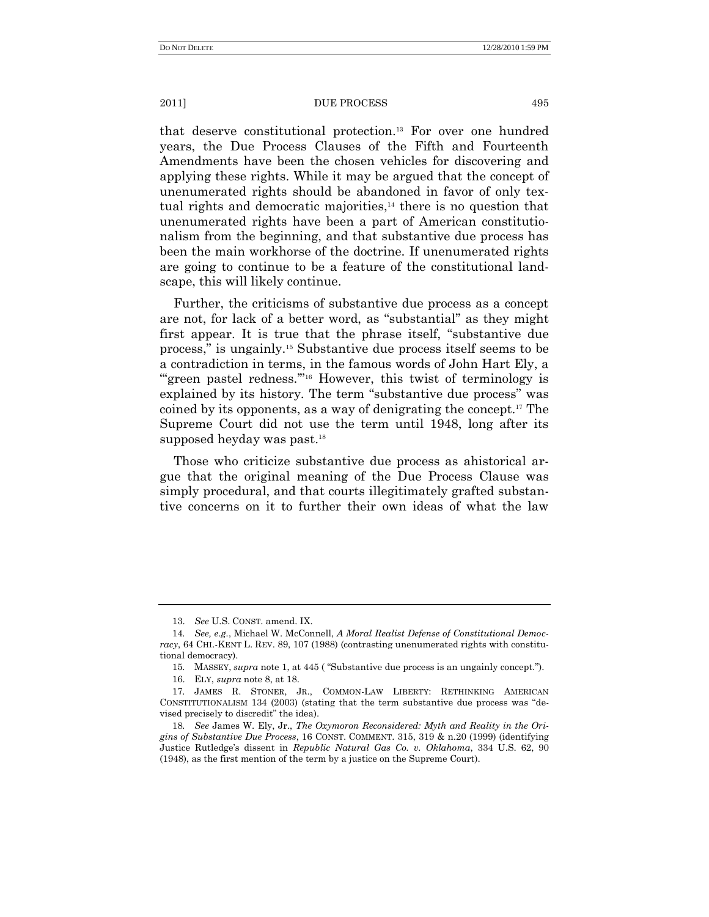that deserve constitutional protection.[13] For over one hundred years, the Due Process Clauses of the Fifth and Fourteenth Amendments have been the chosen vehicles for discovering and applying these rights. While it may be argued that the concept of unenumerated rights should be abandoned in favor of only textual rights and democratic majorities,[14] there is no question that unenumerated rights have been a part of American constitutionalism from the beginning, and that substantive due process has been the main workhorse of the doctrine. If unenumerated rights are going to continue to be a feature of the constitutional landscape, this will likely continue.

Further, the criticisms of substantive due process as a concept are not, for lack of a better word, as "substantial" as they might first appear. It is true that the phrase itself, "substantive due process," is ungainly.[15] Substantive due process itself seems to be a contradiction in terms, in the famous words of John Hart Ely, a "'green pastel redness.'"[16] However, this twist of terminology is explained by its history. The term "substantive due process" was coined by its opponents, as a way of denigrating the concept.[17] The Supreme Court did not use the term until 1948, long after its supposed heyday was past.[18]

Those who criticize substantive due process as ahistorical argue that the original meaning of the Due Process Clause was simply procedural, and that courts illegitimately grafted substantive concerns on it to further their own ideas of what the law

---

13. *See* U.S. CONST. amend. IX.

14. *See, e.g.*, Michael W. McConnell, *A Moral Realist Defense of Constitutional Democracy*, 64 CHI.-KENT L. REV. 89, 107 (1988) (contrasting unenumerated rights with constitutional democracy).

15. MASSEY, *supra* note 1, at 445 ( "Substantive due process is an ungainly concept.").

16. ELY, *supra* note 8, at 18.

17. JAMES R. STONER, JR., COMMON-LAW LIBERTY: RETHINKING AMERICAN CONSTITUTIONALISM 134 (2003) (stating that the term substantive due process was "devised precisely to discredit" the idea).

18. *See* James W. Ely, Jr., *The Oxymoron Reconsidered: Myth and Reality in the Origins of Substantive Due Process*, 16 CONST. COMMENT. 315, 319 & n.20 (1999) (identifying Justice Rutledge's dissent in *Republic Natural Gas Co. v. Oklahoma*, 334 U.S. 62, 90 (1948), as the first mention of the term by a justice on the Supreme Court).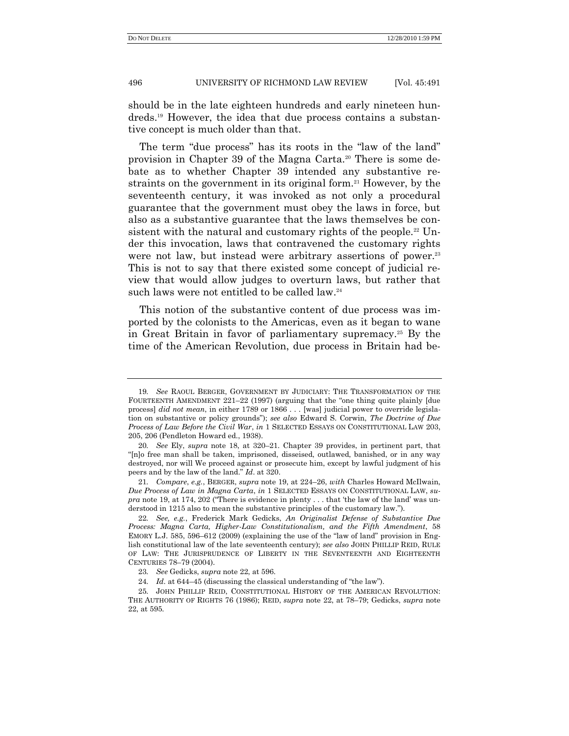should be in the late eighteen hundreds and early nineteen hundreds.[19] However, the idea that due process contains a substantive concept is much older than that.

The term "due process" has its roots in the "law of the land" provision in Chapter 39 of the Magna Carta.[20] There is some debate as to whether Chapter 39 intended any substantive restraints on the government in its original form.[21] However, by the seventeenth century, it was invoked as not only a procedural guarantee that the government must obey the laws in force, but also as a substantive guarantee that the laws themselves be consistent with the natural and customary rights of the people.[22] Under this invocation, laws that contravened the customary rights were not law, but instead were arbitrary assertions of power.[23] This is not to say that there existed some concept of judicial review that would allow judges to overturn laws, but rather that such laws were not entitled to be called law.[24]

This notion of the substantive content of due process was imported by the colonists to the Americas, even as it began to wane in Great Britain in favor of parliamentary supremacy.[25] By the time of the American Revolution, due process in Britain had be-

---

19. *See* RAOUL BERGER, GOVERNMENT BY JUDICIARY: THE TRANSFORMATION OF THE FOURTEENTH AMENDMENT 221–22 (1997) (arguing that the "one thing quite plainly [due process] *did not mean*, in either 1789 or 1866 . . . [was] judicial power to override legislation on substantive or policy grounds"); *see also* Edward S. Corwin, *The Doctrine of Due Process of Law Before the Civil War*, *in* 1 SELECTED ESSAYS ON CONSTITUTIONAL LAW 203, 205, 206 (Pendleton Howard ed., 1938).

20. *See* Ely, *supra* note 18, at 320–21. Chapter 39 provides, in pertinent part, that "[n]o free man shall be taken, imprisoned, disseised, outlawed, banished, or in any way destroyed, nor will We proceed against or prosecute him, except by lawful judgment of his peers and by the law of the land." *Id*. at 320.

21. *Compare*, *e.g.*, BERGER, *supra* note 19, at 224–26, *with* Charles Howard McIlwain, *Due Process of Law in Magna Carta*, *in* 1 SELECTED ESSAYS ON CONSTITUTIONAL LAW, *supra* note 19, at 174, 202 ("There is evidence in plenty . . . that 'the law of the land' was understood in 1215 also to mean the substantive principles of the customary law.").

22. *See, e.g.*, Frederick Mark Gedicks, *An Originalist Defense of Substantive Due Process: Magna Carta, Higher-Law Constitutionalism, and the Fifth Amendment*, 58 EMORY L.J. 585, 596–612 (2009) (explaining the use of the "law of land" provision in English constitutional law of the late seventeenth century); *see also* JOHN PHILLIP REID, RULE OF LAW: THE JURISPRUDENCE OF LIBERTY IN THE SEVENTEENTH AND EIGHTEENTH CENTURIES 78–79 (2004).

23. *See* Gedicks, *supra* note 22, at 596.

24. *Id*. at 644–45 (discussing the classical understanding of "the law").

25. JOHN PHILLIP REID, CONSTITUTIONAL HISTORY OF THE AMERICAN REVOLUTION: THE AUTHORITY OF RIGHTS 76 (1986); REID, *supra* note 22, at 78–79; Gedicks, *supra* note 22, at 595.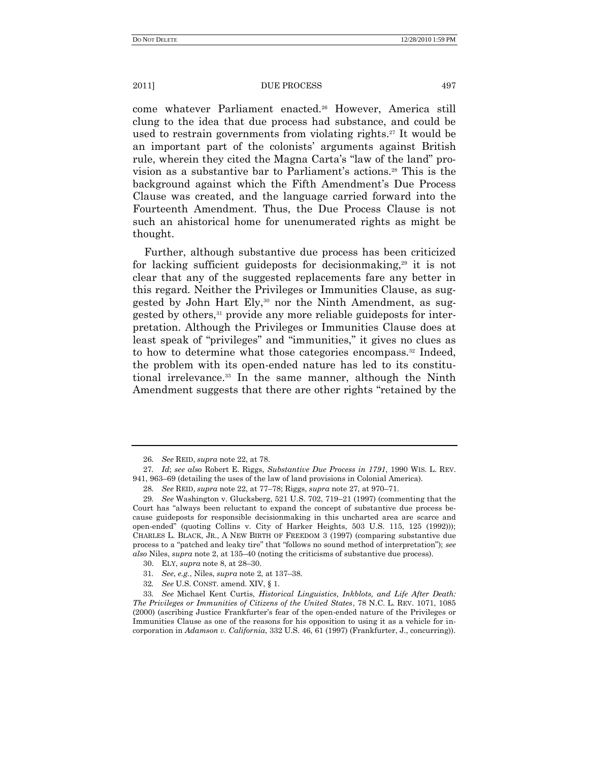come whatever Parliament enacted.[26] However, America still clung to the idea that due process had substance, and could be used to restrain governments from violating rights.[27] It would be an important part of the colonists' arguments against British rule, wherein they cited the Magna Carta's "law of the land" provision as a substantive bar to Parliament's actions.[28] This is the background against which the Fifth Amendment's Due Process Clause was created, and the language carried forward into the Fourteenth Amendment. Thus, the Due Process Clause is not such an ahistorical home for unenumerated rights as might be thought.

Further, although substantive due process has been criticized for lacking sufficient guideposts for decisionmaking,[29] it is not clear that any of the suggested replacements fare any better in this regard. Neither the Privileges or Immunities Clause, as suggested by John Hart Ely,[30] nor the Ninth Amendment, as suggested by others,[31] provide any more reliable guideposts for interpretation. Although the Privileges or Immunities Clause does at least speak of "privileges" and "immunities," it gives no clues as to how to determine what those categories encompass.[32] Indeed, the problem with its open-ended nature has led to its constitutional irrelevance.[33] In the same manner, although the Ninth Amendment suggests that there are other rights "retained by the

---

26. *See* REID, *supra* note 22, at 78.

27. *Id*; *see also* Robert E. Riggs, *Substantive Due Process in 1791*, 1990 WIS. L. REV. 941, 963–69 (detailing the uses of the law of land provisions in Colonial America).

28. *See* REID, *supra* note 22, at 77–78; Riggs, *supra* note 27, at 970–71.

29. *See* Washington v. Glucksberg, 521 U.S. 702, 719–21 (1997) (commenting that the Court has "always been reluctant to expand the concept of substantive due process because guideposts for responsible decisionmaking in this uncharted area are scarce and open-ended" (quoting Collins v. City of Harker Heights, 503 U.S. 115, 125 (1992))); CHARLES L. BLACK, JR., A NEW BIRTH OF FREEDOM 3 (1997) (comparing substantive due process to a "patched and leaky tire" that "follows no sound method of interpretation"); *see also* Niles, *supra* note 2, at 135–40 (noting the criticisms of substantive due process).

30. ELY, *supra* note 8, at 28–30.

31. *See, e.g.*, Niles, *supra* note 2, at 137–38.

32. *See* U.S. CONST. amend. XIV, § 1.

33. *See* Michael Kent Curtis, *Historical Linguistics, Inkblots, and Life After Death: The Privileges or Immunities of Citizens of the United States*, 78 N.C. L. REV. 1071, 1085 (2000) (ascribing Justice Frankfurter's fear of the open-ended nature of the Privileges or Immunities Clause as one of the reasons for his opposition to using it as a vehicle for incorporation in *Adamson v. California*, 332 U.S. 46, 61 (1997) (Frankfurter, J., concurring)).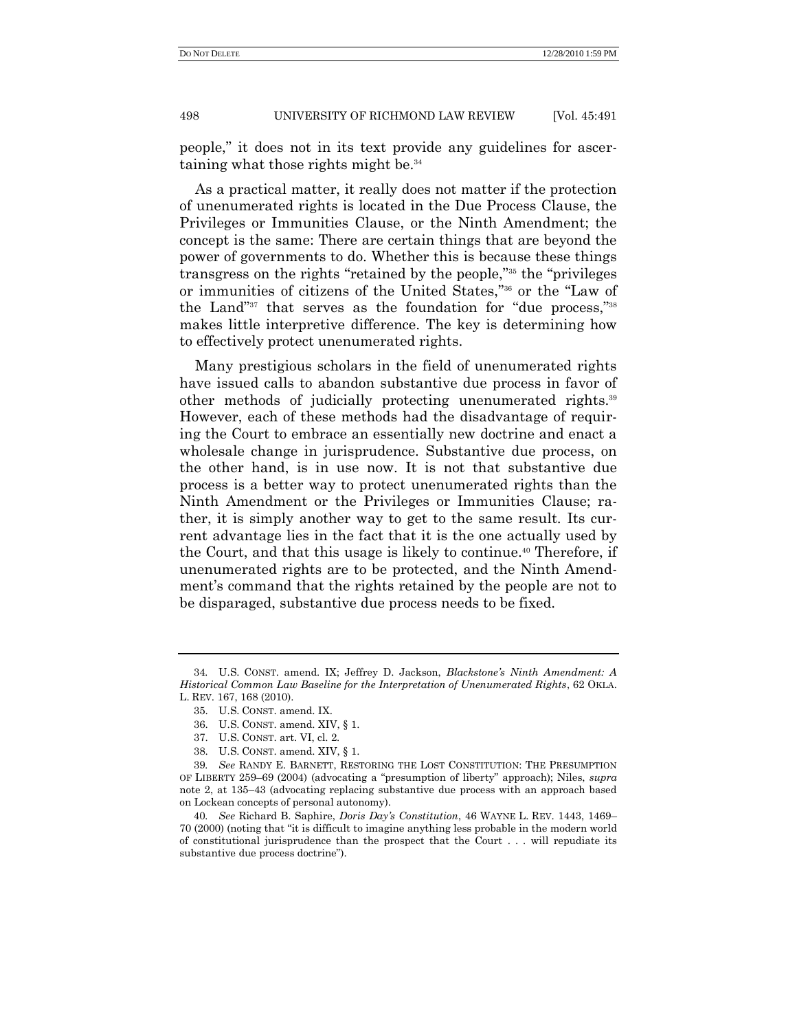people," it does not in its text provide any guidelines for ascertaining what those rights might be.[34]

As a practical matter, it really does not matter if the protection of unenumerated rights is located in the Due Process Clause, the Privileges or Immunities Clause, or the Ninth Amendment; the concept is the same: There are certain things that are beyond the power of governments to do. Whether this is because these things transgress on the rights "retained by the people,"[35] the "privileges or immunities of citizens of the United States,"[36] or the "Law of the Land"[37] that serves as the foundation for "due process,"[38] makes little interpretive difference. The key is determining how to effectively protect unenumerated rights.

Many prestigious scholars in the field of unenumerated rights have issued calls to abandon substantive due process in favor of other methods of judicially protecting unenumerated rights.[39] However, each of these methods had the disadvantage of requiring the Court to embrace an essentially new doctrine and enact a wholesale change in jurisprudence. Substantive due process, on the other hand, is in use now. It is not that substantive due process is a better way to protect unenumerated rights than the Ninth Amendment or the Privileges or Immunities Clause; rather, it is simply another way to get to the same result. Its current advantage lies in the fact that it is the one actually used by the Court, and that this usage is likely to continue.[40] Therefore, if unenumerated rights are to be protected, and the Ninth Amendment's command that the rights retained by the people are not to be disparaged, substantive due process needs to be fixed.

---

34. U.S. CONST. amend. IX; Jeffrey D. Jackson, *Blackstone's Ninth Amendment: A Historical Common Law Baseline for the Interpretation of Unenumerated Rights*, 62 OKLA. L. REV. 167, 168 (2010).

35. U.S. CONST. amend. IX.

36. U.S. CONST. amend. XIV, § 1.

37. U.S. CONST. art. VI, cl. 2.

38. U.S. CONST. amend. XIV, § 1.

39. *See* RANDY E. BARNETT, RESTORING THE LOST CONSTITUTION: THE PRESUMPTION OF LIBERTY 259–69 (2004) (advocating a "presumption of liberty" approach); Niles, *supra* note 2, at 135–43 (advocating replacing substantive due process with an approach based on Lockean concepts of personal autonomy).

40. *See* Richard B. Saphire, *Doris Day's Constitution*, 46 WAYNE L. REV. 1443, 1469–70 (2000) (noting that "it is difficult to imagine anything less probable in the modern world of constitutional jurisprudence than the prospect that the Court . . . will repudiate its substantive due process doctrine").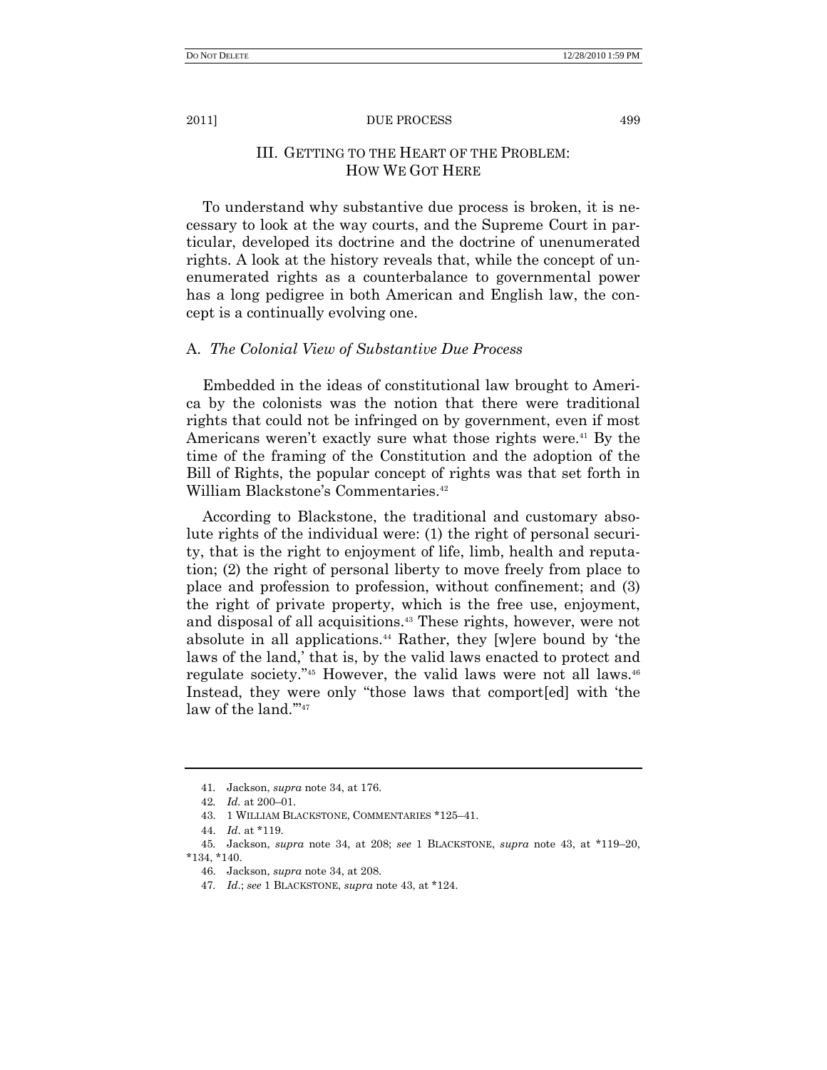## III. GETTING TO THE HEART OF THE PROBLEM: HOW WE GOT HERE

To understand why substantive due process is broken, it is necessary to look at the way courts, and the Supreme Court in particular, developed its doctrine and the doctrine of unenumerated rights. A look at the history reveals that, while the concept of unenumerated rights as a counterbalance to governmental power has a long pedigree in both American and English law, the concept is a continually evolving one.

### A. *The Colonial View of Substantive Due Process*

Embedded in the ideas of constitutional law brought to America by the colonists was the notion that there were traditional rights that could not be infringed on by government, even if most Americans weren't exactly sure what those rights were.[41] By the time of the framing of the Constitution and the adoption of the Bill of Rights, the popular concept of rights was that set forth in William Blackstone's Commentaries.[42]

According to Blackstone, the traditional and customary absolute rights of the individual were: (1) the right of personal security, that is the right to enjoyment of life, limb, health and reputation; (2) the right of personal liberty to move freely from place to place and profession to profession, without confinement; and (3) the right of private property, which is the free use, enjoyment, and disposal of all acquisitions.[43] These rights, however, were not absolute in all applications.[44] Rather, they [w]ere bound by 'the laws of the land,' that is, by the valid laws enacted to protect and regulate society."[45] However, the valid laws were not all laws.[46] Instead, they were only "those laws that comport[ed] with 'the law of the land.'"[47]

---

41. Jackson, *supra* note 34, at 176.

42. *Id.* at 200–01.

43. 1 WILLIAM BLACKSTONE, COMMENTARIES *125–41.

44. *Id*. at *119.

45. Jackson, *supra* note 34, at 208; *see* 1 BLACKSTONE, *supra* note 43, at *119–20, *134, *140.

46. Jackson, *supra* note 34, at 208.

47. *Id*.; *see* 1 BLACKSTONE, *supra* note 43, at *124.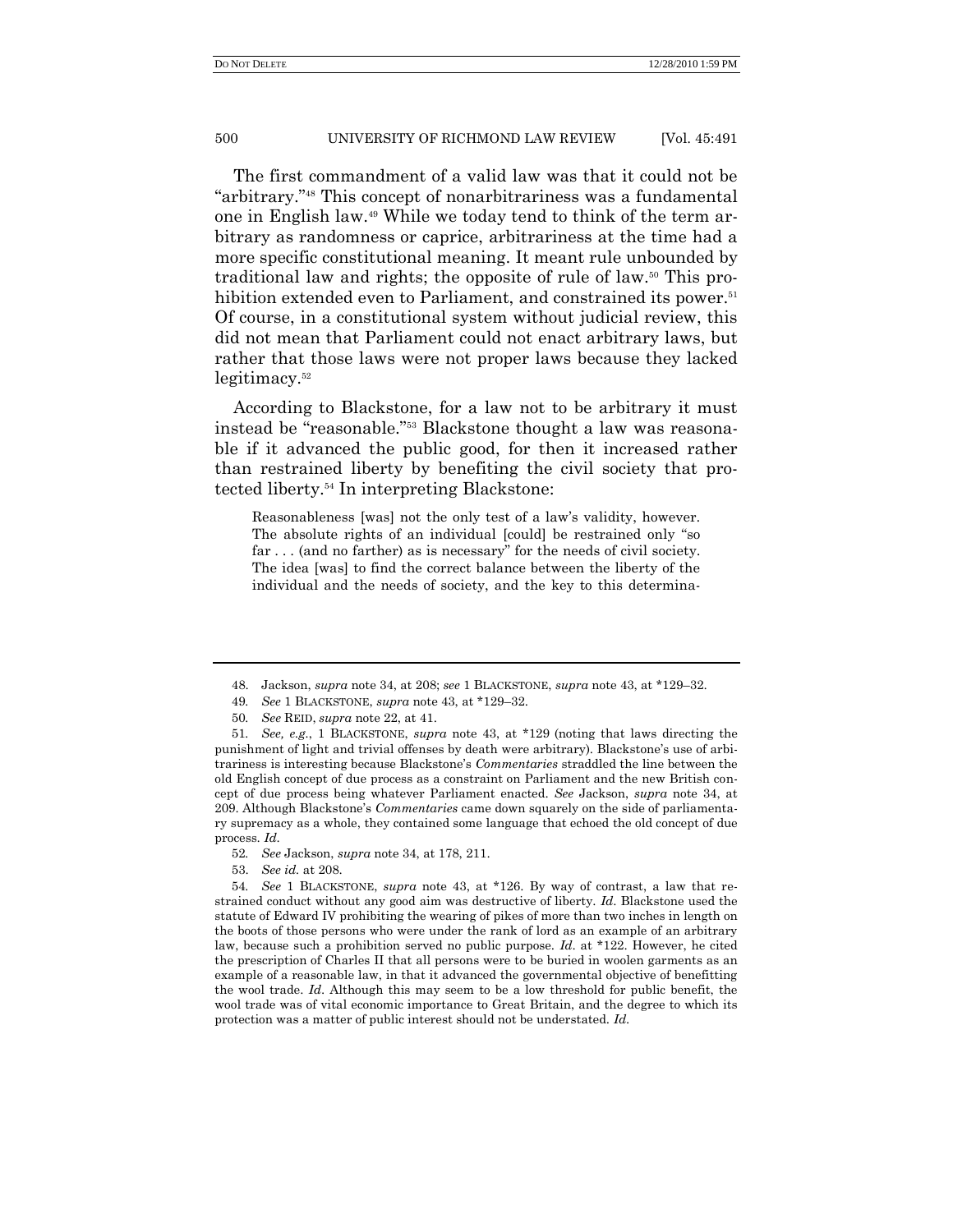The first commandment of a valid law was that it could not be "arbitrary."[48] This concept of nonarbitrariness was a fundamental one in English law.[49] While we today tend to think of the term arbitrary as randomness or caprice, arbitrariness at the time had a more specific constitutional meaning. It meant rule unbounded by traditional law and rights; the opposite of rule of law.[50] This prohibition extended even to Parliament, and constrained its power.[51] Of course, in a constitutional system without judicial review, this did not mean that Parliament could not enact arbitrary laws, but rather that those laws were not proper laws because they lacked legitimacy.[52]

According to Blackstone, for a law not to be arbitrary it must instead be "reasonable."[53] Blackstone thought a law was reasonable if it advanced the public good, for then it increased rather than restrained liberty by benefiting the civil society that protected liberty.[54] In interpreting Blackstone:

> Reasonableness [was] not the only test of a law's validity, however. The absolute rights of an individual [could] be restrained only "so far . . . (and no farther) as is necessary" for the needs of civil society. The idea [was] to find the correct balance between the liberty of the individual and the needs of society, and the key to this determina-

---

48. Jackson, *supra* note 34, at 208; *see* 1 BLACKSTONE, *supra* note 43, at *129–32.

49. *See* 1 BLACKSTONE, *supra* note 43, at *129–32.

50. *See* REID, *supra* note 22, at 41.

51. *See, e.g.*, 1 BLACKSTONE, *supra* note 43, at *129 (noting that laws directing the punishment of light and trivial offenses by death were arbitrary). Blackstone's use of arbitrariness is interesting because Blackstone's *Commentaries* straddled the line between the old English concept of due process as a constraint on Parliament and the new British concept of due process being whatever Parliament enacted. *See* Jackson, *supra* note 34, at 209. Although Blackstone's *Commentaries* came down squarely on the side of parliamentary supremacy as a whole, they contained some language that echoed the old concept of due process. *Id.*

52. *See* Jackson, *supra* note 34, at 178, 211.

53. *See id.* at 208.

54. *See* 1 BLACKSTONE, *supra* note 43, at *126. By way of contrast, a law that restrained conduct without any good aim was destructive of liberty. *Id.* Blackstone used the statute of Edward IV prohibiting the wearing of pikes of more than two inches in length on the boots of those persons who were under the rank of lord as an example of an arbitrary law, because such a prohibition served no public purpose. *Id.* at *122. However, he cited the prescription of Charles II that all persons were to be buried in woolen garments as an example of a reasonable law, in that it advanced the governmental objective of benefitting the wool trade. *Id.* Although this may seem to be a low threshold for public benefit, the wool trade was of vital economic importance to Great Britain, and the degree to which its protection was a matter of public interest should not be understated. *Id.*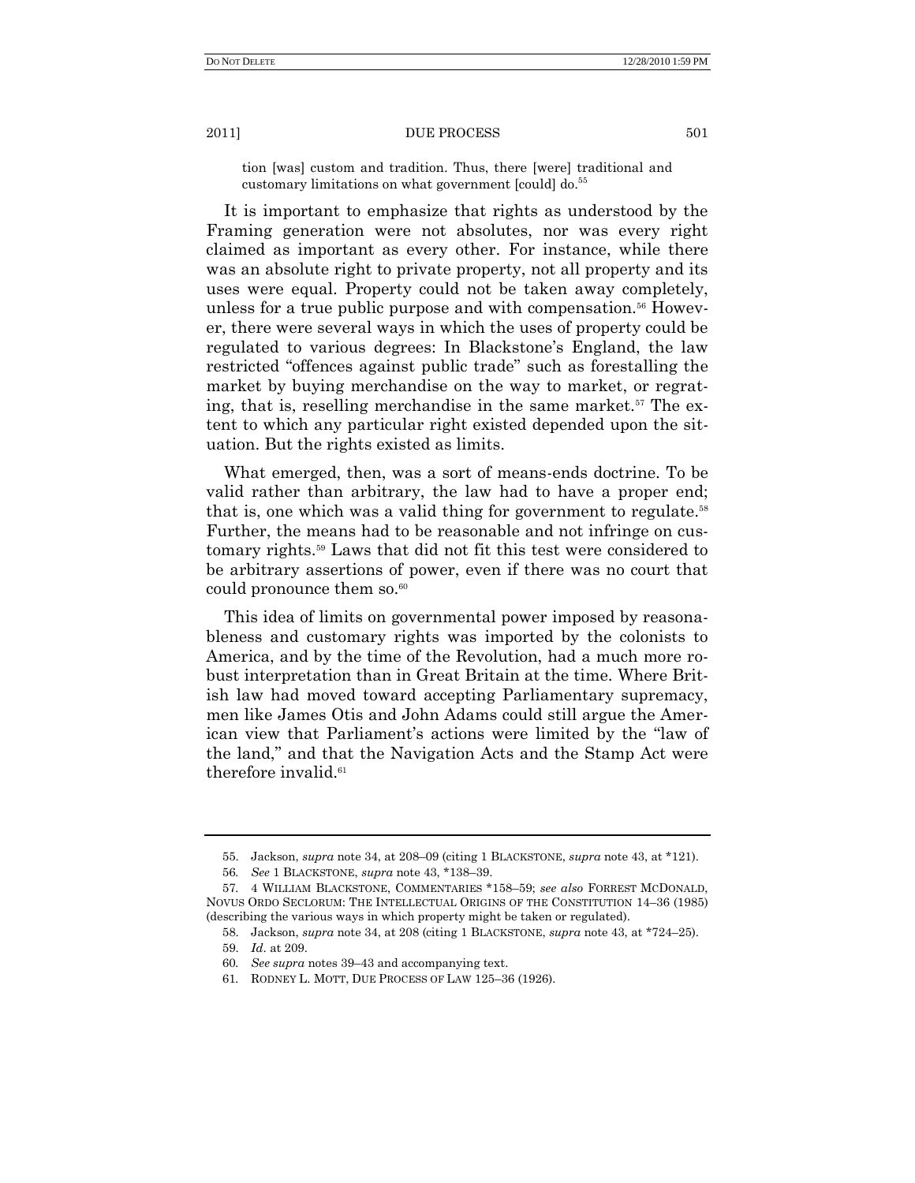> tion [was] custom and tradition. Thus, there [were] traditional and customary limitations on what government [could] do.[55]

It is important to emphasize that rights as understood by the Framing generation were not absolutes, nor was every right claimed as important as every other. For instance, while there was an absolute right to private property, not all property and its uses were equal. Property could not be taken away completely, unless for a true public purpose and with compensation.[56] However, there were several ways in which the uses of property could be regulated to various degrees: In Blackstone's England, the law restricted "offences against public trade" such as forestalling the market by buying merchandise on the way to market, or regrating, that is, reselling merchandise in the same market.[57] The extent to which any particular right existed depended upon the situation. But the rights existed as limits.

What emerged, then, was a sort of means-ends doctrine. To be valid rather than arbitrary, the law had to have a proper end; that is, one which was a valid thing for government to regulate.[58] Further, the means had to be reasonable and not infringe on customary rights.[59] Laws that did not fit this test were considered to be arbitrary assertions of power, even if there was no court that could pronounce them so.[60]

This idea of limits on governmental power imposed by reasonableness and customary rights was imported by the colonists to America, and by the time of the Revolution, had a much more robust interpretation than in Great Britain at the time. Where British law had moved toward accepting Parliamentary supremacy, men like James Otis and John Adams could still argue the American view that Parliament's actions were limited by the "law of the land," and that the Navigation Acts and the Stamp Act were therefore invalid.[61]

---

55. Jackson, *supra* note 34, at 208–09 (citing 1 BLACKSTONE, *supra* note 43, at *121).

56. *See* 1 BLACKSTONE, *supra* note 43, *138–39.

57. 4 WILLIAM BLACKSTONE, COMMENTARIES *158–59; *see also* FORREST MCDONALD, NOVUS ORDO SECLORUM: THE INTELLECTUAL ORIGINS OF THE CONSTITUTION 14–36 (1985) (describing the various ways in which property might be taken or regulated).

58. Jackson, *supra* note 34, at 208 (citing 1 BLACKSTONE, *supra* note 43, at *724–25).

59. *Id*. at 209.

60. *See supra* notes 39–43 and accompanying text.

61. RODNEY L. MOTT, DUE PROCESS OF LAW 125–36 (1926).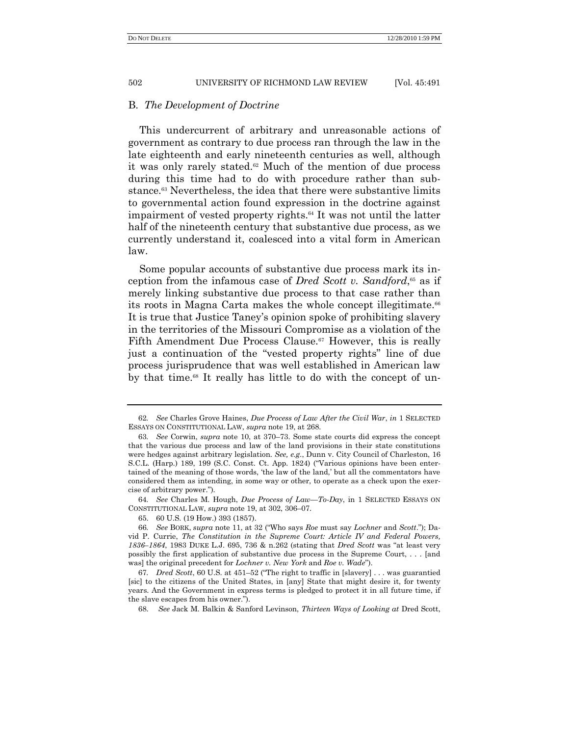## B. *The Development of Doctrine*

This undercurrent of arbitrary and unreasonable actions of government as contrary to due process ran through the law in the late eighteenth and early nineteenth centuries as well, although it was only rarely stated.[62] Much of the mention of due process during this time had to do with procedure rather than substance.[63] Nevertheless, the idea that there were substantive limits to governmental action found expression in the doctrine against impairment of vested property rights.[64] It was not until the latter half of the nineteenth century that substantive due process, as we currently understand it, coalesced into a vital form in American law.

Some popular accounts of substantive due process mark its inception from the infamous case of *Dred Scott v. Sandford*,[65] as if merely linking substantive due process to that case rather than its roots in Magna Carta makes the whole concept illegitimate.[66] It is true that Justice Taney's opinion spoke of prohibiting slavery in the territories of the Missouri Compromise as a violation of the Fifth Amendment Due Process Clause.[67] However, this is really just a continuation of the "vested property rights" line of due process jurisprudence that was well established in American law by that time.[68] It really has little to do with the concept of un-

---

62. *See* Charles Grove Haines, *Due Process of Law After the Civil War*, *in* 1 SELECTED ESSAYS ON CONSTITUTIONAL LAW, *supra* note 19, at 268.

63. *See* Corwin, *supra* note 10, at 370–73. Some state courts did express the concept that the various due process and law of the land provisions in their state constitutions were hedges against arbitrary legislation. *See, e.g.*, Dunn v. City Council of Charleston, 16 S.C.L. (Harp.) 189, 199 (S.C. Const. Ct. App. 1824) ("Various opinions have been entertained of the meaning of those words, 'the law of the land,' but all the commentators have considered them as intending, in some way or other, to operate as a check upon the exercise of arbitrary power.").

64. *See* Charles M. Hough, *Due Process of Law—To-Day*, in 1 SELECTED ESSAYS ON CONSTITUTIONAL LAW, *supra* note 19, at 302, 306–07.

65. 60 U.S. (19 How.) 393 (1857).

66. *See* BORK, *supra* note 11, at 32 ("Who says *Roe* must say *Lochner* and *Scott*."); David P. Currie, *The Constitution in the Supreme Court: Article IV and Federal Powers, 1836–1864*, 1983 DUKE L.J. 695, 736 & n.262 (stating that *Dred Scott* was "at least very possibly the first application of substantive due process in the Supreme Court, . . . [and was] the original precedent for *Lochner v. New York* and *Roe v. Wade*").

67. *Dred Scott*, 60 U.S. at 451–52 ("The right to traffic in [slavery] . . . was guarantied [sic] to the citizens of the United States, in [any] State that might desire it, for twenty years. And the Government in express terms is pledged to protect it in all future time, if the slave escapes from his owner.").

68. *See* Jack M. Balkin & Sanford Levinson, *Thirteen Ways of Looking at* Dred Scott,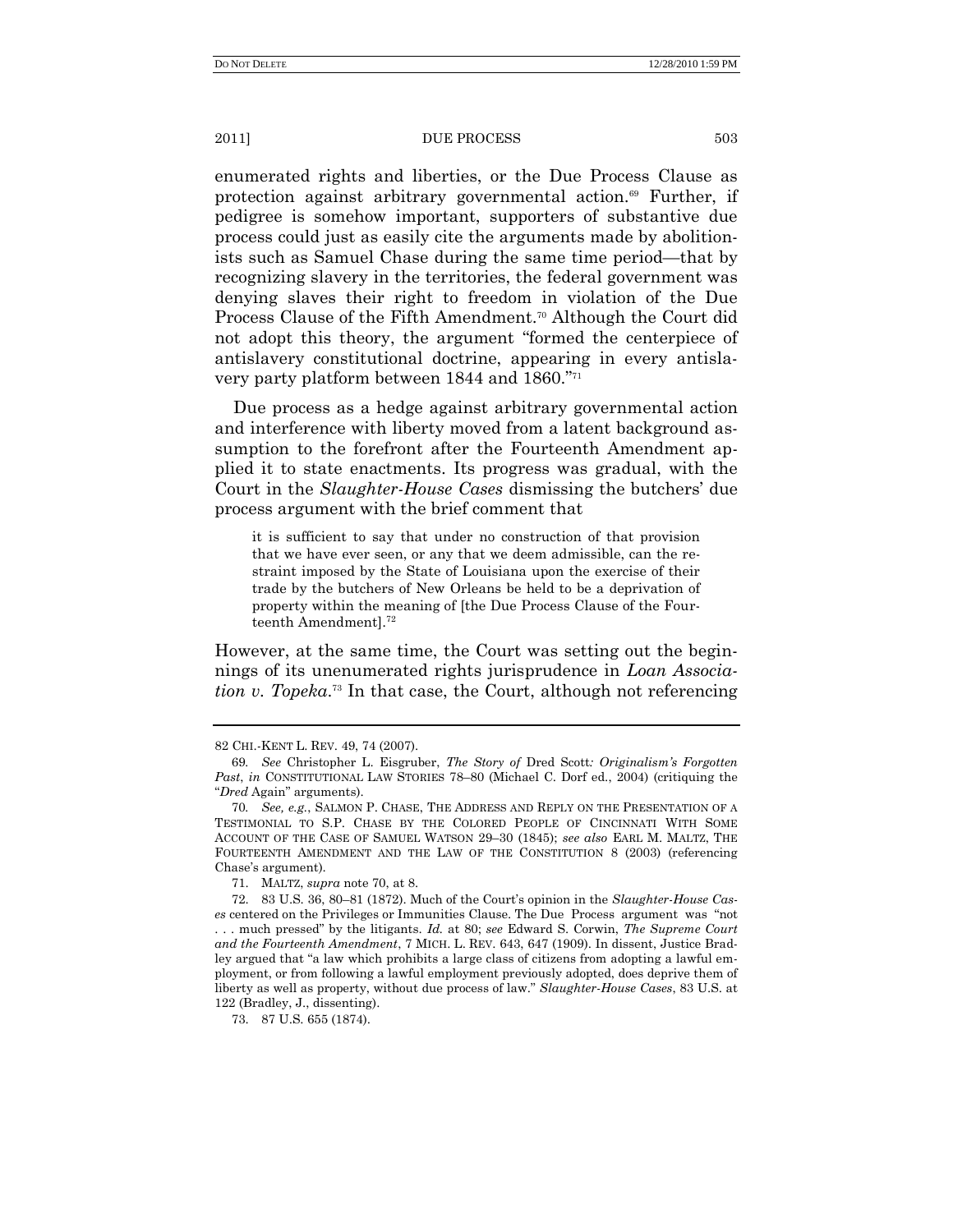enumerated rights and liberties, or the Due Process Clause as protection against arbitrary governmental action.[69] Further, if pedigree is somehow important, supporters of substantive due process could just as easily cite the arguments made by abolitionists such as Samuel Chase during the same time period—that by recognizing slavery in the territories, the federal government was denying slaves their right to freedom in violation of the Due Process Clause of the Fifth Amendment.[70] Although the Court did not adopt this theory, the argument "formed the centerpiece of antislavery constitutional doctrine, appearing in every antislavery party platform between 1844 and 1860."[71]

Due process as a hedge against arbitrary governmental action and interference with liberty moved from a latent background assumption to the forefront after the Fourteenth Amendment applied it to state enactments. Its progress was gradual, with the Court in the *Slaughter-House Cases* dismissing the butchers' due process argument with the brief comment that

> it is sufficient to say that under no construction of that provision that we have ever seen, or any that we deem admissible, can the restraint imposed by the State of Louisiana upon the exercise of their trade by the butchers of New Orleans be held to be a deprivation of property within the meaning of [the Due Process Clause of the Fourteenth Amendment].[72]

However, at the same time, the Court was setting out the beginnings of its unenumerated rights jurisprudence in *Loan Association v. Topeka*.[73] In that case, the Court, although not referencing

---

82 CHI.-KENT L. REV. 49, 74 (2007).

69. *See* Christopher L. Eisgruber, *The Story of* Dred Scott*: Originalism's Forgotten Past*, *in* CONSTITUTIONAL LAW STORIES 78–80 (Michael C. Dorf ed., 2004) (critiquing the "*Dred* Again" arguments).

70. *See, e.g.*, SALMON P. CHASE, THE ADDRESS AND REPLY ON THE PRESENTATION OF A TESTIMONIAL TO S.P. CHASE BY THE COLORED PEOPLE OF CINCINNATI WITH SOME ACCOUNT OF THE CASE OF SAMUEL WATSON 29–30 (1845); *see also* EARL M. MALTZ, THE FOURTEENTH AMENDMENT AND THE LAW OF THE CONSTITUTION 8 (2003) (referencing Chase's argument).

71. MALTZ, *supra* note 70, at 8.

72. 83 U.S. 36, 80–81 (1872). Much of the Court's opinion in the *Slaughter-House Cases* centered on the Privileges or Immunities Clause. The Due Process argument was "not . . . much pressed" by the litigants. *Id.* at 80; *see* Edward S. Corwin, *The Supreme Court and the Fourteenth Amendment*, 7 MICH. L. REV. 643, 647 (1909). In dissent, Justice Bradley argued that "a law which prohibits a large class of citizens from adopting a lawful employment, or from following a lawful employment previously adopted, does deprive them of liberty as well as property, without due process of law." *Slaughter-House Cases*, 83 U.S. at 122 (Bradley, J., dissenting).

73. 87 U.S. 655 (1874).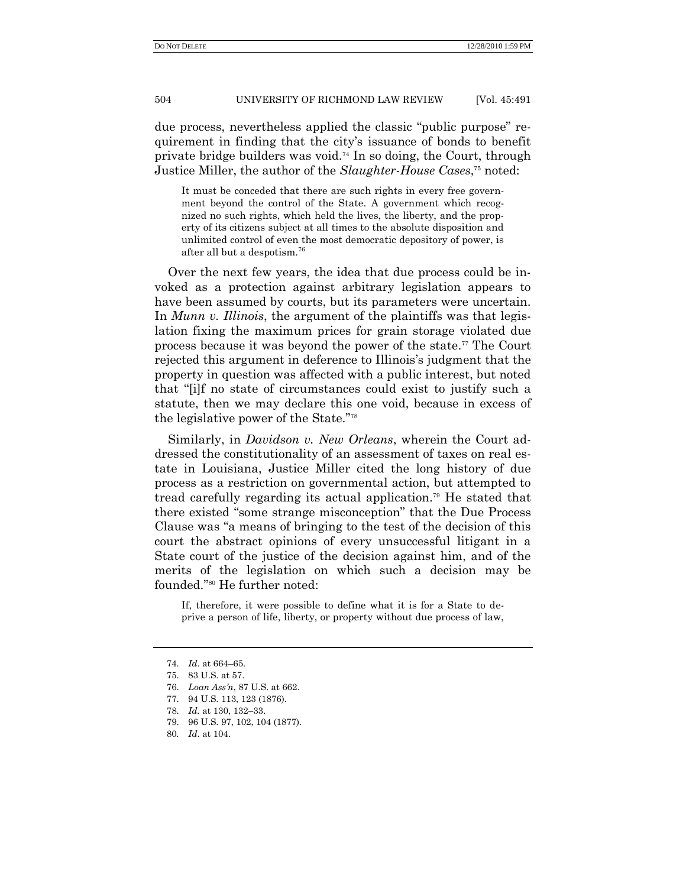due process, nevertheless applied the classic "public purpose" requirement in finding that the city's issuance of bonds to benefit private bridge builders was void.[74] In so doing, the Court, through Justice Miller, the author of the *Slaughter-House Cases*,[75] noted:

> It must be conceded that there are such rights in every free government beyond the control of the State. A government which recognized no such rights, which held the lives, the liberty, and the property of its citizens subject at all times to the absolute disposition and unlimited control of even the most democratic depository of power, is after all but a despotism.[76]

Over the next few years, the idea that due process could be invoked as a protection against arbitrary legislation appears to have been assumed by courts, but its parameters were uncertain. In *Munn v. Illinois*, the argument of the plaintiffs was that legislation fixing the maximum prices for grain storage violated due process because it was beyond the power of the state.[77] The Court rejected this argument in deference to Illinois's judgment that the property in question was affected with a public interest, but noted that "[i]f no state of circumstances could exist to justify such a statute, then we may declare this one void, because in excess of the legislative power of the State."[78]

Similarly, in *Davidson v. New Orleans*, wherein the Court addressed the constitutionality of an assessment of taxes on real estate in Louisiana, Justice Miller cited the long history of due process as a restriction on governmental action, but attempted to tread carefully regarding its actual application.[79] He stated that there existed "some strange misconception" that the Due Process Clause was "a means of bringing to the test of the decision of this court the abstract opinions of every unsuccessful litigant in a State court of the justice of the decision against him, and of the merits of the legislation on which such a decision may be founded."[80] He further noted:

> If, therefore, it were possible to define what it is for a State to deprive a person of life, liberty, or property without due process of law,

---

74. *Id.* at 664–65.
75. 83 U.S. at 57.
76. *Loan Ass'n*, 87 U.S. at 662.
77. 94 U.S. 113, 123 (1876).
78. *Id.* at 130, 132–33.
79. 96 U.S. 97, 102, 104 (1877).
80. *Id.* at 104.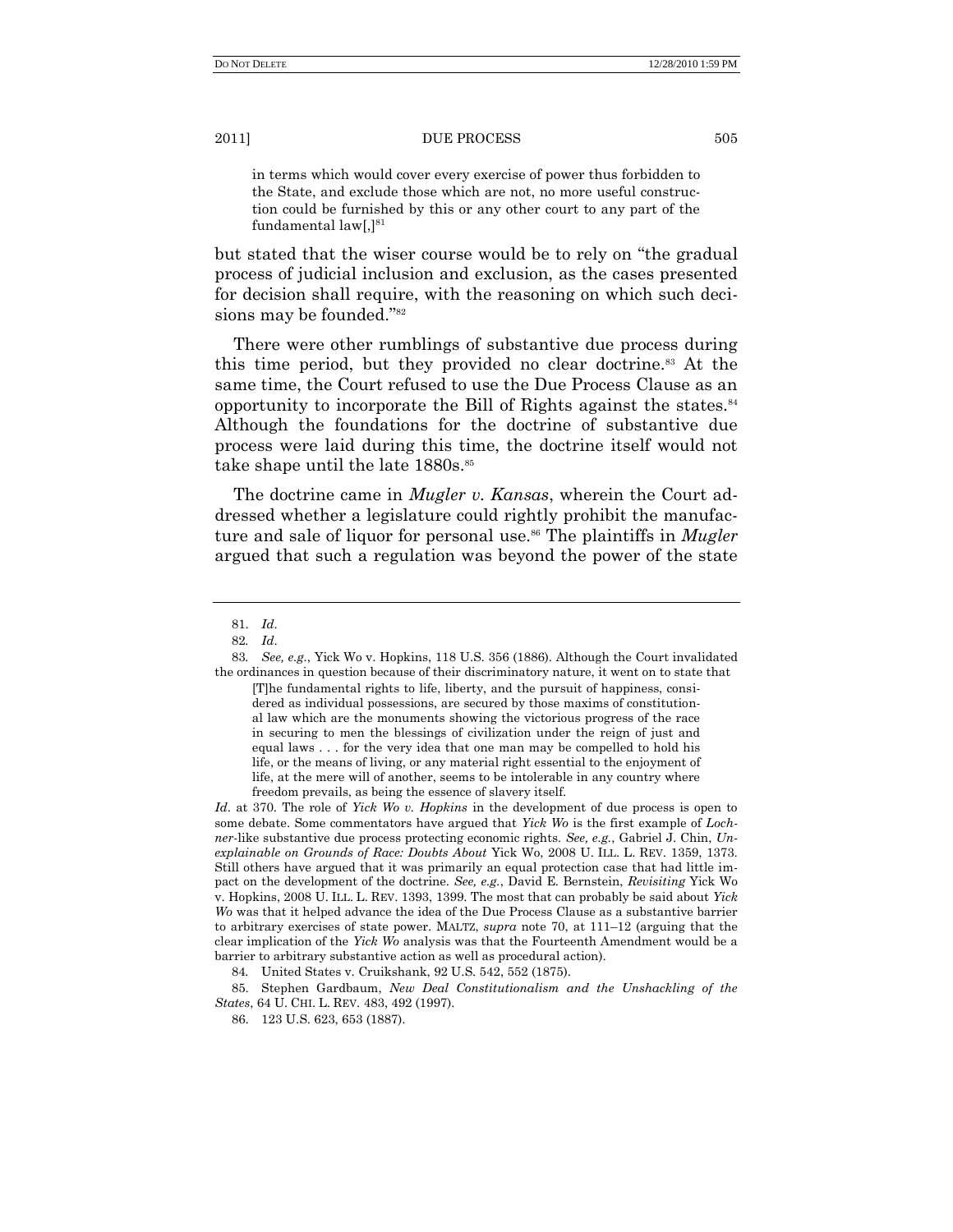> in terms which would cover every exercise of power thus forbidden to the State, and exclude those which are not, no more useful construction could be furnished by this or any other court to any part of the fundamental law[,][81]

but stated that the wiser course would be to rely on "the gradual process of judicial inclusion and exclusion, as the cases presented for decision shall require, with the reasoning on which such decisions may be founded."[82]

There were other rumblings of substantive due process during this time period, but they provided no clear doctrine.[83] At the same time, the Court refused to use the Due Process Clause as an opportunity to incorporate the Bill of Rights against the states.[84] Although the foundations for the doctrine of substantive due process were laid during this time, the doctrine itself would not take shape until the late 1880s.[85]

The doctrine came in *Mugler v. Kansas*, wherein the Court addressed whether a legislature could rightly prohibit the manufacture and sale of liquor for personal use.[86] The plaintiffs in *Mugler* argued that such a regulation was beyond the power of the state

---

81. *Id*.

82. *Id*.

83. *See, e.g.*, Yick Wo v. Hopkins, 118 U.S. 356 (1886). Although the Court invalidated the ordinances in question because of their discriminatory nature, it went on to state that

> [T]he fundamental rights to life, liberty, and the pursuit of happiness, considered as individual possessions, are secured by those maxims of constitutional law which are the monuments showing the victorious progress of the race in securing to men the blessings of civilization under the reign of just and equal laws . . . for the very idea that one man may be compelled to hold his life, or the means of living, or any material right essential to the enjoyment of life, at the mere will of another, seems to be intolerable in any country where freedom prevails, as being the essence of slavery itself.

*Id*. at 370. The role of *Yick Wo v. Hopkins* in the development of due process is open to some debate. Some commentators have argued that *Yick Wo* is the first example of *Lochner*-like substantive due process protecting economic rights. *See, e.g.*, Gabriel J. Chin, *Unexplainable on Grounds of Race: Doubts About* Yick Wo, 2008 U. ILL. L. REV. 1359, 1373. Still others have argued that it was primarily an equal protection case that had little impact on the development of the doctrine. *See, e.g.*, David E. Bernstein, *Revisiting* Yick Wo v. Hopkins, 2008 U. ILL. L. REV. 1393, 1399. The most that can probably be said about *Yick Wo* was that it helped advance the idea of the Due Process Clause as a substantive barrier to arbitrary exercises of state power. MALTZ, *supra* note 70, at 111–12 (arguing that the clear implication of the *Yick Wo* analysis was that the Fourteenth Amendment would be a barrier to arbitrary substantive action as well as procedural action).

84. United States v. Cruikshank, 92 U.S. 542, 552 (1875).

85. Stephen Gardbaum, *New Deal Constitutionalism and the Unshackling of the States*, 64 U. CHI. L. REV. 483, 492 (1997).

86. 123 U.S. 623, 653 (1887).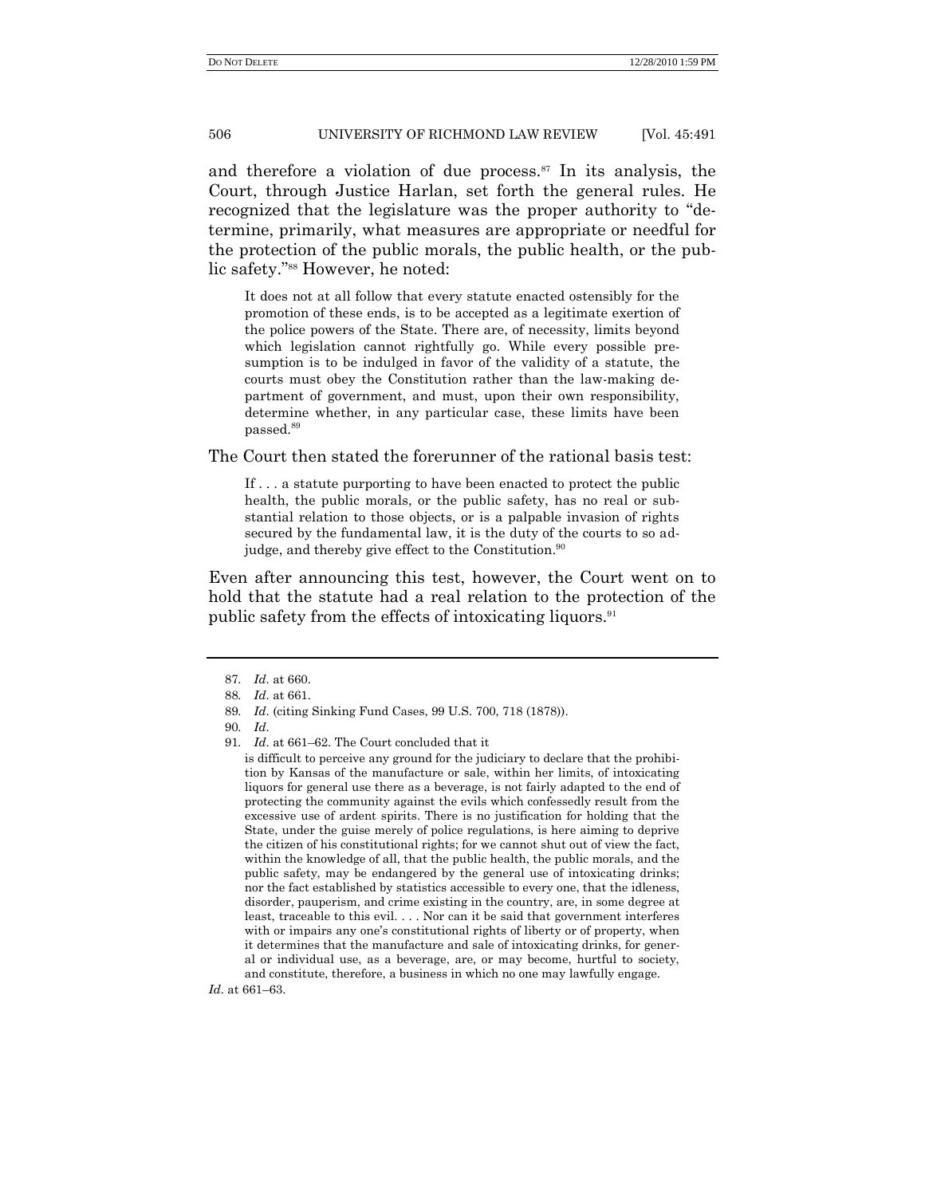and therefore a violation of due process.[87] In its analysis, the Court, through Justice Harlan, set forth the general rules. He recognized that the legislature was the proper authority to "determine, primarily, what measures are appropriate or needful for the protection of the public morals, the public health, or the public safety."[88] However, he noted:

> It does not at all follow that every statute enacted ostensibly for the promotion of these ends, is to be accepted as a legitimate exertion of the police powers of the State. There are, of necessity, limits beyond which legislation cannot rightfully go. While every possible presumption is to be indulged in favor of the validity of a statute, the courts must obey the Constitution rather than the law-making department of government, and must, upon their own responsibility, determine whether, in any particular case, these limits have been passed.[89]

The Court then stated the forerunner of the rational basis test:

> If . . . a statute purporting to have been enacted to protect the public health, the public morals, or the public safety, has no real or substantial relation to those objects, or is a palpable invasion of rights secured by the fundamental law, it is the duty of the courts to so adjudge, and thereby give effect to the Constitution.[90]

Even after announcing this test, however, the Court went on to hold that the statute had a real relation to the protection of the public safety from the effects of intoxicating liquors.[91]

---

87. *Id*. at 660.

88. *Id*. at 661.

89. *Id*. (citing Sinking Fund Cases, 99 U.S. 700, 718 (1878)).

90. *Id*.

91. *Id*. at 661–62. The Court concluded that it

> is difficult to perceive any ground for the judiciary to declare that the prohibition by Kansas of the manufacture or sale, within her limits, of intoxicating liquors for general use there as a beverage, is not fairly adapted to the end of protecting the community against the evils which confessedly result from the excessive use of ardent spirits. There is no justification for holding that the State, under the guise merely of police regulations, is here aiming to deprive the citizen of his constitutional rights; for we cannot shut out of view the fact, within the knowledge of all, that the public health, the public morals, and the public safety, may be endangered by the general use of intoxicating drinks; nor the fact established by statistics accessible to every one, that the idleness, disorder, pauperism, and crime existing in the country, are, in some degree at least, traceable to this evil. . . . Nor can it be said that government interferes with or impairs any one's constitutional rights of liberty or of property, when it determines that the manufacture and sale of intoxicating drinks, for general or individual use, as a beverage, are, or may become, hurtful to society, and constitute, therefore, a business in which no one may lawfully engage.

*Id*. at 661–63.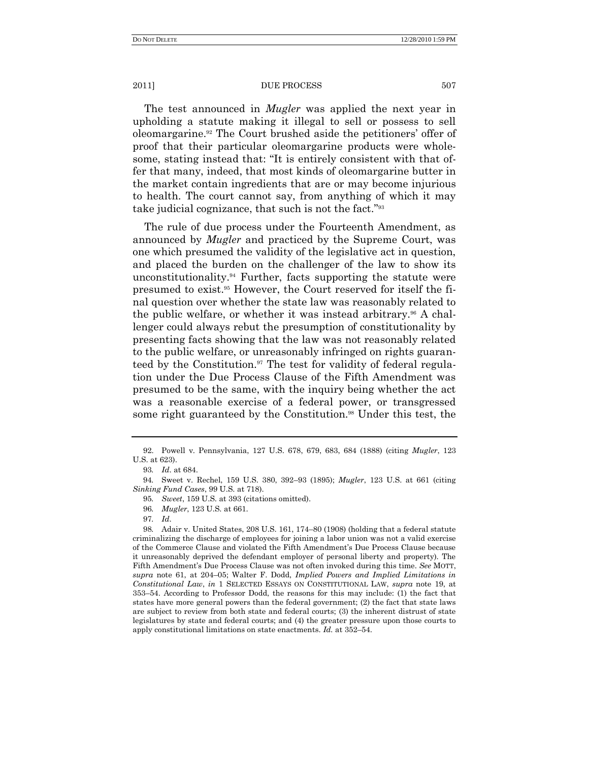The test announced in *Mugler* was applied the next year in upholding a statute making it illegal to sell or possess to sell oleomargarine.[92] The Court brushed aside the petitioners' offer of proof that their particular oleomargarine products were wholesome, stating instead that: "It is entirely consistent with that offer that many, indeed, that most kinds of oleomargarine butter in the market contain ingredients that are or may become injurious to health. The court cannot say, from anything of which it may take judicial cognizance, that such is not the fact."[93]

The rule of due process under the Fourteenth Amendment, as announced by *Mugler* and practiced by the Supreme Court, was one which presumed the validity of the legislative act in question, and placed the burden on the challenger of the law to show its unconstitutionality.[94] Further, facts supporting the statute were presumed to exist.[95] However, the Court reserved for itself the final question over whether the state law was reasonably related to the public welfare, or whether it was instead arbitrary.[96] A challenger could always rebut the presumption of constitutionality by presenting facts showing that the law was not reasonably related to the public welfare, or unreasonably infringed on rights guaranteed by the Constitution.[97] The test for validity of federal regulation under the Due Process Clause of the Fifth Amendment was presumed to be the same, with the inquiry being whether the act was a reasonable exercise of a federal power, or transgressed some right guaranteed by the Constitution.[98] Under this test, the

---

92. Powell v. Pennsylvania, 127 U.S. 678, 679, 683, 684 (1888) (citing *Mugler*, 123 U.S. at 623).

93. *Id*. at 684.

94. Sweet v. Rechel, 159 U.S. 380, 392–93 (1895); *Mugler*, 123 U.S. at 661 (citing *Sinking Fund Cases*, 99 U.S. at 718).

95. *Sweet*, 159 U.S. at 393 (citations omitted).

96. *Mugler*, 123 U.S. at 661.

97. *Id*.

98. Adair v. United States, 208 U.S. 161, 174–80 (1908) (holding that a federal statute criminalizing the discharge of employees for joining a labor union was not a valid exercise of the Commerce Clause and violated the Fifth Amendment's Due Process Clause because it unreasonably deprived the defendant employer of personal liberty and property). The Fifth Amendment's Due Process Clause was not often invoked during this time. *See* MOTT, *supra* note 61, at 204–05; Walter F. Dodd, *Implied Powers and Implied Limitations in Constitutional Law*, *in* 1 SELECTED ESSAYS ON CONSTITUTIONAL LAW, *supra* note 19, at 353–54. According to Professor Dodd, the reasons for this may include: (1) the fact that states have more general powers than the federal government; (2) the fact that state laws are subject to review from both state and federal courts; (3) the inherent distrust of state legislatures by state and federal courts; and (4) the greater pressure upon those courts to apply constitutional limitations on state enactments. *Id.* at 352–54.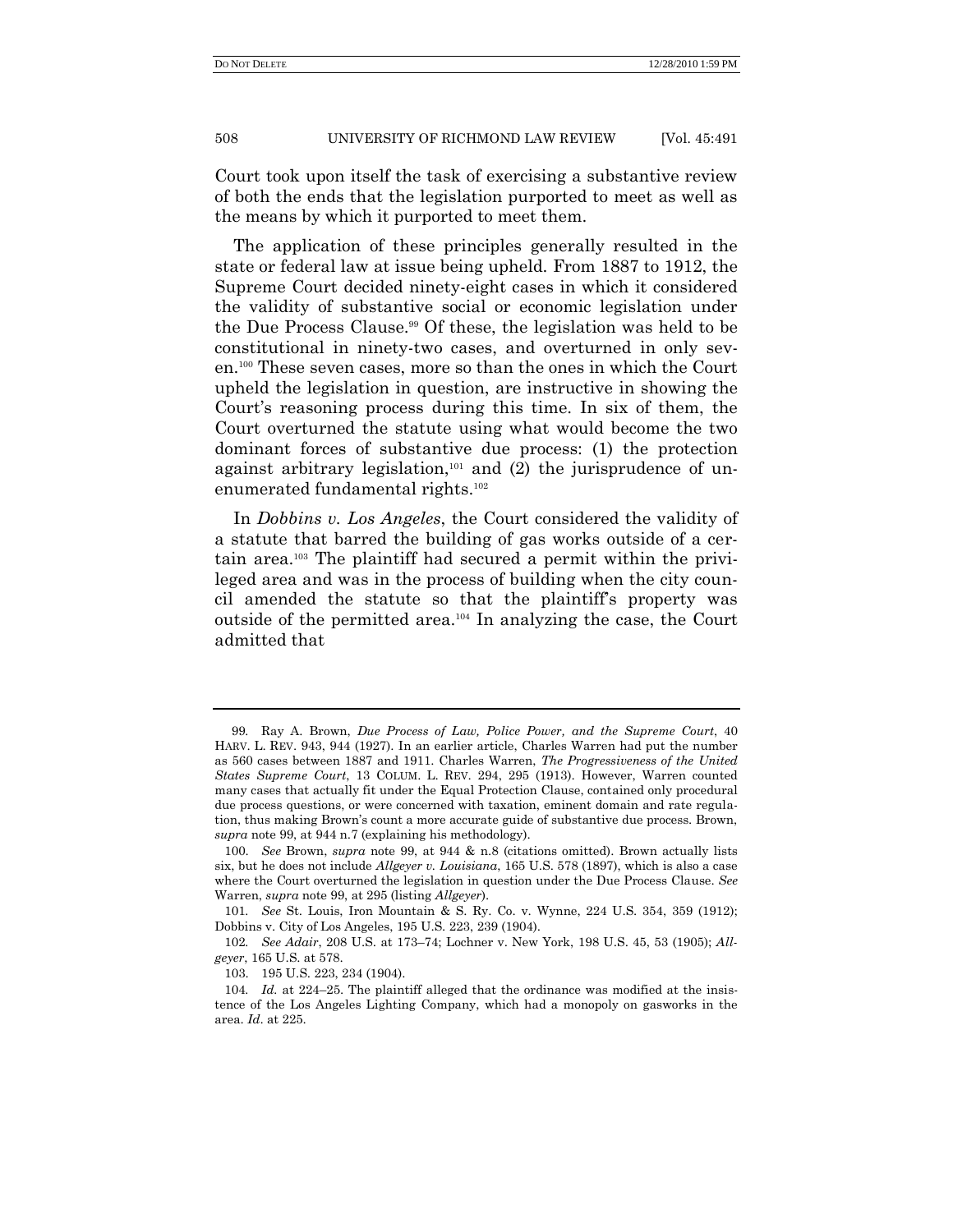Court took upon itself the task of exercising a substantive review of both the ends that the legislation purported to meet as well as the means by which it purported to meet them.

The application of these principles generally resulted in the state or federal law at issue being upheld. From 1887 to 1912, the Supreme Court decided ninety-eight cases in which it considered the validity of substantive social or economic legislation under the Due Process Clause.[99] Of these, the legislation was held to be constitutional in ninety-two cases, and overturned in only seven.[100] These seven cases, more so than the ones in which the Court upheld the legislation in question, are instructive in showing the Court's reasoning process during this time. In six of them, the Court overturned the statute using what would become the two dominant forces of substantive due process: (1) the protection against arbitrary legislation,[101] and (2) the jurisprudence of unenumerated fundamental rights.[102]

In *Dobbins v. Los Angeles*, the Court considered the validity of a statute that barred the building of gas works outside of a certain area.[103] The plaintiff had secured a permit within the privileged area and was in the process of building when the city council amended the statute so that the plaintiff's property was outside of the permitted area.[104] In analyzing the case, the Court admitted that

---

99. Ray A. Brown, *Due Process of Law, Police Power, and the Supreme Court*, 40 HARV. L. REV. 943, 944 (1927). In an earlier article, Charles Warren had put the number as 560 cases between 1887 and 1911. Charles Warren, *The Progressiveness of the United States Supreme Court*, 13 COLUM. L. REV. 294, 295 (1913). However, Warren counted many cases that actually fit under the Equal Protection Clause, contained only procedural due process questions, or were concerned with taxation, eminent domain and rate regulation, thus making Brown's count a more accurate guide of substantive due process. Brown, *supra* note 99, at 944 n.7 (explaining his methodology).

100. *See* Brown, *supra* note 99, at 944 & n.8 (citations omitted). Brown actually lists six, but he does not include *Allgeyer v. Louisiana*, 165 U.S. 578 (1897), which is also a case where the Court overturned the legislation in question under the Due Process Clause. *See* Warren, *supra* note 99, at 295 (listing *Allgeyer*).

101. *See* St. Louis, Iron Mountain & S. Ry. Co. v. Wynne, 224 U.S. 354, 359 (1912); Dobbins v. City of Los Angeles, 195 U.S. 223, 239 (1904).

102. *See Adair*, 208 U.S. at 173–74; Lochner v. New York, 198 U.S. 45, 53 (1905); *Allgeyer*, 165 U.S. at 578.

103. 195 U.S. 223, 234 (1904).

104. *Id.* at 224–25. The plaintiff alleged that the ordinance was modified at the insistence of the Los Angeles Lighting Company, which had a monopoly on gasworks in the area. *Id*. at 225.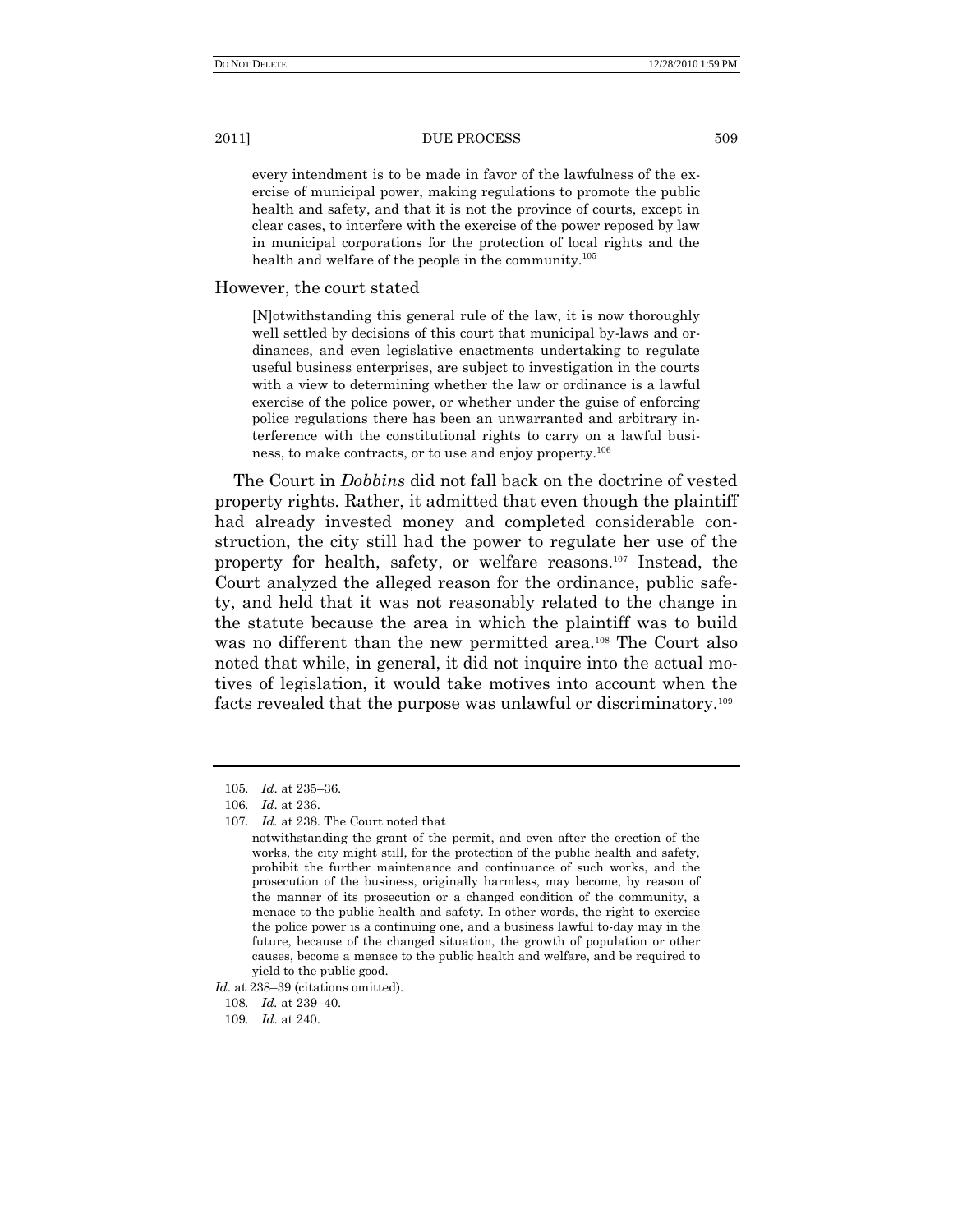> every intendment is to be made in favor of the lawfulness of the exercise of municipal power, making regulations to promote the public health and safety, and that it is not the province of courts, except in clear cases, to interfere with the exercise of the power reposed by law in municipal corporations for the protection of local rights and the health and welfare of the people in the community.[105]

However, the court stated

> [N]otwithstanding this general rule of the law, it is now thoroughly well settled by decisions of this court that municipal by-laws and ordinances, and even legislative enactments undertaking to regulate useful business enterprises, are subject to investigation in the courts with a view to determining whether the law or ordinance is a lawful exercise of the police power, or whether under the guise of enforcing police regulations there has been an unwarranted and arbitrary interference with the constitutional rights to carry on a lawful business, to make contracts, or to use and enjoy property.[106]

The Court in *Dobbins* did not fall back on the doctrine of vested property rights. Rather, it admitted that even though the plaintiff had already invested money and completed considerable construction, the city still had the power to regulate her use of the property for health, safety, or welfare reasons.[107] Instead, the Court analyzed the alleged reason for the ordinance, public safety, and held that it was not reasonably related to the change in the statute because the area in which the plaintiff was to build was no different than the new permitted area.[108] The Court also noted that while, in general, it did not inquire into the actual motives of legislation, it would take motives into account when the facts revealed that the purpose was unlawful or discriminatory.[109]

---

105. *Id.* at 235–36.

106. *Id.* at 236.

107. *Id.* at 238. The Court noted that

> notwithstanding the grant of the permit, and even after the erection of the works, the city might still, for the protection of the public health and safety, prohibit the further maintenance and continuance of such works, and the prosecution of the business, originally harmless, may become, by reason of the manner of its prosecution or a changed condition of the community, a menace to the public health and safety. In other words, the right to exercise the police power is a continuing one, and a business lawful to-day may in the future, because of the changed situation, the growth of population or other causes, become a menace to the public health and welfare, and be required to yield to the public good.

*Id.* at 238–39 (citations omitted).

108. *Id.* at 239–40.

109. *Id.* at 240.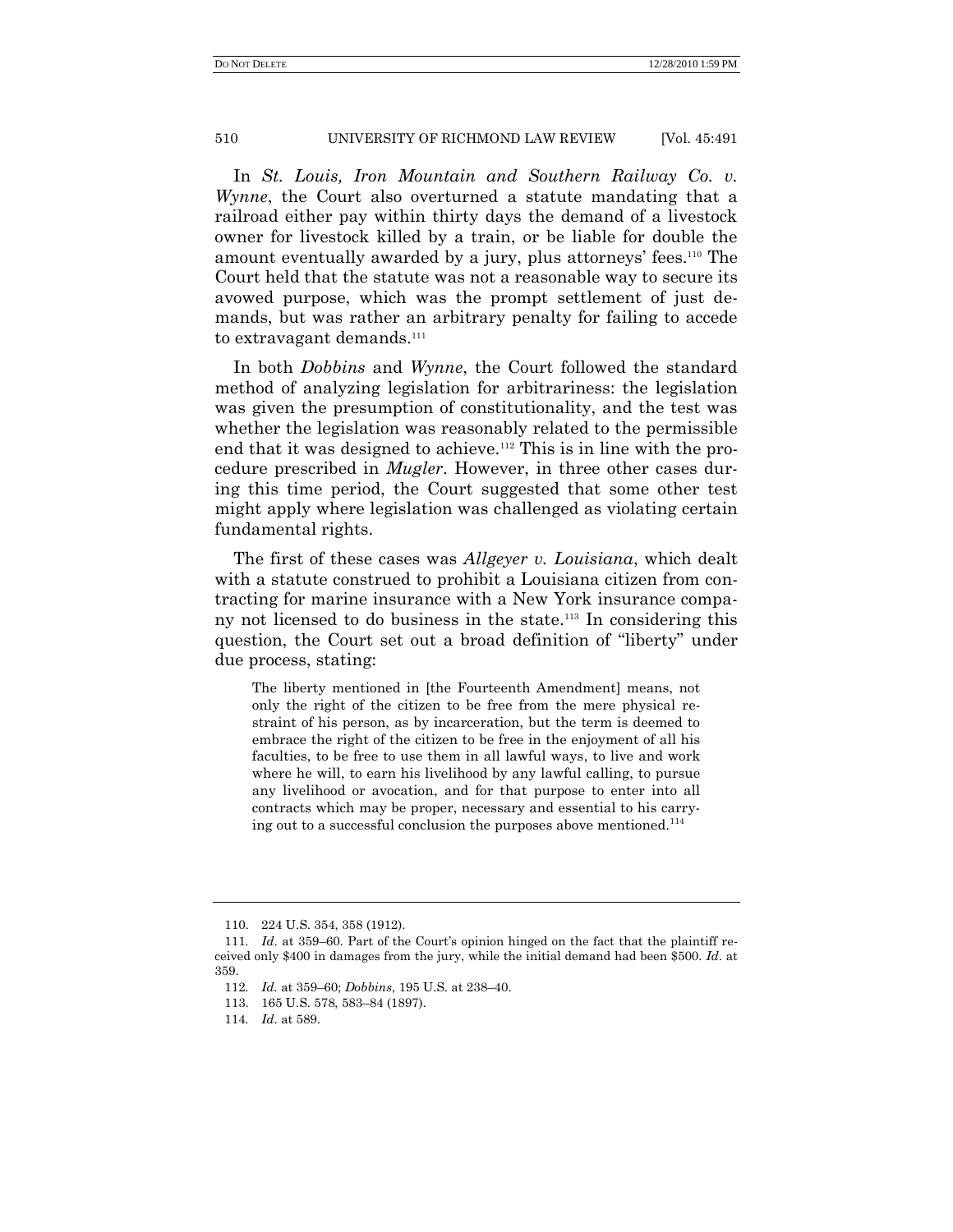In *St. Louis, Iron Mountain and Southern Railway Co. v. Wynne*, the Court also overturned a statute mandating that a railroad either pay within thirty days the demand of a livestock owner for livestock killed by a train, or be liable for double the amount eventually awarded by a jury, plus attorneys' fees.[110] The Court held that the statute was not a reasonable way to secure its avowed purpose, which was the prompt settlement of just demands, but was rather an arbitrary penalty for failing to accede to extravagant demands.[111]

In both *Dobbins* and *Wynne*, the Court followed the standard method of analyzing legislation for arbitrariness: the legislation was given the presumption of constitutionality, and the test was whether the legislation was reasonably related to the permissible end that it was designed to achieve.[112] This is in line with the procedure prescribed in *Mugler*. However, in three other cases during this time period, the Court suggested that some other test might apply where legislation was challenged as violating certain fundamental rights.

The first of these cases was *Allgeyer v. Louisiana*, which dealt with a statute construed to prohibit a Louisiana citizen from contracting for marine insurance with a New York insurance company not licensed to do business in the state.[113] In considering this question, the Court set out a broad definition of "liberty" under due process, stating:

> The liberty mentioned in [the Fourteenth Amendment] means, not only the right of the citizen to be free from the mere physical restraint of his person, as by incarceration, but the term is deemed to embrace the right of the citizen to be free in the enjoyment of all his faculties, to be free to use them in all lawful ways, to live and work where he will, to earn his livelihood by any lawful calling, to pursue any livelihood or avocation, and for that purpose to enter into all contracts which may be proper, necessary and essential to his carrying out to a successful conclusion the purposes above mentioned.[114]

---

110. 224 U.S. 354, 358 (1912).

111. *Id.* at 359–60. Part of the Court's opinion hinged on the fact that the plaintiff received only $400 in damages from the jury, while the initial demand had been $500. *Id.* at 359.

112. *Id.* at 359–60; *Dobbins*, 195 U.S. at 238–40.

113. 165 U.S. 578, 583–84 (1897).

114. *Id.* at 589.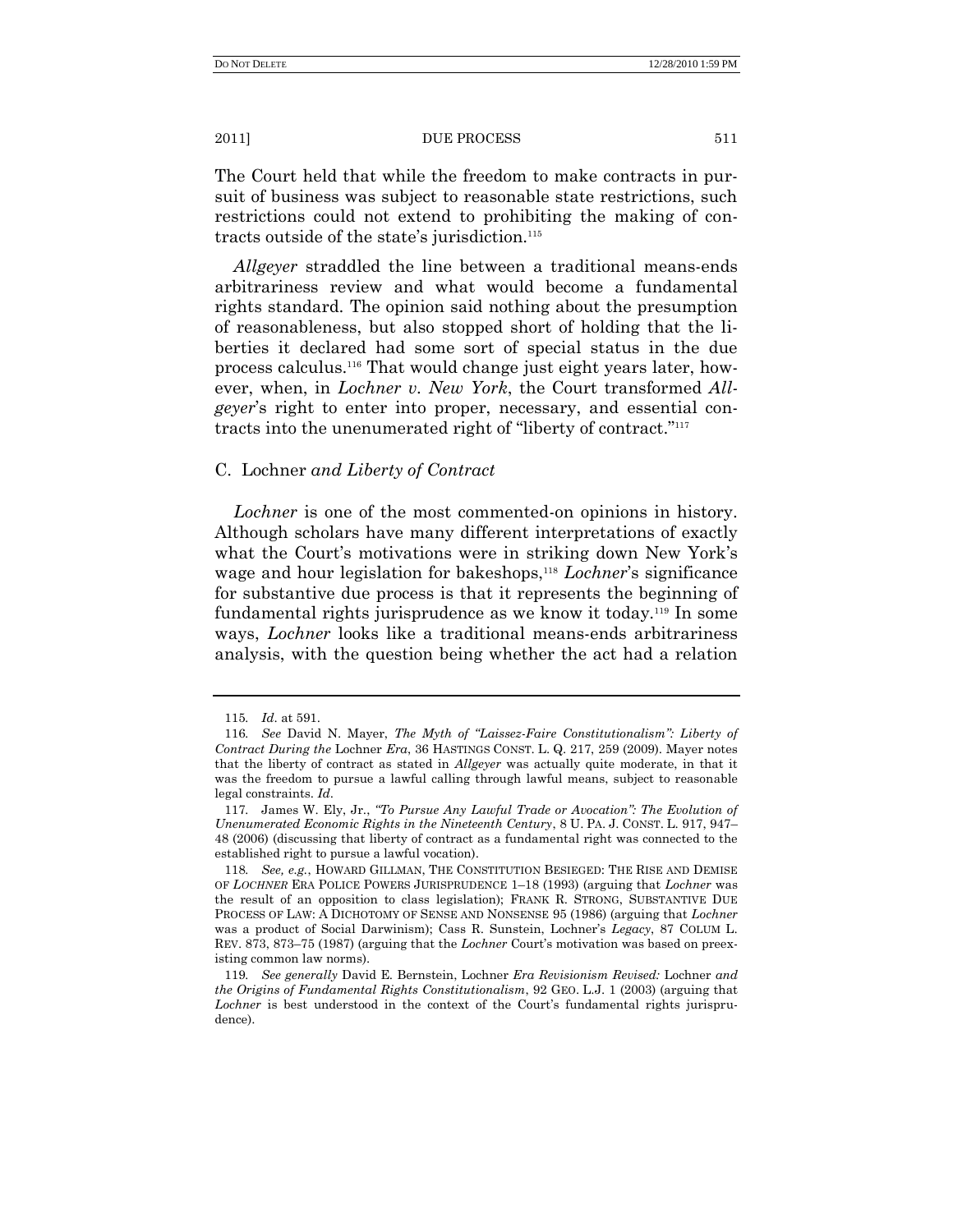The Court held that while the freedom to make contracts in pursuit of business was subject to reasonable state restrictions, such restrictions could not extend to prohibiting the making of contracts outside of the state's jurisdiction.[115]

*Allgeyer* straddled the line between a traditional means-ends arbitrariness review and what would become a fundamental rights standard. The opinion said nothing about the presumption of reasonableness, but also stopped short of holding that the liberties it declared had some sort of special status in the due process calculus.[116] That would change just eight years later, however, when, in *Lochner v. New York*, the Court transformed *Allgeyer*'s right to enter into proper, necessary, and essential contracts into the unenumerated right of "liberty of contract."[117]

### C. Lochner *and Liberty of Contract*

*Lochner* is one of the most commented-on opinions in history. Although scholars have many different interpretations of exactly what the Court's motivations were in striking down New York's wage and hour legislation for bakeshops,[118] *Lochner*'s significance for substantive due process is that it represents the beginning of fundamental rights jurisprudence as we know it today.[119] In some ways, *Lochner* looks like a traditional means-ends arbitrariness analysis, with the question being whether the act had a relation

---

115. *Id*. at 591.

116. *See* David N. Mayer, *The Myth of "Laissez-Faire Constitutionalism": Liberty of Contract During the* Lochner *Era*, 36 HASTINGS CONST. L. Q. 217, 259 (2009). Mayer notes that the liberty of contract as stated in *Allgeyer* was actually quite moderate, in that it was the freedom to pursue a lawful calling through lawful means, subject to reasonable legal constraints. *Id*.

117. James W. Ely, Jr., *"To Pursue Any Lawful Trade or Avocation": The Evolution of Unenumerated Economic Rights in the Nineteenth Century*, 8 U. PA. J. CONST. L. 917, 947–48 (2006) (discussing that liberty of contract as a fundamental right was connected to the established right to pursue a lawful vocation).

118. *See, e.g.*, HOWARD GILLMAN, THE CONSTITUTION BESIEGED: THE RISE AND DEMISE OF *LOCHNER* ERA POLICE POWERS JURISPRUDENCE 1–18 (1993) (arguing that *Lochner* was the result of an opposition to class legislation); FRANK R. STRONG, SUBSTANTIVE DUE PROCESS OF LAW: A DICHOTOMY OF SENSE AND NONSENSE 95 (1986) (arguing that *Lochner* was a product of Social Darwinism); Cass R. Sunstein, Lochner's *Legacy*, 87 COLUM L. REV. 873, 873–75 (1987) (arguing that the *Lochner* Court's motivation was based on preexisting common law norms).

119. *See generally* David E. Bernstein, Lochner *Era Revisionism Revised:* Lochner *and the Origins of Fundamental Rights Constitutionalism*, 92 GEO. L.J. 1 (2003) (arguing that *Lochner* is best understood in the context of the Court's fundamental rights jurisprudence).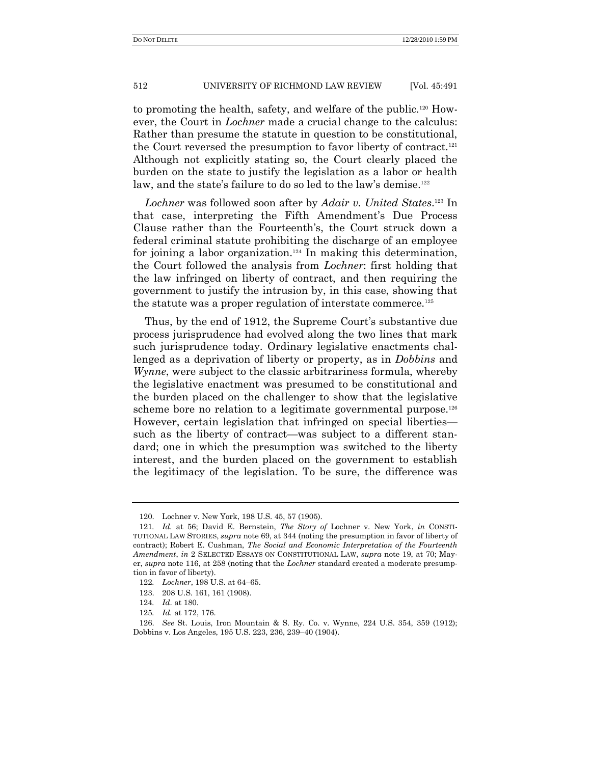to promoting the health, safety, and welfare of the public.[120] However, the Court in *Lochner* made a crucial change to the calculus: Rather than presume the statute in question to be constitutional, the Court reversed the presumption to favor liberty of contract.[121] Although not explicitly stating so, the Court clearly placed the burden on the state to justify the legislation as a labor or health law, and the state's failure to do so led to the law's demise.[122]

*Lochner* was followed soon after by *Adair v. United States*.[123] In that case, interpreting the Fifth Amendment's Due Process Clause rather than the Fourteenth's, the Court struck down a federal criminal statute prohibiting the discharge of an employee for joining a labor organization.[124] In making this determination, the Court followed the analysis from *Lochner*: first holding that the law infringed on liberty of contract, and then requiring the government to justify the intrusion by, in this case, showing that the statute was a proper regulation of interstate commerce.[125]

Thus, by the end of 1912, the Supreme Court's substantive due process jurisprudence had evolved along the two lines that mark such jurisprudence today. Ordinary legislative enactments challenged as a deprivation of liberty or property, as in *Dobbins* and *Wynne*, were subject to the classic arbitrariness formula, whereby the legislative enactment was presumed to be constitutional and the burden placed on the challenger to show that the legislative scheme bore no relation to a legitimate governmental purpose.[126] However, certain legislation that infringed on special liberties—such as the liberty of contract—was subject to a different standard; one in which the presumption was switched to the liberty interest, and the burden placed on the government to establish the legitimacy of the legislation. To be sure, the difference was

---

120. Lochner v. New York, 198 U.S. 45, 57 (1905).

121. *Id.* at 56; David E. Bernstein, *The Story of* Lochner v. New York, *in* CONSTITUTIONAL LAW STORIES, *supra* note 69, at 344 (noting the presumption in favor of liberty of contract); Robert E. Cushman, *The Social and Economic Interpretation of the Fourteenth Amendment*, *in* 2 SELECTED ESSAYS ON CONSTITUTIONAL LAW, *supra* note 19, at 70; Mayer, *supra* note 116, at 258 (noting that the *Lochner* standard created a moderate presumption in favor of liberty).

122. *Lochner*, 198 U.S. at 64–65.

123. 208 U.S. 161, 161 (1908).

124. *Id*. at 180.

125. *Id.* at 172, 176.

126. *See* St. Louis, Iron Mountain & S. Ry. Co. v. Wynne, 224 U.S. 354, 359 (1912); Dobbins v. Los Angeles, 195 U.S. 223, 236, 239–40 (1904).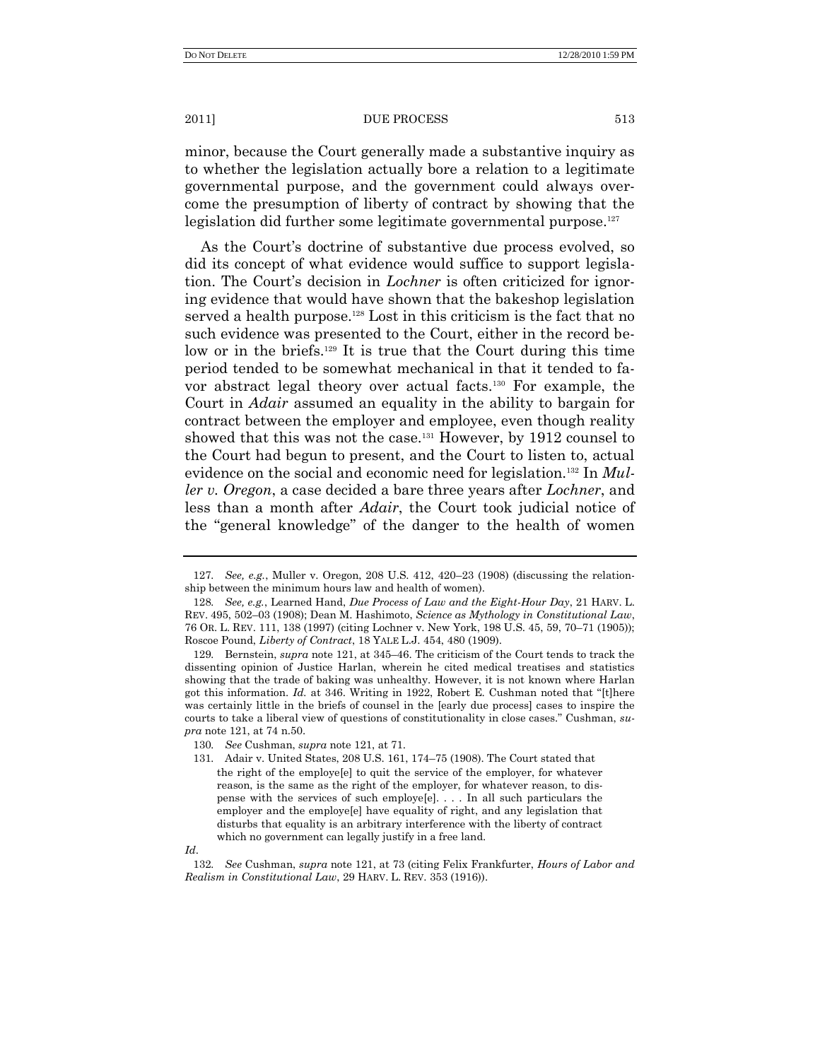minor, because the Court generally made a substantive inquiry as to whether the legislation actually bore a relation to a legitimate governmental purpose, and the government could always overcome the presumption of liberty of contract by showing that the legislation did further some legitimate governmental purpose.[127]

As the Court's doctrine of substantive due process evolved, so did its concept of what evidence would suffice to support legislation. The Court's decision in *Lochner* is often criticized for ignoring evidence that would have shown that the bakeshop legislation served a health purpose.[128] Lost in this criticism is the fact that no such evidence was presented to the Court, either in the record below or in the briefs.[129] It is true that the Court during this time period tended to be somewhat mechanical in that it tended to favor abstract legal theory over actual facts.[130] For example, the Court in *Adair* assumed an equality in the ability to bargain for contract between the employer and employee, even though reality showed that this was not the case.[131] However, by 1912 counsel to the Court had begun to present, and the Court to listen to, actual evidence on the social and economic need for legislation.[132] In *Muller v. Oregon*, a case decided a bare three years after *Lochner*, and less than a month after *Adair*, the Court took judicial notice of the "general knowledge" of the danger to the health of women

---

127. *See, e.g.*, Muller v. Oregon, 208 U.S. 412, 420–23 (1908) (discussing the relationship between the minimum hours law and health of women).

128. *See, e.g.*, Learned Hand, *Due Process of Law and the Eight-Hour Day*, 21 HARV. L. REV. 495, 502–03 (1908); Dean M. Hashimoto, *Science as Mythology in Constitutional Law*, 76 OR. L. REV. 111, 138 (1997) (citing Lochner v. New York, 198 U.S. 45, 59, 70–71 (1905)); Roscoe Pound, *Liberty of Contract*, 18 YALE L.J. 454, 480 (1909).

129. Bernstein, *supra* note 121, at 345–46. The criticism of the Court tends to track the dissenting opinion of Justice Harlan, wherein he cited medical treatises and statistics showing that the trade of baking was unhealthy. However, it is not known where Harlan got this information. *Id.* at 346. Writing in 1922, Robert E. Cushman noted that "[t]here was certainly little in the briefs of counsel in the [early due process] cases to inspire the courts to take a liberal view of questions of constitutionality in close cases." Cushman, *supra* note 121, at 74 n.50.

130. *See* Cushman, *supra* note 121, at 71.

131. Adair v. United States, 208 U.S. 161, 174–75 (1908). The Court stated that

> the right of the employe[e] to quit the service of the employer, for whatever reason, is the same as the right of the employer, for whatever reason, to dispense with the services of such employe[e]. . . . In all such particulars the employer and the employe[e] have equality of right, and any legislation that disturbs that equality is an arbitrary interference with the liberty of contract which no government can legally justify in a free land.

*Id*.

132. *See* Cushman, *supra* note 121, at 73 (citing Felix Frankfurter, *Hours of Labor and Realism in Constitutional Law*, 29 HARV. L. REV. 353 (1916)).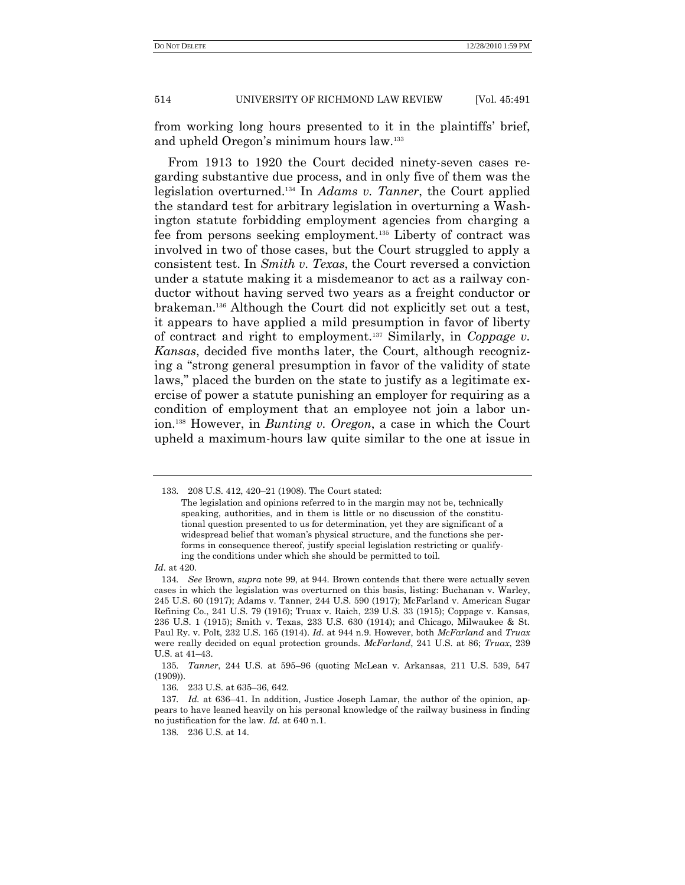from working long hours presented to it in the plaintiffs' brief, and upheld Oregon's minimum hours law.[133]

From 1913 to 1920 the Court decided ninety-seven cases regarding substantive due process, and in only five of them was the legislation overturned.[134] In *Adams v. Tanner*, the Court applied the standard test for arbitrary legislation in overturning a Washington statute forbidding employment agencies from charging a fee from persons seeking employment.[135] Liberty of contract was involved in two of those cases, but the Court struggled to apply a consistent test. In *Smith v. Texas*, the Court reversed a conviction under a statute making it a misdemeanor to act as a railway conductor without having served two years as a freight conductor or brakeman.[136] Although the Court did not explicitly set out a test, it appears to have applied a mild presumption in favor of liberty of contract and right to employment.[137] Similarly, in *Coppage v. Kansas*, decided five months later, the Court, although recognizing a "strong general presumption in favor of the validity of state laws," placed the burden on the state to justify as a legitimate exercise of power a statute punishing an employer for requiring as a condition of employment that an employee not join a labor union.[138] However, in *Bunting v. Oregon*, a case in which the Court upheld a maximum-hours law quite similar to the one at issue in

---

133. 208 U.S. 412, 420–21 (1908). The Court stated:

> The legislation and opinions referred to in the margin may not be, technically speaking, authorities, and in them is little or no discussion of the constitutional question presented to us for determination, yet they are significant of a widespread belief that woman's physical structure, and the functions she performs in consequence thereof, justify special legislation restricting or qualifying the conditions under which she should be permitted to toil.

*Id*. at 420.

134. *See* Brown, *supra* note 99, at 944. Brown contends that there were actually seven cases in which the legislation was overturned on this basis, listing: Buchanan v. Warley, 245 U.S. 60 (1917); Adams v. Tanner, 244 U.S. 590 (1917); McFarland v. American Sugar Refining Co., 241 U.S. 79 (1916); Truax v. Raich, 239 U.S. 33 (1915); Coppage v. Kansas, 236 U.S. 1 (1915); Smith v. Texas, 233 U.S. 630 (1914); and Chicago, Milwaukee & St. Paul Ry. v. Polt, 232 U.S. 165 (1914). *Id.* at 944 n.9. However, both *McFarland* and *Truax* were really decided on equal protection grounds. *McFarland*, 241 U.S. at 86; *Truax*, 239 U.S. at 41–43.

135. *Tanner*, 244 U.S. at 595–96 (quoting McLean v. Arkansas, 211 U.S. 539, 547 (1909)).

136. 233 U.S. at 635–36, 642.

137. *Id.* at 636–41. In addition, Justice Joseph Lamar, the author of the opinion, appears to have leaned heavily on his personal knowledge of the railway business in finding no justification for the law. *Id.* at 640 n.1.

138. 236 U.S. at 14.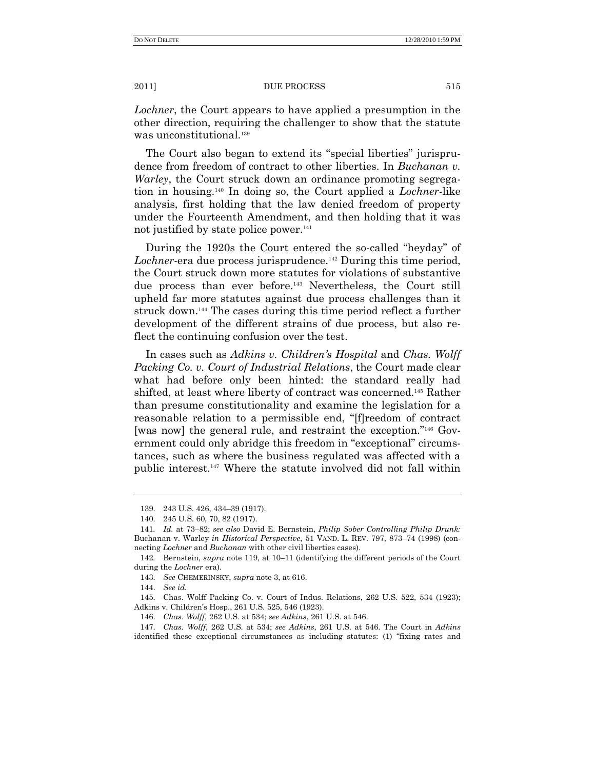*Lochner*, the Court appears to have applied a presumption in the other direction, requiring the challenger to show that the statute was unconstitutional.[139]

The Court also began to extend its "special liberties" jurisprudence from freedom of contract to other liberties. In *Buchanan v. Warley*, the Court struck down an ordinance promoting segregation in housing.[140] In doing so, the Court applied a *Lochner*-like analysis, first holding that the law denied freedom of property under the Fourteenth Amendment, and then holding that it was not justified by state police power.[141]

During the 1920s the Court entered the so-called "heyday" of *Lochner*-era due process jurisprudence.[142] During this time period, the Court struck down more statutes for violations of substantive due process than ever before.[143] Nevertheless, the Court still upheld far more statutes against due process challenges than it struck down.[144] The cases during this time period reflect a further development of the different strains of due process, but also reflect the continuing confusion over the test.

In cases such as *Adkins v. Children's Hospital* and *Chas. Wolff Packing Co. v. Court of Industrial Relations*, the Court made clear what had before only been hinted: the standard really had shifted, at least where liberty of contract was concerned.[145] Rather than presume constitutionality and examine the legislation for a reasonable relation to a permissible end, "[f]reedom of contract [was now] the general rule, and restraint the exception."[146] Government could only abridge this freedom in "exceptional" circumstances, such as where the business regulated was affected with a public interest.[147] Where the statute involved did not fall within

---

139. 243 U.S. 426, 434–39 (1917).

140. 245 U.S. 60, 70, 82 (1917).

141. *Id.* at 73–82; *see also* David E. Bernstein, *Philip Sober Controlling Philip Drunk:* Buchanan v. Warley *in Historical Perspective*, 51 VAND. L. REV. 797, 873–74 (1998) (connecting *Lochner* and *Buchanan* with other civil liberties cases).

142. Bernstein, *supra* note 119, at 10–11 (identifying the different periods of the Court during the *Lochner* era).

143. *See* CHEMERINSKY, *supra* note 3, at 616.

144. *See id.*

145. Chas. Wolff Packing Co. v. Court of Indus. Relations, 262 U.S. 522, 534 (1923); Adkins v. Children's Hosp., 261 U.S. 525, 546 (1923).

146. *Chas. Wolff*, 262 U.S. at 534; *see Adkins*, 261 U.S. at 546.

147. *Chas. Wolff*, 262 U.S. at 534; *see Adkins*, 261 U.S. at 546. The Court in *Adkins* identified these exceptional circumstances as including statutes: (1) "fixing rates and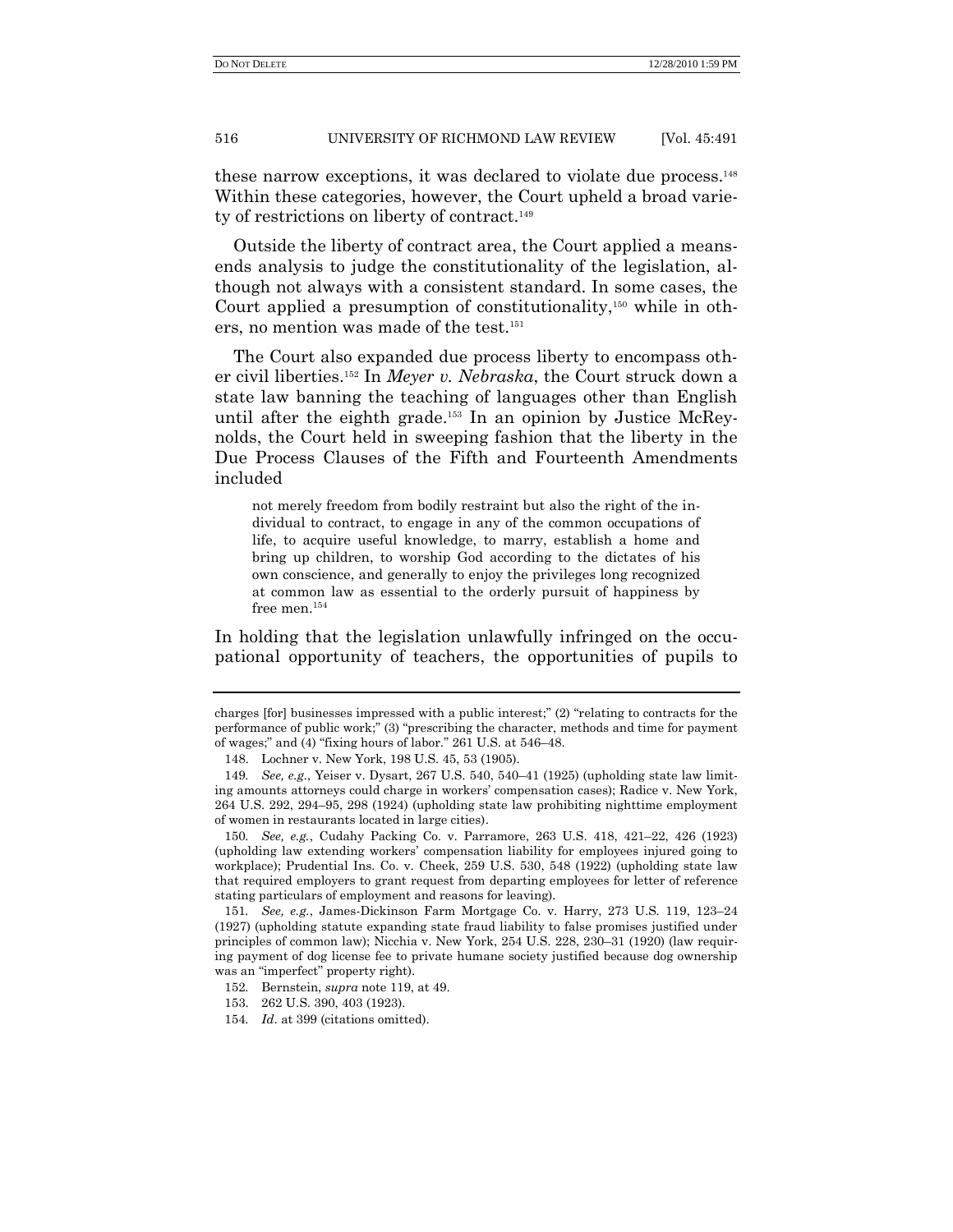these narrow exceptions, it was declared to violate due process.[148] Within these categories, however, the Court upheld a broad variety of restrictions on liberty of contract.[149]

Outside the liberty of contract area, the Court applied a means-ends analysis to judge the constitutionality of the legislation, although not always with a consistent standard. In some cases, the Court applied a presumption of constitutionality,[150] while in others, no mention was made of the test.[151]

The Court also expanded due process liberty to encompass other civil liberties.[152] In *Meyer v. Nebraska*, the Court struck down a state law banning the teaching of languages other than English until after the eighth grade.[153] In an opinion by Justice McReynolds, the Court held in sweeping fashion that the liberty in the Due Process Clauses of the Fifth and Fourteenth Amendments included

> not merely freedom from bodily restraint but also the right of the individual to contract, to engage in any of the common occupations of life, to acquire useful knowledge, to marry, establish a home and bring up children, to worship God according to the dictates of his own conscience, and generally to enjoy the privileges long recognized at common law as essential to the orderly pursuit of happiness by free men.[154]

In holding that the legislation unlawfully infringed on the occupational opportunity of teachers, the opportunities of pupils to

---

charges [for] businesses impressed with a public interest;" (2) "relating to contracts for the performance of public work;" (3) "prescribing the character, methods and time for payment of wages;" and (4) "fixing hours of labor." 261 U.S. at 546–48.

148. Lochner v. New York, 198 U.S. 45, 53 (1905).

149. *See, e.g.*, Yeiser v. Dysart, 267 U.S. 540, 540–41 (1925) (upholding state law limiting amounts attorneys could charge in workers' compensation cases); Radice v. New York, 264 U.S. 292, 294–95, 298 (1924) (upholding state law prohibiting nighttime employment of women in restaurants located in large cities).

150. *See, e.g.*, Cudahy Packing Co. v. Parramore, 263 U.S. 418, 421–22, 426 (1923) (upholding law extending workers' compensation liability for employees injured going to workplace); Prudential Ins. Co. v. Cheek, 259 U.S. 530, 548 (1922) (upholding state law that required employers to grant request from departing employees for letter of reference stating particulars of employment and reasons for leaving).

151. *See, e.g.*, James-Dickinson Farm Mortgage Co. v. Harry, 273 U.S. 119, 123–24 (1927) (upholding statute expanding state fraud liability to false promises justified under principles of common law); Nicchia v. New York, 254 U.S. 228, 230–31 (1920) (law requiring payment of dog license fee to private humane society justified because dog ownership was an "imperfect" property right).

152. Bernstein, *supra* note 119, at 49.

153. 262 U.S. 390, 403 (1923).

154. *Id.* at 399 (citations omitted).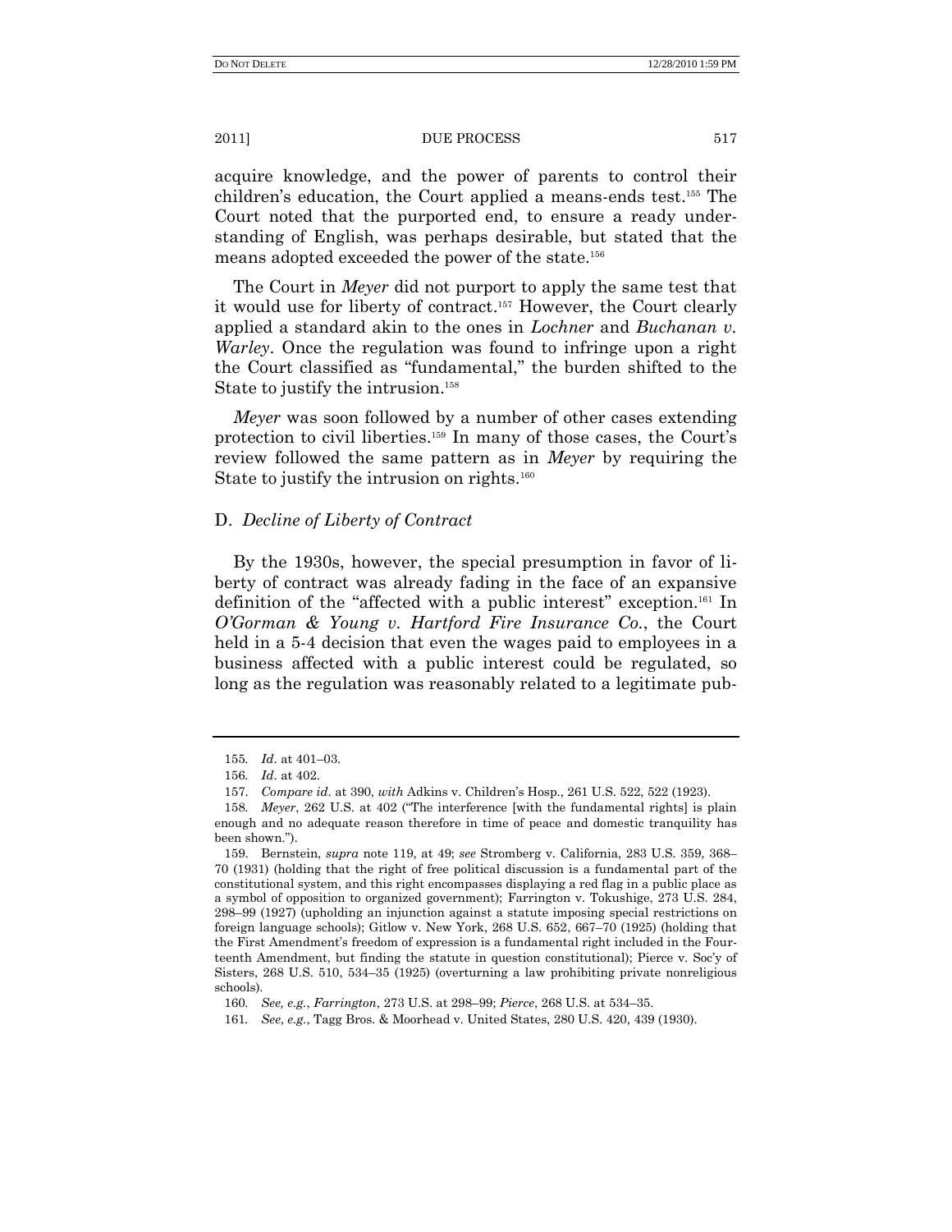acquire knowledge, and the power of parents to control their children's education, the Court applied a means-ends test.[155] The Court noted that the purported end, to ensure a ready understanding of English, was perhaps desirable, but stated that the means adopted exceeded the power of the state.[156]

The Court in *Meyer* did not purport to apply the same test that it would use for liberty of contract.[157] However, the Court clearly applied a standard akin to the ones in *Lochner* and *Buchanan v. Warley*. Once the regulation was found to infringe upon a right the Court classified as "fundamental," the burden shifted to the State to justify the intrusion.[158]

*Meyer* was soon followed by a number of other cases extending protection to civil liberties.[159] In many of those cases, the Court's review followed the same pattern as in *Meyer* by requiring the State to justify the intrusion on rights.[160]

### D. *Decline of Liberty of Contract*

By the 1930s, however, the special presumption in favor of liberty of contract was already fading in the face of an expansive definition of the "affected with a public interest" exception.[161] In *O'Gorman & Young v. Hartford Fire Insurance Co.*, the Court held in a 5-4 decision that even the wages paid to employees in a business affected with a public interest could be regulated, so long as the regulation was reasonably related to a legitimate pub-

---

155. *Id.* at 401–03.

156. *Id.* at 402.

157. *Compare id.* at 390, *with* Adkins v. Children's Hosp., 261 U.S. 522, 522 (1923).

158. *Meyer*, 262 U.S. at 402 ("The interference [with the fundamental rights] is plain enough and no adequate reason therefore in time of peace and domestic tranquility has been shown.").

159. Bernstein, *supra* note 119, at 49; *see* Stromberg v. California, 283 U.S. 359, 368–70 (1931) (holding that the right of free political discussion is a fundamental part of the constitutional system, and this right encompasses displaying a red flag in a public place as a symbol of opposition to organized government); Farrington v. Tokushige, 273 U.S. 284, 298–99 (1927) (upholding an injunction against a statute imposing special restrictions on foreign language schools); Gitlow v. New York, 268 U.S. 652, 667–70 (1925) (holding that the First Amendment's freedom of expression is a fundamental right included in the Fourteenth Amendment, but finding the statute in question constitutional); Pierce v. Soc'y of Sisters, 268 U.S. 510, 534–35 (1925) (overturning a law prohibiting private nonreligious schools).

160. *See, e.g.*, *Farrington*, 273 U.S. at 298–99; *Pierce*, 268 U.S. at 534–35.

161. *See*, *e.g.*, Tagg Bros. & Moorhead v. United States, 280 U.S. 420, 439 (1930).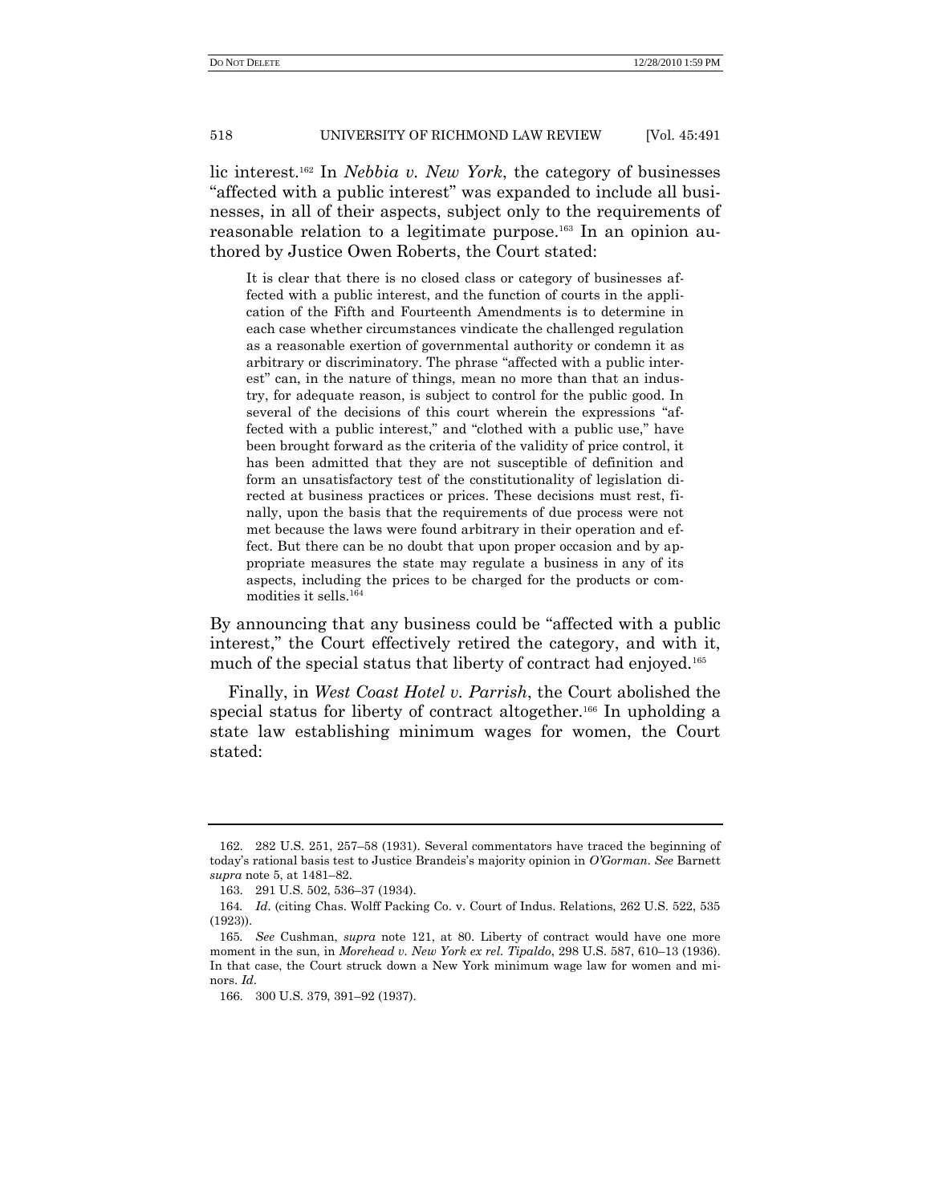lic interest.[162] In *Nebbia v. New York*, the category of businesses "affected with a public interest" was expanded to include all businesses, in all of their aspects, subject only to the requirements of reasonable relation to a legitimate purpose.[163] In an opinion authored by Justice Owen Roberts, the Court stated:

> It is clear that there is no closed class or category of businesses affected with a public interest, and the function of courts in the application of the Fifth and Fourteenth Amendments is to determine in each case whether circumstances vindicate the challenged regulation as a reasonable exertion of governmental authority or condemn it as arbitrary or discriminatory. The phrase "affected with a public interest" can, in the nature of things, mean no more than that an industry, for adequate reason, is subject to control for the public good. In several of the decisions of this court wherein the expressions "affected with a public interest," and "clothed with a public use," have been brought forward as the criteria of the validity of price control, it has been admitted that they are not susceptible of definition and form an unsatisfactory test of the constitutionality of legislation directed at business practices or prices. These decisions must rest, finally, upon the basis that the requirements of due process were not met because the laws were found arbitrary in their operation and effect. But there can be no doubt that upon proper occasion and by appropriate measures the state may regulate a business in any of its aspects, including the prices to be charged for the products or commodities it sells.[164]

By announcing that any business could be "affected with a public interest," the Court effectively retired the category, and with it, much of the special status that liberty of contract had enjoyed.[165]

Finally, in *West Coast Hotel v. Parrish*, the Court abolished the special status for liberty of contract altogether.[166] In upholding a state law establishing minimum wages for women, the Court stated:

---

162. 282 U.S. 251, 257–58 (1931). Several commentators have traced the beginning of today's rational basis test to Justice Brandeis's majority opinion in *O'Gorman*. *See* Barnett *supra* note 5, at 1481–82.

163. 291 U.S. 502, 536–37 (1934).

164. *Id*. (citing Chas. Wolff Packing Co. v. Court of Indus. Relations, 262 U.S. 522, 535 (1923)).

165. *See* Cushman, *supra* note 121, at 80. Liberty of contract would have one more moment in the sun, in *Morehead v. New York ex rel. Tipaldo*, 298 U.S. 587, 610–13 (1936). In that case, the Court struck down a New York minimum wage law for women and minors. *Id*.

166. 300 U.S. 379, 391–92 (1937).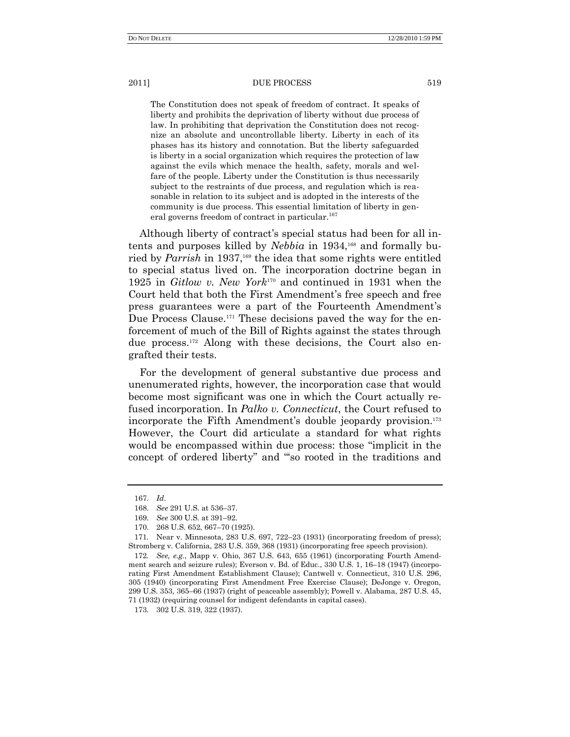> The Constitution does not speak of freedom of contract. It speaks of liberty and prohibits the deprivation of liberty without due process of law. In prohibiting that deprivation the Constitution does not recognize an absolute and uncontrollable liberty. Liberty in each of its phases has its history and connotation. But the liberty safeguarded is liberty in a social organization which requires the protection of law against the evils which menace the health, safety, morals and welfare of the people. Liberty under the Constitution is thus necessarily subject to the restraints of due process, and regulation which is reasonable in relation to its subject and is adopted in the interests of the community is due process. This essential limitation of liberty in general governs freedom of contract in particular.[167]

Although liberty of contract's special status had been for all intents and purposes killed by *Nebbia* in 1934,[168] and formally buried by *Parrish* in 1937,[169] the idea that some rights were entitled to special status lived on. The incorporation doctrine began in 1925 in *Gitlow v. New York*[170] and continued in 1931 when the Court held that both the First Amendment's free speech and free press guarantees were a part of the Fourteenth Amendment's Due Process Clause.[171] These decisions paved the way for the enforcement of much of the Bill of Rights against the states through due process.[172] Along with these decisions, the Court also engrafted their tests.

For the development of general substantive due process and unenumerated rights, however, the incorporation case that would become most significant was one in which the Court actually refused incorporation. In *Palko v. Connecticut*, the Court refused to incorporate the Fifth Amendment's double jeopardy provision.[173] However, the Court did articulate a standard for what rights would be encompassed within due process: those "implicit in the concept of ordered liberty" and "'so rooted in the traditions and

---

167. *Id*.

168. *See* 291 U.S. at 536–37.

169. *See* 300 U.S. at 391–92.

170. 268 U.S. 652, 667–70 (1925).

171. Near v. Minnesota, 283 U.S. 697, 722–23 (1931) (incorporating freedom of press); Stromberg v. California, 283 U.S. 359, 368 (1931) (incorporating free speech provision).

172. *See, e.g.*, Mapp v. Ohio, 367 U.S. 643, 655 (1961) (incorporating Fourth Amendment search and seizure rules); Everson v. Bd. of Educ., 330 U.S. 1, 16–18 (1947) (incorporating First Amendment Establishment Clause); Cantwell v. Connecticut, 310 U.S. 296, 305 (1940) (incorporating First Amendment Free Exercise Clause); DeJonge v. Oregon, 299 U.S. 353, 365–66 (1937) (right of peaceable assembly); Powell v. Alabama, 287 U.S. 45, 71 (1932) (requiring counsel for indigent defendants in capital cases).

173. 302 U.S. 319, 322 (1937).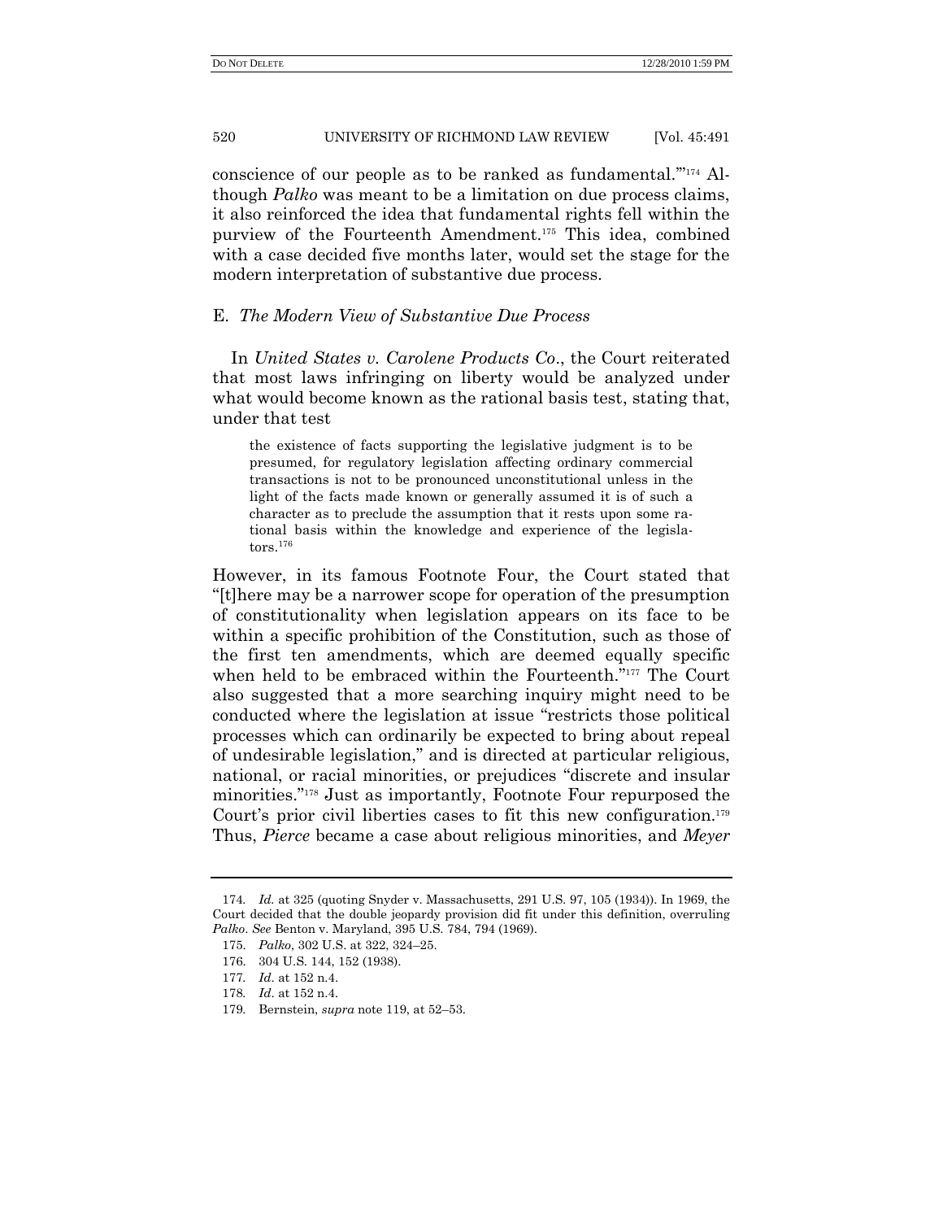conscience of our people as to be ranked as fundamental.'"[174] Although *Palko* was meant to be a limitation on due process claims, it also reinforced the idea that fundamental rights fell within the purview of the Fourteenth Amendment.[175] This idea, combined with a case decided five months later, would set the stage for the modern interpretation of substantive due process.

### E. *The Modern View of Substantive Due Process*

In *United States v. Carolene Products Co*., the Court reiterated that most laws infringing on liberty would be analyzed under what would become known as the rational basis test, stating that, under that test

> the existence of facts supporting the legislative judgment is to be presumed, for regulatory legislation affecting ordinary commercial transactions is not to be pronounced unconstitutional unless in the light of the facts made known or generally assumed it is of such a character as to preclude the assumption that it rests upon some rational basis within the knowledge and experience of the legislators.[176]

However, in its famous Footnote Four, the Court stated that "[t]here may be a narrower scope for operation of the presumption of constitutionality when legislation appears on its face to be within a specific prohibition of the Constitution, such as those of the first ten amendments, which are deemed equally specific when held to be embraced within the Fourteenth."[177] The Court also suggested that a more searching inquiry might need to be conducted where the legislation at issue "restricts those political processes which can ordinarily be expected to bring about repeal of undesirable legislation," and is directed at particular religious, national, or racial minorities, or prejudices "discrete and insular minorities."[178] Just as importantly, Footnote Four repurposed the Court's prior civil liberties cases to fit this new configuration.[179] Thus, *Pierce* became a case about religious minorities, and *Meyer*

---

174. *Id.* at 325 (quoting Snyder v. Massachusetts, 291 U.S. 97, 105 (1934)). In 1969, the Court decided that the double jeopardy provision did fit under this definition, overruling *Palko*. *See* Benton v. Maryland, 395 U.S. 784, 794 (1969).

175. *Palko*, 302 U.S. at 322, 324–25.

176. 304 U.S. 144, 152 (1938).

177. *Id.* at 152 n.4.

178. *Id.* at 152 n.4.

179. Bernstein, *supra* note 119, at 52–53.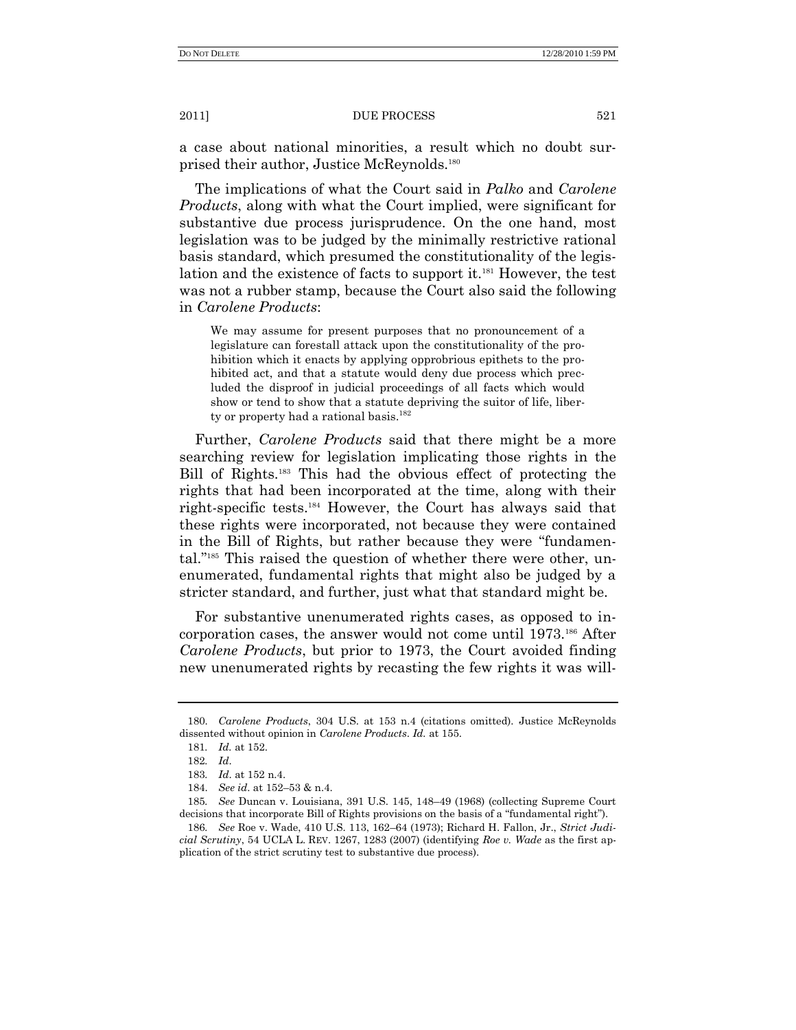a case about national minorities, a result which no doubt surprised their author, Justice McReynolds.[180]

The implications of what the Court said in *Palko* and *Carolene Products*, along with what the Court implied, were significant for substantive due process jurisprudence. On the one hand, most legislation was to be judged by the minimally restrictive rational basis standard, which presumed the constitutionality of the legislation and the existence of facts to support it.[181] However, the test was not a rubber stamp, because the Court also said the following in *Carolene Products*:

> We may assume for present purposes that no pronouncement of a legislature can forestall attack upon the constitutionality of the prohibition which it enacts by applying opprobrious epithets to the prohibited act, and that a statute would deny due process which precluded the disproof in judicial proceedings of all facts which would show or tend to show that a statute depriving the suitor of life, liberty or property had a rational basis.[182]

Further, *Carolene Products* said that there might be a more searching review for legislation implicating those rights in the Bill of Rights.[183] This had the obvious effect of protecting the rights that had been incorporated at the time, along with their right-specific tests.[184] However, the Court has always said that these rights were incorporated, not because they were contained in the Bill of Rights, but rather because they were "fundamental."[185] This raised the question of whether there were other, unenumerated, fundamental rights that might also be judged by a stricter standard, and further, just what that standard might be.

For substantive unenumerated rights cases, as opposed to incorporation cases, the answer would not come until 1973.[186] After *Carolene Products*, but prior to 1973, the Court avoided finding new unenumerated rights by recasting the few rights it was will-

---

180. *Carolene Products*, 304 U.S. at 153 n.4 (citations omitted). Justice McReynolds dissented without opinion in *Carolene Products*. *Id.* at 155.

181. *Id.* at 152.

182. *Id*.

183. *Id*. at 152 n.4.

184. *See id*. at 152–53 & n.4.

185. *See* Duncan v. Louisiana, 391 U.S. 145, 148–49 (1968) (collecting Supreme Court decisions that incorporate Bill of Rights provisions on the basis of a "fundamental right").

186. *See* Roe v. Wade, 410 U.S. 113, 162–64 (1973); Richard H. Fallon, Jr., *Strict Judicial Scrutiny*, 54 UCLA L. REV. 1267, 1283 (2007) (identifying *Roe v. Wade* as the first application of the strict scrutiny test to substantive due process).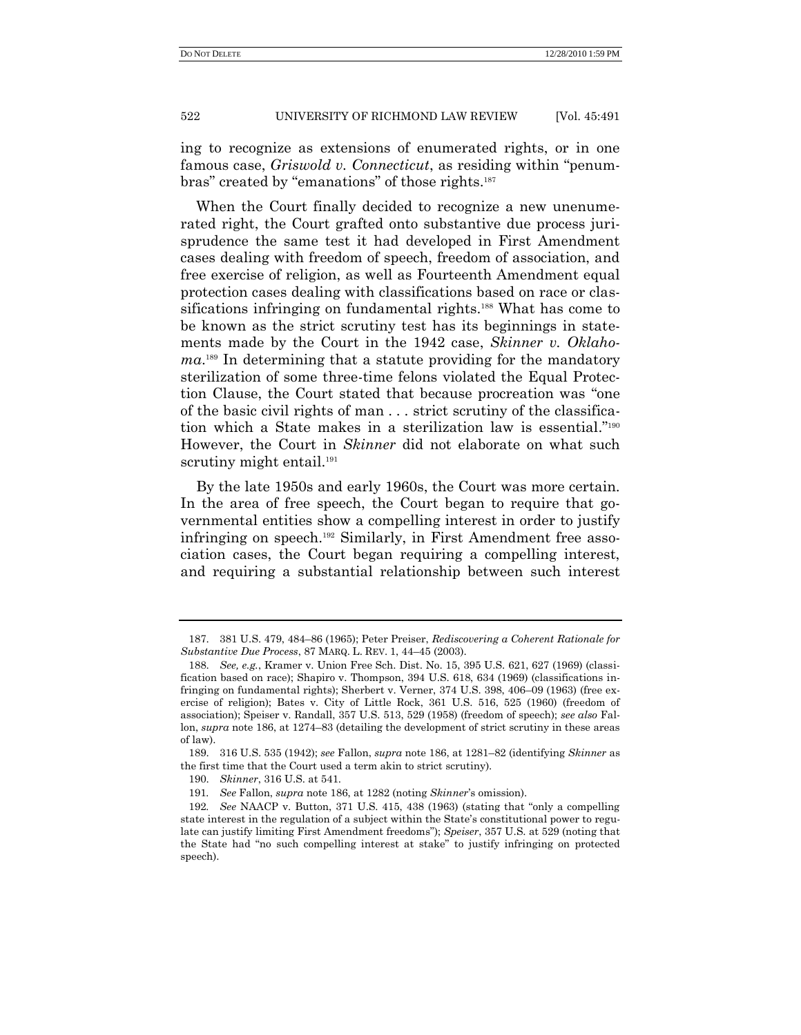ing to recognize as extensions of enumerated rights, or in one famous case, *Griswold v. Connecticut*, as residing within "penumbras" created by "emanations" of those rights.[187]

When the Court finally decided to recognize a new unenumerated right, the Court grafted onto substantive due process jurisprudence the same test it had developed in First Amendment cases dealing with freedom of speech, freedom of association, and free exercise of religion, as well as Fourteenth Amendment equal protection cases dealing with classifications based on race or classifications infringing on fundamental rights.[188] What has come to be known as the strict scrutiny test has its beginnings in statements made by the Court in the 1942 case, *Skinner v. Oklahoma*.[189] In determining that a statute providing for the mandatory sterilization of some three-time felons violated the Equal Protection Clause, the Court stated that because procreation was "one of the basic civil rights of man . . . strict scrutiny of the classification which a State makes in a sterilization law is essential."[190] However, the Court in *Skinner* did not elaborate on what such scrutiny might entail.[191]

By the late 1950s and early 1960s, the Court was more certain. In the area of free speech, the Court began to require that governmental entities show a compelling interest in order to justify infringing on speech.[192] Similarly, in First Amendment free association cases, the Court began requiring a compelling interest, and requiring a substantial relationship between such interest

---

187. 381 U.S. 479, 484–86 (1965); Peter Preiser, *Rediscovering a Coherent Rationale for Substantive Due Process*, 87 MARQ. L. REV. 1, 44–45 (2003).

188. *See, e.g.*, Kramer v. Union Free Sch. Dist. No. 15, 395 U.S. 621, 627 (1969) (classification based on race); Shapiro v. Thompson, 394 U.S. 618, 634 (1969) (classifications infringing on fundamental rights); Sherbert v. Verner, 374 U.S. 398, 406–09 (1963) (free exercise of religion); Bates v. City of Little Rock, 361 U.S. 516, 525 (1960) (freedom of association); Speiser v. Randall, 357 U.S. 513, 529 (1958) (freedom of speech); *see also* Fallon, *supra* note 186, at 1274–83 (detailing the development of strict scrutiny in these areas of law).

189. 316 U.S. 535 (1942); *see* Fallon, *supra* note 186, at 1281–82 (identifying *Skinner* as the first time that the Court used a term akin to strict scrutiny).

190. *Skinner*, 316 U.S. at 541.

191. *See* Fallon, *supra* note 186, at 1282 (noting *Skinner*'s omission).

192. *See* NAACP v. Button, 371 U.S. 415, 438 (1963) (stating that "only a compelling state interest in the regulation of a subject within the State's constitutional power to regulate can justify limiting First Amendment freedoms"); *Speiser*, 357 U.S. at 529 (noting that the State had "no such compelling interest at stake" to justify infringing on protected speech).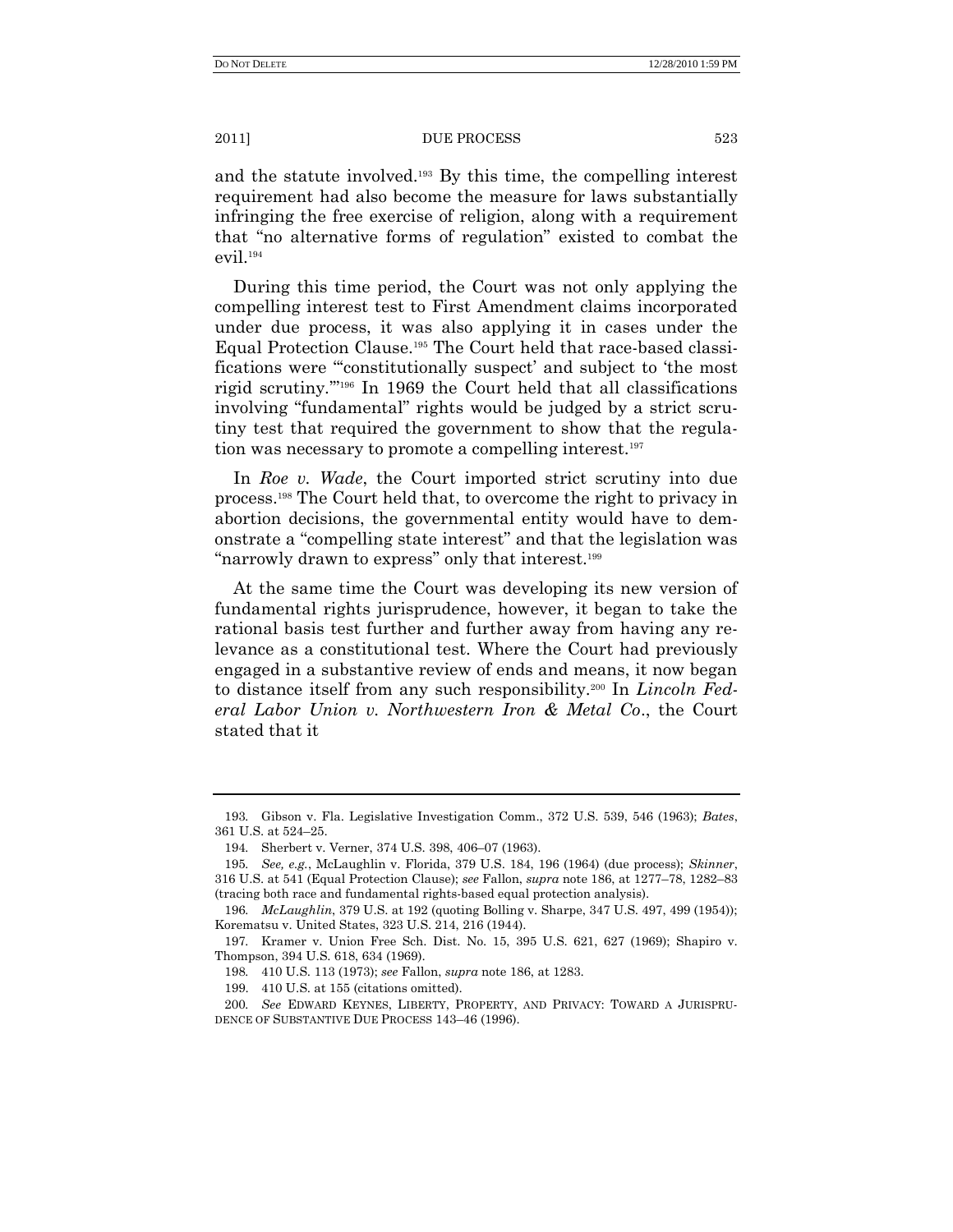and the statute involved.[193] By this time, the compelling interest requirement had also become the measure for laws substantially infringing the free exercise of religion, along with a requirement that "no alternative forms of regulation" existed to combat the evil.[194]

During this time period, the Court was not only applying the compelling interest test to First Amendment claims incorporated under due process, it was also applying it in cases under the Equal Protection Clause.[195] The Court held that race-based classifications were "'constitutionally suspect' and subject to 'the most rigid scrutiny.'"[196] In 1969 the Court held that all classifications involving "fundamental" rights would be judged by a strict scrutiny test that required the government to show that the regulation was necessary to promote a compelling interest.[197]

In *Roe v. Wade*, the Court imported strict scrutiny into due process.[198] The Court held that, to overcome the right to privacy in abortion decisions, the governmental entity would have to demonstrate a "compelling state interest" and that the legislation was "narrowly drawn to express" only that interest.[199]

At the same time the Court was developing its new version of fundamental rights jurisprudence, however, it began to take the rational basis test further and further away from having any relevance as a constitutional test. Where the Court had previously engaged in a substantive review of ends and means, it now began to distance itself from any such responsibility.[200] In *Lincoln Federal Labor Union v. Northwestern Iron & Metal Co*., the Court stated that it

---

193. Gibson v. Fla. Legislative Investigation Comm., 372 U.S. 539, 546 (1963); *Bates*, 361 U.S. at 524–25.

194. Sherbert v. Verner, 374 U.S. 398, 406–07 (1963).

195. *See, e.g.*, McLaughlin v. Florida, 379 U.S. 184, 196 (1964) (due process); *Skinner*, 316 U.S. at 541 (Equal Protection Clause); *see* Fallon, *supra* note 186, at 1277–78, 1282–83 (tracing both race and fundamental rights-based equal protection analysis).

196. *McLaughlin*, 379 U.S. at 192 (quoting Bolling v. Sharpe, 347 U.S. 497, 499 (1954)); Korematsu v. United States, 323 U.S. 214, 216 (1944).

197. Kramer v. Union Free Sch. Dist. No. 15, 395 U.S. 621, 627 (1969); Shapiro v. Thompson, 394 U.S. 618, 634 (1969).

198. 410 U.S. 113 (1973); *see* Fallon, *supra* note 186, at 1283.

199. 410 U.S. at 155 (citations omitted).

200. *See* EDWARD KEYNES, LIBERTY, PROPERTY, AND PRIVACY: TOWARD A JURISPRUDENCE OF SUBSTANTIVE DUE PROCESS 143–46 (1996).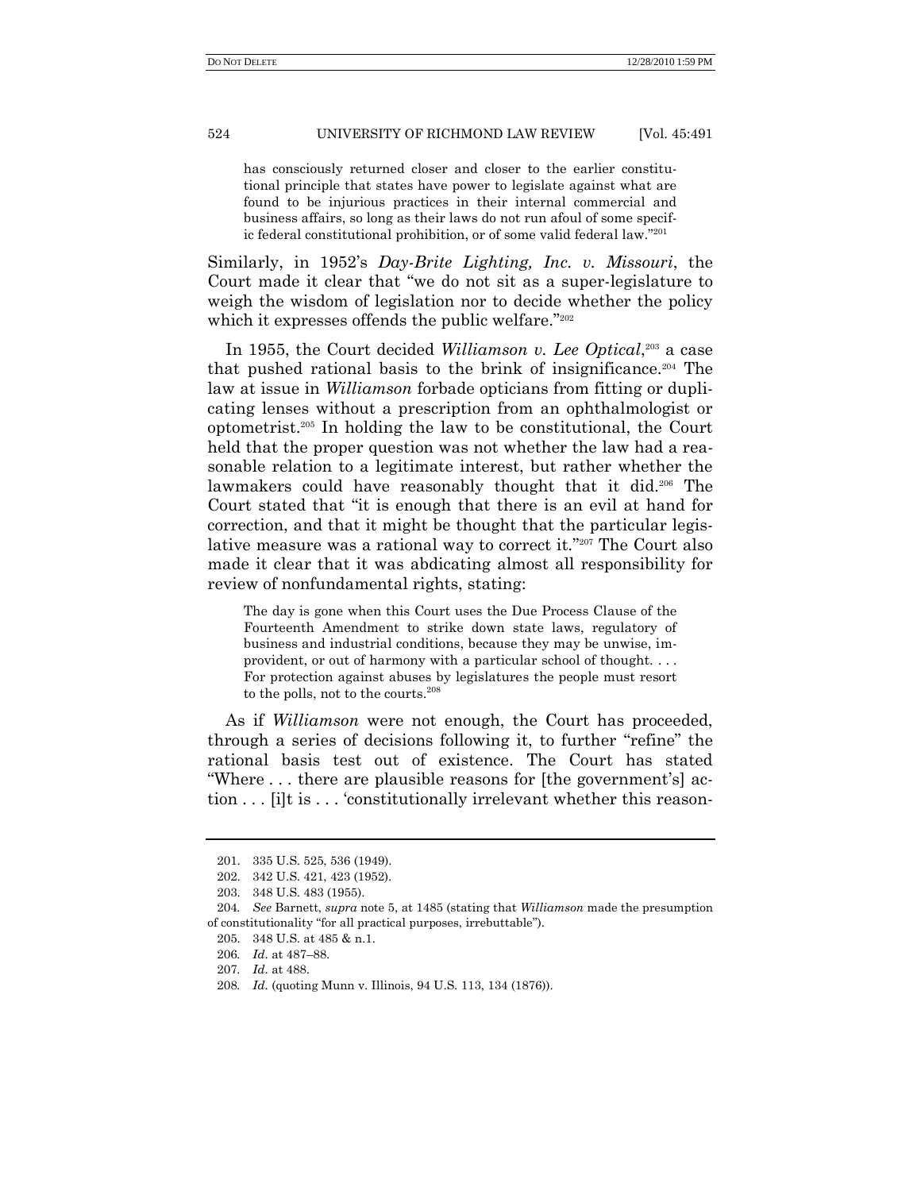> has consciously returned closer and closer to the earlier constitutional principle that states have power to legislate against what are found to be injurious practices in their internal commercial and business affairs, so long as their laws do not run afoul of some specific federal constitutional prohibition, or of some valid federal law."[201]

Similarly, in 1952's *Day-Brite Lighting, Inc. v. Missouri*, the Court made it clear that "we do not sit as a super-legislature to weigh the wisdom of legislation nor to decide whether the policy which it expresses offends the public welfare."[202]

In 1955, the Court decided *Williamson v. Lee Optical*,[203] a case that pushed rational basis to the brink of insignificance.[204] The law at issue in *Williamson* forbade opticians from fitting or duplicating lenses without a prescription from an ophthalmologist or optometrist.[205] In holding the law to be constitutional, the Court held that the proper question was not whether the law had a reasonable relation to a legitimate interest, but rather whether the lawmakers could have reasonably thought that it did.[206] The Court stated that "it is enough that there is an evil at hand for correction, and that it might be thought that the particular legislative measure was a rational way to correct it."[207] The Court also made it clear that it was abdicating almost all responsibility for review of nonfundamental rights, stating:

> The day is gone when this Court uses the Due Process Clause of the Fourteenth Amendment to strike down state laws, regulatory of business and industrial conditions, because they may be unwise, improvident, or out of harmony with a particular school of thought. . . . For protection against abuses by legislatures the people must resort to the polls, not to the courts.[208]

As if *Williamson* were not enough, the Court has proceeded, through a series of decisions following it, to further "refine" the rational basis test out of existence. The Court has stated "Where . . . there are plausible reasons for [the government's] action . . . [i]t is . . . 'constitutionally irrelevant whether this reason-

---

201. 335 U.S. 525, 536 (1949).

202. 342 U.S. 421, 423 (1952).

203. 348 U.S. 483 (1955).

204. *See* Barnett, *supra* note 5, at 1485 (stating that *Williamson* made the presumption of constitutionality "for all practical purposes, irrebuttable").

205. 348 U.S. at 485 & n.1.

206. *Id*. at 487–88.

207. *Id*. at 488.

208. *Id*. (quoting Munn v. Illinois, 94 U.S. 113, 134 (1876)).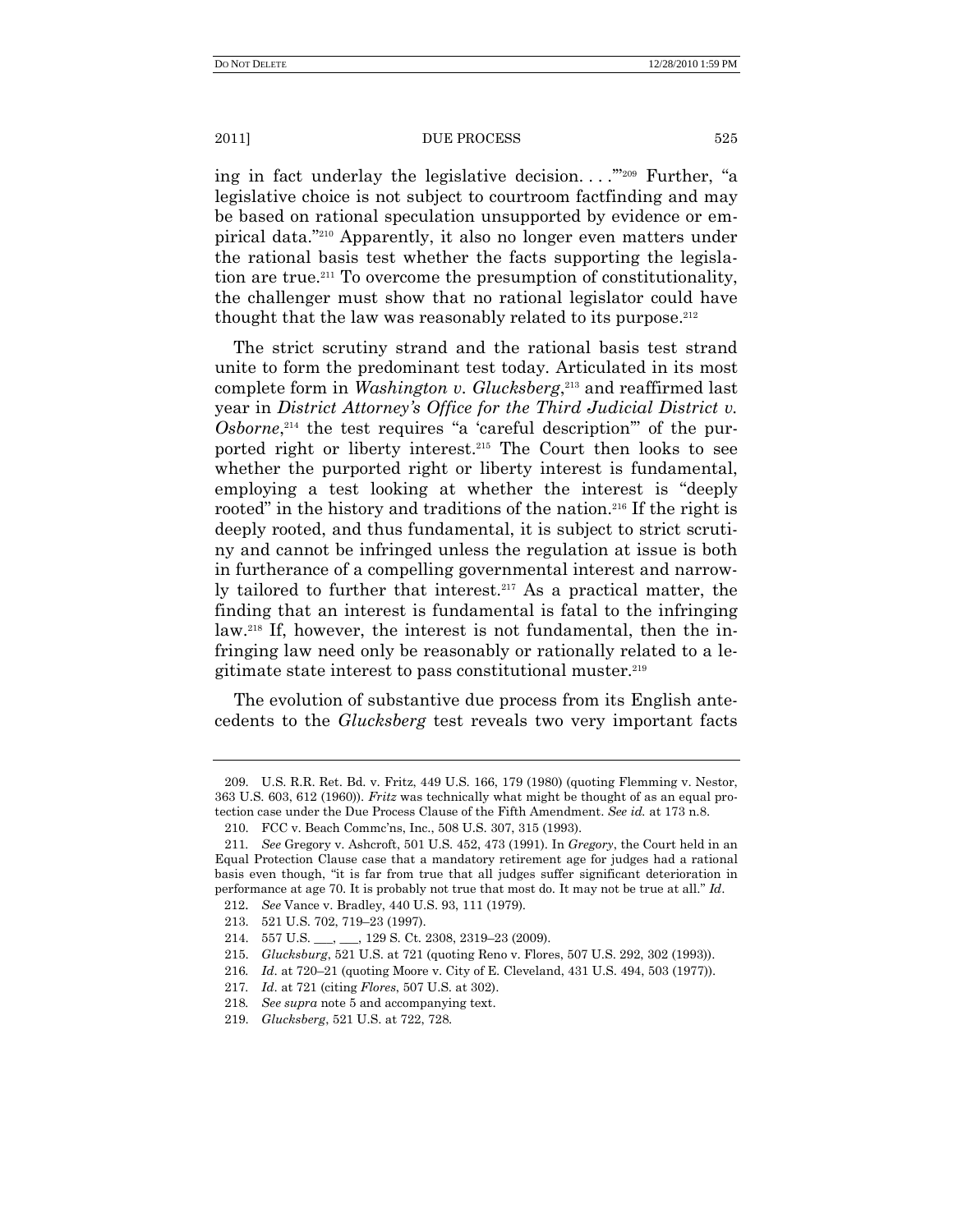ing in fact underlay the legislative decision. . . .'"[209] Further, "a legislative choice is not subject to courtroom factfinding and may be based on rational speculation unsupported by evidence or empirical data."[210] Apparently, it also no longer even matters under the rational basis test whether the facts supporting the legislation are true.[211] To overcome the presumption of constitutionality, the challenger must show that no rational legislator could have thought that the law was reasonably related to its purpose.[212]

The strict scrutiny strand and the rational basis test strand unite to form the predominant test today. Articulated in its most complete form in *Washington v. Glucksberg*,[213] and reaffirmed last year in *District Attorney's Office for the Third Judicial District v. Osborne*,[214] the test requires "a 'careful description'" of the purported right or liberty interest.[215] The Court then looks to see whether the purported right or liberty interest is fundamental, employing a test looking at whether the interest is "deeply rooted" in the history and traditions of the nation.[216] If the right is deeply rooted, and thus fundamental, it is subject to strict scrutiny and cannot be infringed unless the regulation at issue is both in furtherance of a compelling governmental interest and narrowly tailored to further that interest.[217] As a practical matter, the finding that an interest is fundamental is fatal to the infringing law.[218] If, however, the interest is not fundamental, then the infringing law need only be reasonably or rationally related to a legitimate state interest to pass constitutional muster.[219]

The evolution of substantive due process from its English antecedents to the *Glucksberg* test reveals two very important facts

---

209. U.S. R.R. Ret. Bd. v. Fritz, 449 U.S. 166, 179 (1980) (quoting Flemming v. Nestor, 363 U.S. 603, 612 (1960)). *Fritz* was technically what might be thought of as an equal protection case under the Due Process Clause of the Fifth Amendment. *See id.* at 173 n.8.

210. FCC v. Beach Commc'ns, Inc., 508 U.S. 307, 315 (1993).

211. *See* Gregory v. Ashcroft, 501 U.S. 452, 473 (1991). In *Gregory*, the Court held in an Equal Protection Clause case that a mandatory retirement age for judges had a rational basis even though, "it is far from true that all judges suffer significant deterioration in performance at age 70. It is probably not true that most do. It may not be true at all." *Id*.

212. *See* Vance v. Bradley, 440 U.S. 93, 111 (1979).

213. 521 U.S. 702, 719–23 (1997).

214. 557 U.S. ___, ___, 129 S. Ct. 2308, 2319–23 (2009).

215. *Glucksburg*, 521 U.S. at 721 (quoting Reno v. Flores, 507 U.S. 292, 302 (1993)).

216. *Id*. at 720–21 (quoting Moore v. City of E. Cleveland, 431 U.S. 494, 503 (1977)).

217. *Id*. at 721 (citing *Flores*, 507 U.S. at 302).

218. *See supra* note 5 and accompanying text.

219. *Glucksberg*, 521 U.S. at 722, 728.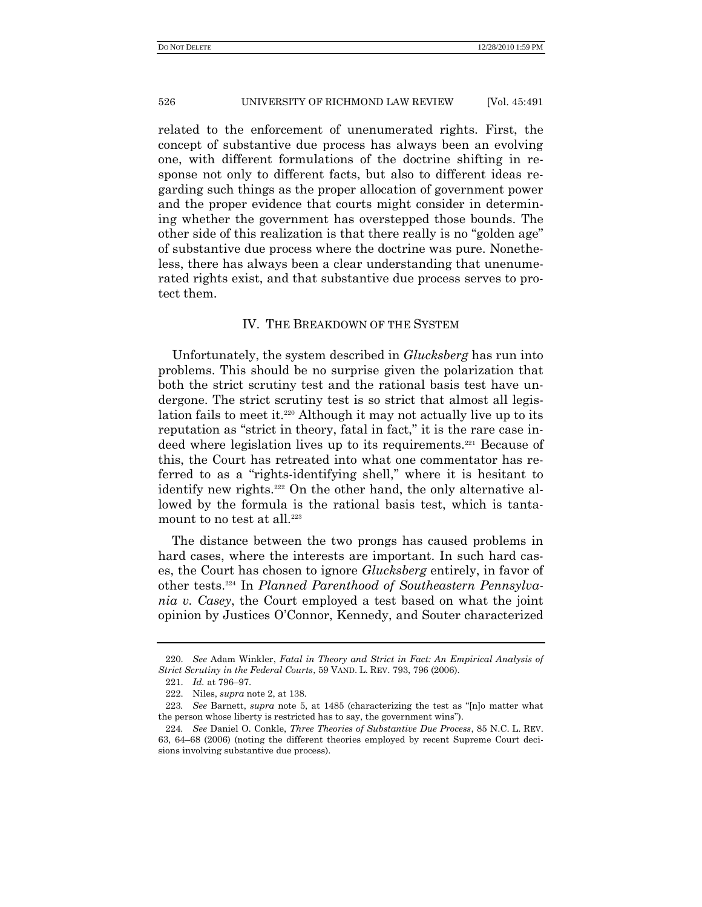related to the enforcement of unenumerated rights. First, the concept of substantive due process has always been an evolving one, with different formulations of the doctrine shifting in response not only to different facts, but also to different ideas regarding such things as the proper allocation of government power and the proper evidence that courts might consider in determining whether the government has overstepped those bounds. The other side of this realization is that there really is no "golden age" of substantive due process where the doctrine was pure. Nonetheless, there has always been a clear understanding that unenumerated rights exist, and that substantive due process serves to protect them.

## IV. THE BREAKDOWN OF THE SYSTEM

Unfortunately, the system described in *Glucksberg* has run into problems. This should be no surprise given the polarization that both the strict scrutiny test and the rational basis test have undergone. The strict scrutiny test is so strict that almost all legislation fails to meet it.[220] Although it may not actually live up to its reputation as "strict in theory, fatal in fact," it is the rare case indeed where legislation lives up to its requirements.[221] Because of this, the Court has retreated into what one commentator has referred to as a "rights-identifying shell," where it is hesitant to identify new rights.[222] On the other hand, the only alternative allowed by the formula is the rational basis test, which is tantamount to no test at all.[223]

The distance between the two prongs has caused problems in hard cases, where the interests are important. In such hard cases, the Court has chosen to ignore *Glucksberg* entirely, in favor of other tests.[224] In *Planned Parenthood of Southeastern Pennsylvania v. Casey*, the Court employed a test based on what the joint opinion by Justices O'Connor, Kennedy, and Souter characterized

---

220. *See* Adam Winkler, *Fatal in Theory and Strict in Fact: An Empirical Analysis of Strict Scrutiny in the Federal Courts*, 59 VAND. L. REV. 793, 796 (2006).

221. *Id.* at 796–97.

222. Niles, *supra* note 2, at 138.

223. *See* Barnett, *supra* note 5, at 1485 (characterizing the test as "[n]o matter what the person whose liberty is restricted has to say, the government wins").

224. *See* Daniel O. Conkle, *Three Theories of Substantive Due Process*, 85 N.C. L. REV. 63, 64–68 (2006) (noting the different theories employed by recent Supreme Court decisions involving substantive due process).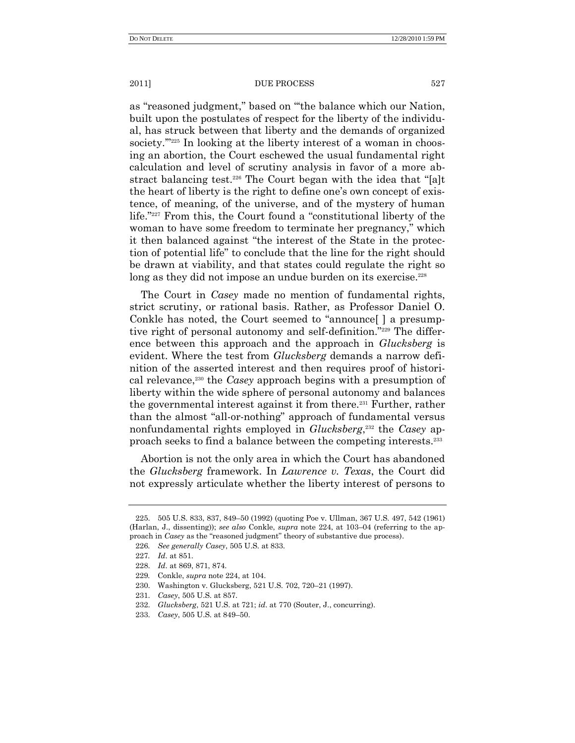as "reasoned judgment," based on "'the balance which our Nation, built upon the postulates of respect for the liberty of the individual, has struck between that liberty and the demands of organized society.'"[225] In looking at the liberty interest of a woman in choosing an abortion, the Court eschewed the usual fundamental right calculation and level of scrutiny analysis in favor of a more abstract balancing test.[226] The Court began with the idea that "[a]t the heart of liberty is the right to define one's own concept of existence, of meaning, of the universe, and of the mystery of human life."[227] From this, the Court found a "constitutional liberty of the woman to have some freedom to terminate her pregnancy," which it then balanced against "the interest of the State in the protection of potential life" to conclude that the line for the right should be drawn at viability, and that states could regulate the right so long as they did not impose an undue burden on its exercise.[228]

The Court in *Casey* made no mention of fundamental rights, strict scrutiny, or rational basis. Rather, as Professor Daniel O. Conkle has noted, the Court seemed to "announce[ ] a presumptive right of personal autonomy and self-definition."[229] The difference between this approach and the approach in *Glucksberg* is evident. Where the test from *Glucksberg* demands a narrow definition of the asserted interest and then requires proof of historical relevance,[230] the *Casey* approach begins with a presumption of liberty within the wide sphere of personal autonomy and balances the governmental interest against it from there.[231] Further, rather than the almost "all-or-nothing" approach of fundamental versus nonfundamental rights employed in *Glucksberg*,[232] the *Casey* approach seeks to find a balance between the competing interests.[233]

Abortion is not the only area in which the Court has abandoned the *Glucksberg* framework. In *Lawrence v. Texas*, the Court did not expressly articulate whether the liberty interest of persons to

---

225. 505 U.S. 833, 837, 849–50 (1992) (quoting Poe v. Ullman, 367 U.S. 497, 542 (1961) (Harlan, J., dissenting)); *see also* Conkle, *supra* note 224, at 103–04 (referring to the approach in *Casey* as the "reasoned judgment" theory of substantive due process).

226. *See generally Casey*, 505 U.S. at 833.

227. *Id*. at 851.

228. *Id*. at 869, 871, 874.

229. Conkle, *supra* note 224, at 104.

230. Washington v. Glucksberg, 521 U.S. 702, 720–21 (1997).

231. *Casey*, 505 U.S. at 857.

232. *Glucksberg*, 521 U.S. at 721; *id*. at 770 (Souter, J., concurring).

233. *Casey*, 505 U.S. at 849–50.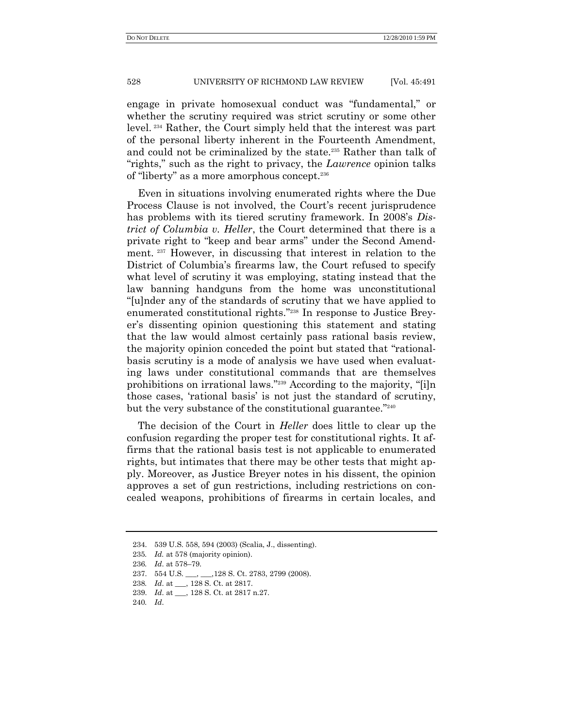engage in private homosexual conduct was "fundamental," or whether the scrutiny required was strict scrutiny or some other level.[234] Rather, the Court simply held that the interest was part of the personal liberty inherent in the Fourteenth Amendment, and could not be criminalized by the state.[235] Rather than talk of "rights," such as the right to privacy, the *Lawrence* opinion talks of "liberty" as a more amorphous concept.[236]

Even in situations involving enumerated rights where the Due Process Clause is not involved, the Court's recent jurisprudence has problems with its tiered scrutiny framework. In 2008's *District of Columbia v. Heller*, the Court determined that there is a private right to "keep and bear arms" under the Second Amendment.[237] However, in discussing that interest in relation to the District of Columbia's firearms law, the Court refused to specify what level of scrutiny it was employing, stating instead that the law banning handguns from the home was unconstitutional "[u]nder any of the standards of scrutiny that we have applied to enumerated constitutional rights."[238] In response to Justice Breyer's dissenting opinion questioning this statement and stating that the law would almost certainly pass rational basis review, the majority opinion conceded the point but stated that "rational-basis scrutiny is a mode of analysis we have used when evaluating laws under constitutional commands that are themselves prohibitions on irrational laws."[239] According to the majority, "[i]n those cases, 'rational basis' is not just the standard of scrutiny, but the very substance of the constitutional guarantee."[240]

The decision of the Court in *Heller* does little to clear up the confusion regarding the proper test for constitutional rights. It affirms that the rational basis test is not applicable to enumerated rights, but intimates that there may be other tests that might apply. Moreover, as Justice Breyer notes in his dissent, the opinion approves a set of gun restrictions, including restrictions on concealed weapons, prohibitions of firearms in certain locales, and

---

234. 539 U.S. 558, 594 (2003) (Scalia, J., dissenting).

235. *Id.* at 578 (majority opinion).

236. *Id.* at 578–79.

237. 554 U.S. ___, ___,128 S. Ct. 2783, 2799 (2008).

238. *Id.* at ___, 128 S. Ct. at 2817.

239. *Id.* at ___, 128 S. Ct. at 2817 n.27.

240. *Id.*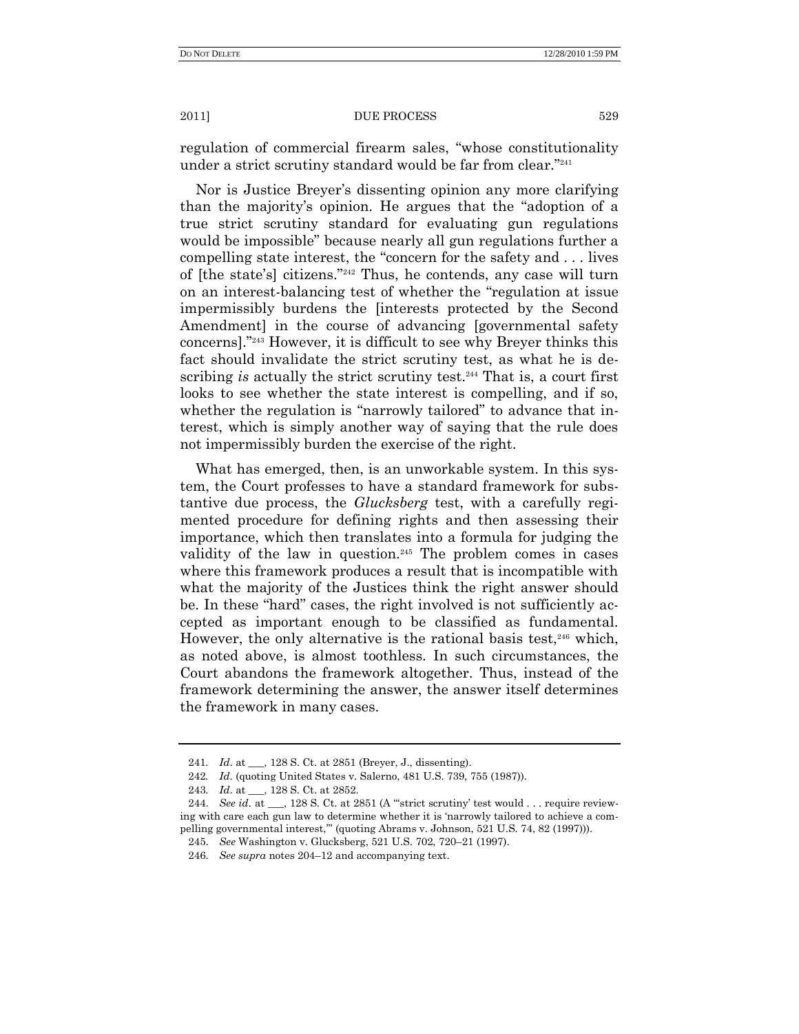regulation of commercial firearm sales, "whose constitutionality under a strict scrutiny standard would be far from clear."[241]

Nor is Justice Breyer's dissenting opinion any more clarifying than the majority's opinion. He argues that the "adoption of a true strict scrutiny standard for evaluating gun regulations would be impossible" because nearly all gun regulations further a compelling state interest, the "concern for the safety and . . . lives of [the state's] citizens."[242] Thus, he contends, any case will turn on an interest-balancing test of whether the "regulation at issue impermissibly burdens the [interests protected by the Second Amendment] in the course of advancing [governmental safety concerns]."[243] However, it is difficult to see why Breyer thinks this fact should invalidate the strict scrutiny test, as what he is describing *is* actually the strict scrutiny test.[244] That is, a court first looks to see whether the state interest is compelling, and if so, whether the regulation is "narrowly tailored" to advance that interest, which is simply another way of saying that the rule does not impermissibly burden the exercise of the right.

What has emerged, then, is an unworkable system. In this system, the Court professes to have a standard framework for substantive due process, the *Glucksberg* test, with a carefully regimented procedure for defining rights and then assessing their importance, which then translates into a formula for judging the validity of the law in question.[245] The problem comes in cases where this framework produces a result that is incompatible with what the majority of the Justices think the right answer should be. In these "hard" cases, the right involved is not sufficiently accepted as important enough to be classified as fundamental. However, the only alternative is the rational basis test,[246] which, as noted above, is almost toothless. In such circumstances, the Court abandons the framework altogether. Thus, instead of the framework determining the answer, the answer itself determines the framework in many cases.

---

241. *Id.* at ___, 128 S. Ct. at 2851 (Breyer, J., dissenting).

242. *Id.* (quoting United States v. Salerno, 481 U.S. 739, 755 (1987)).

243. *Id.* at ___, 128 S. Ct. at 2852.

244. *See id.* at ___, 128 S. Ct. at 2851 (A "'strict scrutiny' test would . . . require reviewing with care each gun law to determine whether it is 'narrowly tailored to achieve a compelling governmental interest,'" (quoting Abrams v. Johnson, 521 U.S. 74, 82 (1997))).

245. *See* Washington v. Glucksberg, 521 U.S. 702, 720–21 (1997).

246. *See supra* notes 204–12 and accompanying text.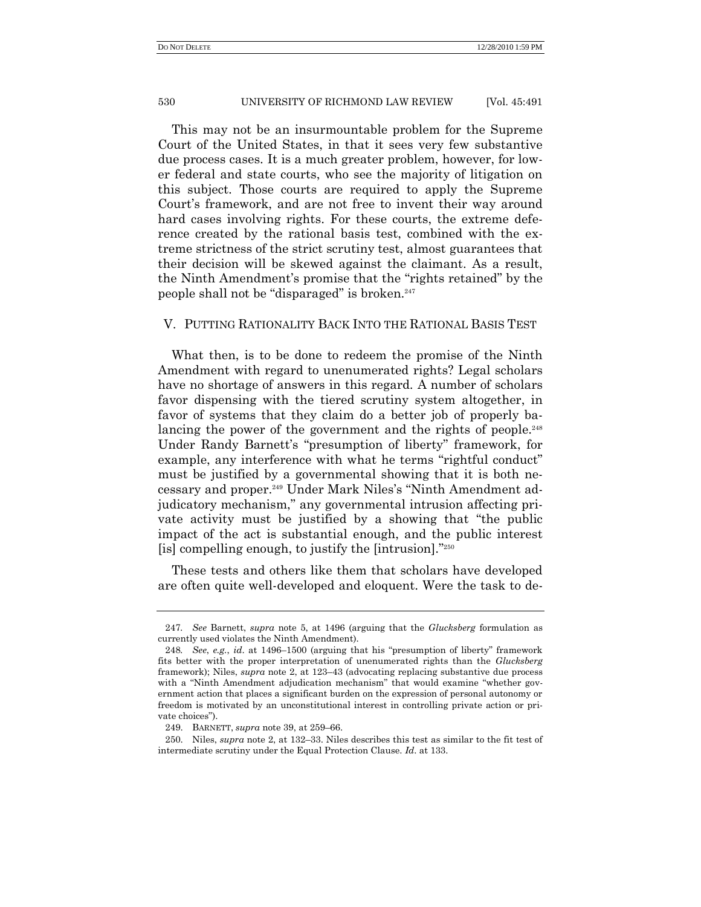This may not be an insurmountable problem for the Supreme Court of the United States, in that it sees very few substantive due process cases. It is a much greater problem, however, for lower federal and state courts, who see the majority of litigation on this subject. Those courts are required to apply the Supreme Court's framework, and are not free to invent their way around hard cases involving rights. For these courts, the extreme deference created by the rational basis test, combined with the extreme strictness of the strict scrutiny test, almost guarantees that their decision will be skewed against the claimant. As a result, the Ninth Amendment's promise that the "rights retained" by the people shall not be "disparaged" is broken.[247]

## V. PUTTING RATIONALITY BACK INTO THE RATIONAL BASIS TEST

What then, is to be done to redeem the promise of the Ninth Amendment with regard to unenumerated rights? Legal scholars have no shortage of answers in this regard. A number of scholars favor dispensing with the tiered scrutiny system altogether, in favor of systems that they claim do a better job of properly balancing the power of the government and the rights of people.[248] Under Randy Barnett's "presumption of liberty" framework, for example, any interference with what he terms "rightful conduct" must be justified by a governmental showing that it is both necessary and proper.[249] Under Mark Niles's "Ninth Amendment adjudicatory mechanism," any governmental intrusion affecting private activity must be justified by a showing that "the public impact of the act is substantial enough, and the public interest [is] compelling enough, to justify the [intrusion]."[250]

These tests and others like them that scholars have developed are often quite well-developed and eloquent. Were the task to de-

---

247. *See* Barnett, *supra* note 5, at 1496 (arguing that the *Glucksberg* formulation as currently used violates the Ninth Amendment).

248. *See*, *e.g.*, *id*. at 1496–1500 (arguing that his "presumption of liberty" framework fits better with the proper interpretation of unenumerated rights than the *Glucksberg* framework); Niles, *supra* note 2, at 123–43 (advocating replacing substantive due process with a "Ninth Amendment adjudication mechanism" that would examine "whether government action that places a significant burden on the expression of personal autonomy or freedom is motivated by an unconstitutional interest in controlling private action or private choices").

249. BARNETT, *supra* note 39, at 259–66.

250. Niles, *supra* note 2, at 132–33. Niles describes this test as similar to the fit test of intermediate scrutiny under the Equal Protection Clause. *Id*. at 133.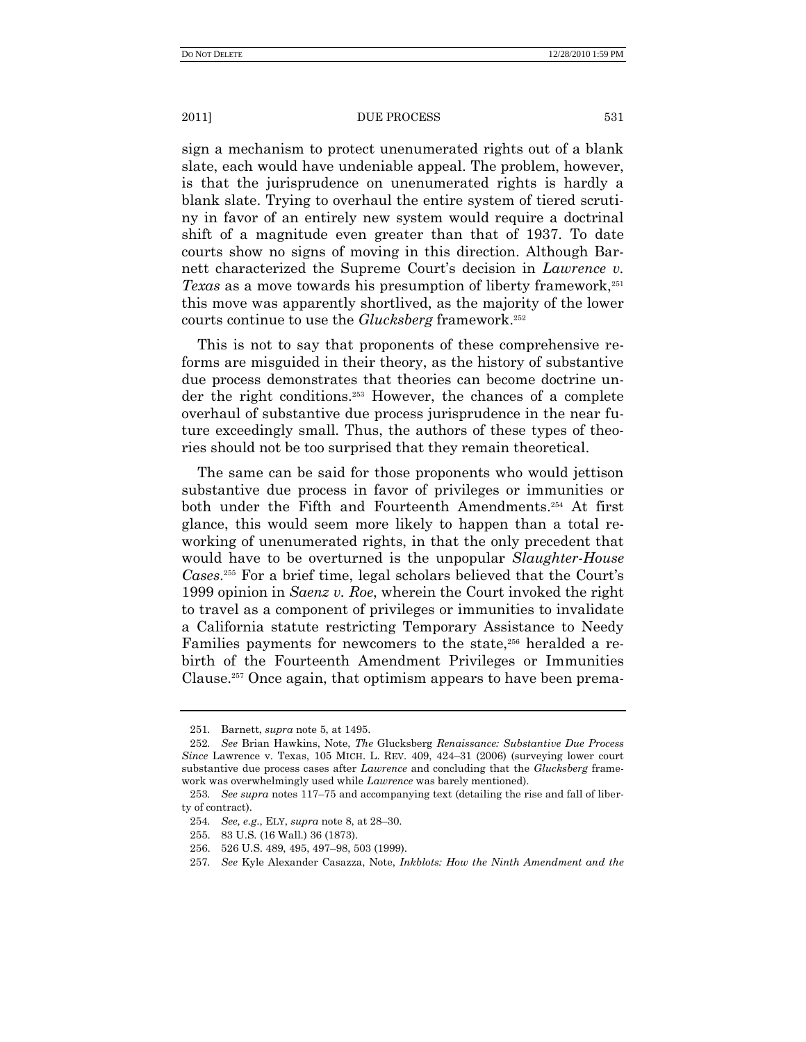sign a mechanism to protect unenumerated rights out of a blank slate, each would have undeniable appeal. The problem, however, is that the jurisprudence on unenumerated rights is hardly a blank slate. Trying to overhaul the entire system of tiered scrutiny in favor of an entirely new system would require a doctrinal shift of a magnitude even greater than that of 1937. To date courts show no signs of moving in this direction. Although Barnett characterized the Supreme Court's decision in *Lawrence v. Texas* as a move towards his presumption of liberty framework,[251] this move was apparently shortlived, as the majority of the lower courts continue to use the *Glucksberg* framework.[252]

This is not to say that proponents of these comprehensive reforms are misguided in their theory, as the history of substantive due process demonstrates that theories can become doctrine under the right conditions.[253] However, the chances of a complete overhaul of substantive due process jurisprudence in the near future exceedingly small. Thus, the authors of these types of theories should not be too surprised that they remain theoretical.

The same can be said for those proponents who would jettison substantive due process in favor of privileges or immunities or both under the Fifth and Fourteenth Amendments.[254] At first glance, this would seem more likely to happen than a total reworking of unenumerated rights, in that the only precedent that would have to be overturned is the unpopular *Slaughter-House Cases*.[255] For a brief time, legal scholars believed that the Court's 1999 opinion in *Saenz v. Roe*, wherein the Court invoked the right to travel as a component of privileges or immunities to invalidate a California statute restricting Temporary Assistance to Needy Families payments for newcomers to the state,[256] heralded a rebirth of the Fourteenth Amendment Privileges or Immunities Clause.[257] Once again, that optimism appears to have been prema-

---

251. Barnett, *supra* note 5, at 1495.

252. *See* Brian Hawkins, Note, *The* Glucksberg *Renaissance: Substantive Due Process Since* Lawrence v. Texas, 105 MICH. L. REV. 409, 424–31 (2006) (surveying lower court substantive due process cases after *Lawrence* and concluding that the *Glucksberg* framework was overwhelmingly used while *Lawrence* was barely mentioned).

253. *See supra* notes 117–75 and accompanying text (detailing the rise and fall of liberty of contract).

254. *See, e.g.*, ELY, *supra* note 8, at 28–30.

255. 83 U.S. (16 Wall.) 36 (1873).

256. 526 U.S. 489, 495, 497–98, 503 (1999).

257. *See* Kyle Alexander Casazza, Note, *Inkblots: How the Ninth Amendment and the*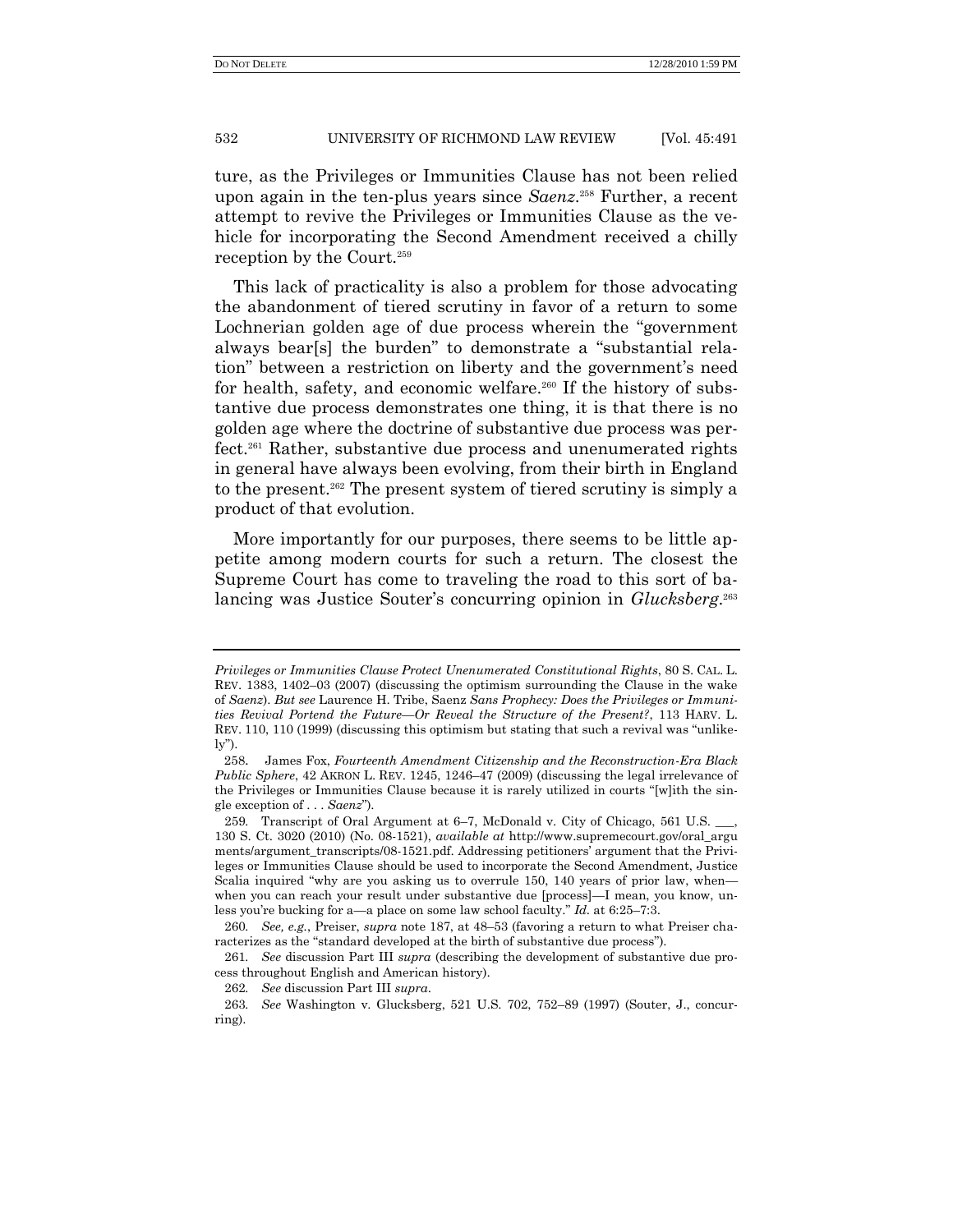ture, as the Privileges or Immunities Clause has not been relied upon again in the ten-plus years since *Saenz*.[258] Further, a recent attempt to revive the Privileges or Immunities Clause as the vehicle for incorporating the Second Amendment received a chilly reception by the Court.[259]

This lack of practicality is also a problem for those advocating the abandonment of tiered scrutiny in favor of a return to some Lochnerian golden age of due process wherein the "government always bear[s] the burden" to demonstrate a "substantial relation" between a restriction on liberty and the government's need for health, safety, and economic welfare.[260] If the history of substantive due process demonstrates one thing, it is that there is no golden age where the doctrine of substantive due process was perfect.[261] Rather, substantive due process and unenumerated rights in general have always been evolving, from their birth in England to the present.[262] The present system of tiered scrutiny is simply a product of that evolution.

More importantly for our purposes, there seems to be little appetite among modern courts for such a return. The closest the Supreme Court has come to traveling the road to this sort of balancing was Justice Souter's concurring opinion in *Glucksberg*.[263]

---

*Privileges or Immunities Clause Protect Unenumerated Constitutional Rights*, 80 S. CAL. L. REV. 1383, 1402–03 (2007) (discussing the optimism surrounding the Clause in the wake of *Saenz*). *But see* Laurence H. Tribe, Saenz *Sans Prophecy: Does the Privileges or Immunities Revival Portend the Future—Or Reveal the Structure of the Present?*, 113 HARV. L. REV. 110, 110 (1999) (discussing this optimism but stating that such a revival was "unlikely").

258. James Fox, *Fourteenth Amendment Citizenship and the Reconstruction-Era Black Public Sphere*, 42 AKRON L. REV. 1245, 1246–47 (2009) (discussing the legal irrelevance of the Privileges or Immunities Clause because it is rarely utilized in courts "[w]ith the single exception of . . . *Saenz*").

259. Transcript of Oral Argument at 6–7, McDonald v. City of Chicago, 561 U.S. ___, 130 S. Ct. 3020 (2010) (No. 08-1521), *available at* http://www.supremecourt.gov/oral_arguments/argument_transcripts/08-1521.pdf. Addressing petitioners' argument that the Privileges or Immunities Clause should be used to incorporate the Second Amendment, Justice Scalia inquired "why are you asking us to overrule 150, 140 years of prior law, when—when you can reach your result under substantive due [process]—I mean, you know, unless you're bucking for a—a place on some law school faculty." *Id.* at 6:25–7:3.

260. *See, e.g.*, Preiser, *supra* note 187, at 48–53 (favoring a return to what Preiser characterizes as the "standard developed at the birth of substantive due process").

261. *See* discussion Part III *supra* (describing the development of substantive due process throughout English and American history).

262. *See* discussion Part III *supra*.

263. *See* Washington v. Glucksberg, 521 U.S. 702, 752–89 (1997) (Souter, J., concurring).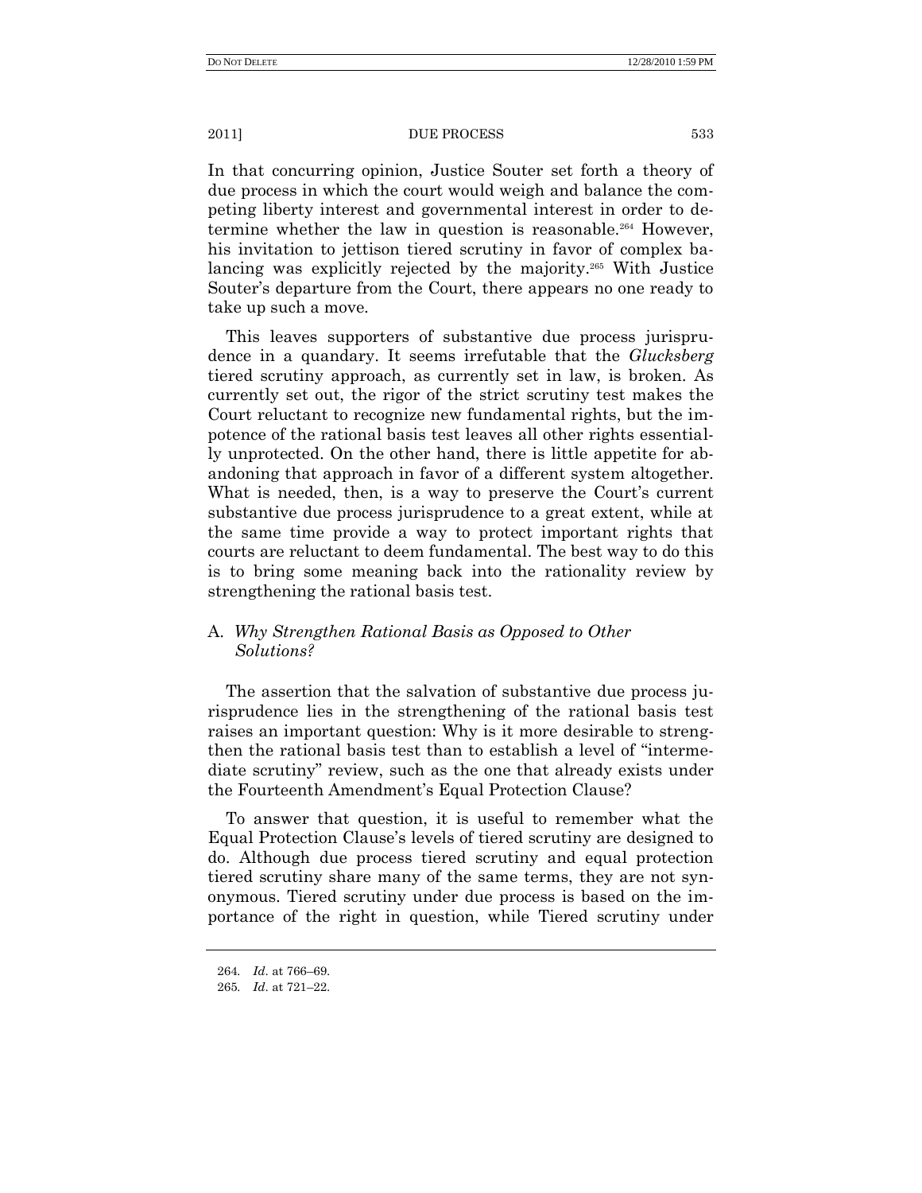In that concurring opinion, Justice Souter set forth a theory of due process in which the court would weigh and balance the competing liberty interest and governmental interest in order to determine whether the law in question is reasonable.[264] However, his invitation to jettison tiered scrutiny in favor of complex balancing was explicitly rejected by the majority.[265] With Justice Souter's departure from the Court, there appears no one ready to take up such a move.

This leaves supporters of substantive due process jurisprudence in a quandary. It seems irrefutable that the *Glucksberg* tiered scrutiny approach, as currently set in law, is broken. As currently set out, the rigor of the strict scrutiny test makes the Court reluctant to recognize new fundamental rights, but the impotence of the rational basis test leaves all other rights essentially unprotected. On the other hand, there is little appetite for abandoning that approach in favor of a different system altogether. What is needed, then, is a way to preserve the Court's current substantive due process jurisprudence to a great extent, while at the same time provide a way to protect important rights that courts are reluctant to deem fundamental. The best way to do this is to bring some meaning back into the rationality review by strengthening the rational basis test.

### A. *Why Strengthen Rational Basis as Opposed to Other Solutions?*

The assertion that the salvation of substantive due process jurisprudence lies in the strengthening of the rational basis test raises an important question: Why is it more desirable to strengthen the rational basis test than to establish a level of "intermediate scrutiny" review, such as the one that already exists under the Fourteenth Amendment's Equal Protection Clause?

To answer that question, it is useful to remember what the Equal Protection Clause's levels of tiered scrutiny are designed to do. Although due process tiered scrutiny and equal protection tiered scrutiny share many of the same terms, they are not synonymous. Tiered scrutiny under due process is based on the importance of the right in question, while Tiered scrutiny under

264. *Id.* at 766–69.
265. *Id.* at 721–22.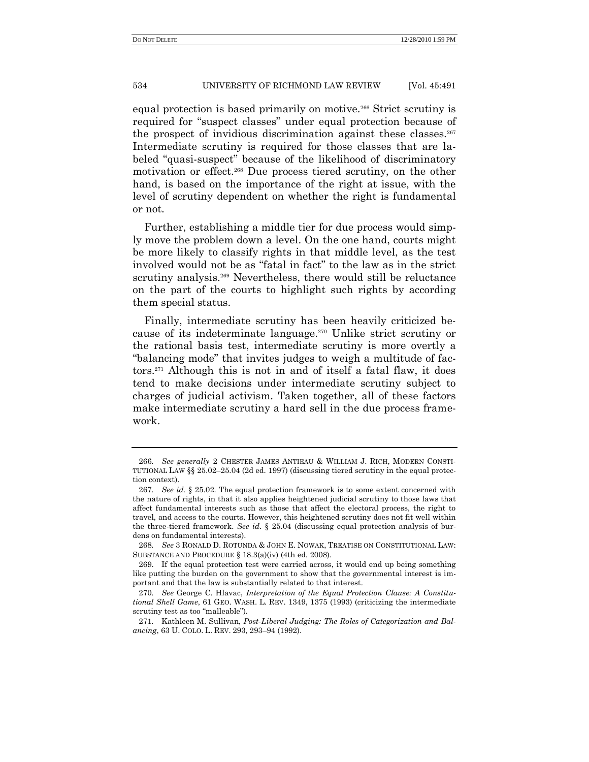equal protection is based primarily on motive.[266] Strict scrutiny is required for "suspect classes" under equal protection because of the prospect of invidious discrimination against these classes.[267] Intermediate scrutiny is required for those classes that are labeled "quasi-suspect" because of the likelihood of discriminatory motivation or effect.[268] Due process tiered scrutiny, on the other hand, is based on the importance of the right at issue, with the level of scrutiny dependent on whether the right is fundamental or not.

Further, establishing a middle tier for due process would simply move the problem down a level. On the one hand, courts might be more likely to classify rights in that middle level, as the test involved would not be as "fatal in fact" to the law as in the strict scrutiny analysis.[269] Nevertheless, there would still be reluctance on the part of the courts to highlight such rights by according them special status.

Finally, intermediate scrutiny has been heavily criticized because of its indeterminate language.[270] Unlike strict scrutiny or the rational basis test, intermediate scrutiny is more overtly a "balancing mode" that invites judges to weigh a multitude of factors.[271] Although this is not in and of itself a fatal flaw, it does tend to make decisions under intermediate scrutiny subject to charges of judicial activism. Taken together, all of these factors make intermediate scrutiny a hard sell in the due process framework.

---

266. *See generally* 2 CHESTER JAMES ANTIEAU & WILLIAM J. RICH, MODERN CONSTITUTIONAL LAW §§ 25.02–25.04 (2d ed. 1997) (discussing tiered scrutiny in the equal protection context).

267. *See id.* § 25.02. The equal protection framework is to some extent concerned with the nature of rights, in that it also applies heightened judicial scrutiny to those laws that affect fundamental interests such as those that affect the electoral process, the right to travel, and access to the courts. However, this heightened scrutiny does not fit well within the three-tiered framework. *See id*. § 25.04 (discussing equal protection analysis of burdens on fundamental interests).

268. *See* 3 RONALD D. ROTUNDA & JOHN E. NOWAK, TREATISE ON CONSTITUTIONAL LAW: SUBSTANCE AND PROCEDURE § 18.3(a)(iv) (4th ed. 2008).

269. If the equal protection test were carried across, it would end up being something like putting the burden on the government to show that the governmental interest is important and that the law is substantially related to that interest.

270. *See* George C. Hlavac, *Interpretation of the Equal Protection Clause: A Constitutional Shell Game*, 61 GEO. WASH. L. REV. 1349, 1375 (1993) (criticizing the intermediate scrutiny test as too "malleable").

271. Kathleen M. Sullivan, *Post-Liberal Judging: The Roles of Categorization and Balancing*, 63 U. COLO. L. REV. 293, 293–94 (1992).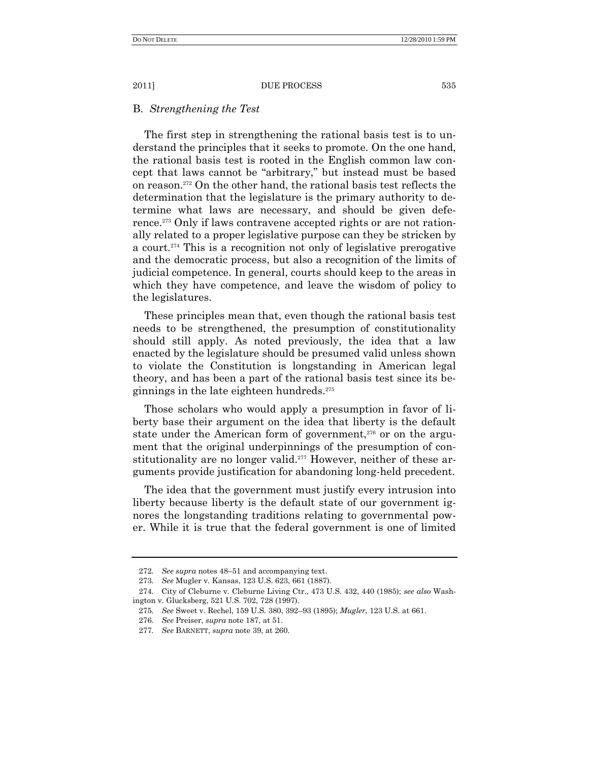## B. *Strengthening the Test*

The first step in strengthening the rational basis test is to understand the principles that it seeks to promote. On the one hand, the rational basis test is rooted in the English common law concept that laws cannot be "arbitrary," but instead must be based on reason.[272] On the other hand, the rational basis test reflects the determination that the legislature is the primary authority to determine what laws are necessary, and should be given deference.[273] Only if laws contravene accepted rights or are not rationally related to a proper legislative purpose can they be stricken by a court.[274] This is a recognition not only of legislative prerogative and the democratic process, but also a recognition of the limits of judicial competence. In general, courts should keep to the areas in which they have competence, and leave the wisdom of policy to the legislatures.

These principles mean that, even though the rational basis test needs to be strengthened, the presumption of constitutionality should still apply. As noted previously, the idea that a law enacted by the legislature should be presumed valid unless shown to violate the Constitution is longstanding in American legal theory, and has been a part of the rational basis test since its beginnings in the late eighteen hundreds.[275]

Those scholars who would apply a presumption in favor of liberty base their argument on the idea that liberty is the default state under the American form of government,[276] or on the argument that the original underpinnings of the presumption of constitutionality are no longer valid.[277] However, neither of these arguments provide justification for abandoning long-held precedent.

The idea that the government must justify every intrusion into liberty because liberty is the default state of our government ignores the longstanding traditions relating to governmental power. While it is true that the federal government is one of limited

---

272. *See supra* notes 48–51 and accompanying text.

273. *See* Mugler v. Kansas, 123 U.S. 623, 661 (1887).

274. City of Cleburne v. Cleburne Living Ctr., 473 U.S. 432, 440 (1985); *see also* Washington v. Glucksberg, 521 U.S. 702, 728 (1997).

275. *See* Sweet v. Rechel, 159 U.S. 380, 392–93 (1895); *Mugler*, 123 U.S. at 661.

276. *See* Preiser, *supra* note 187, at 51.

277. *See* BARNETT, *supra* note 39, at 260.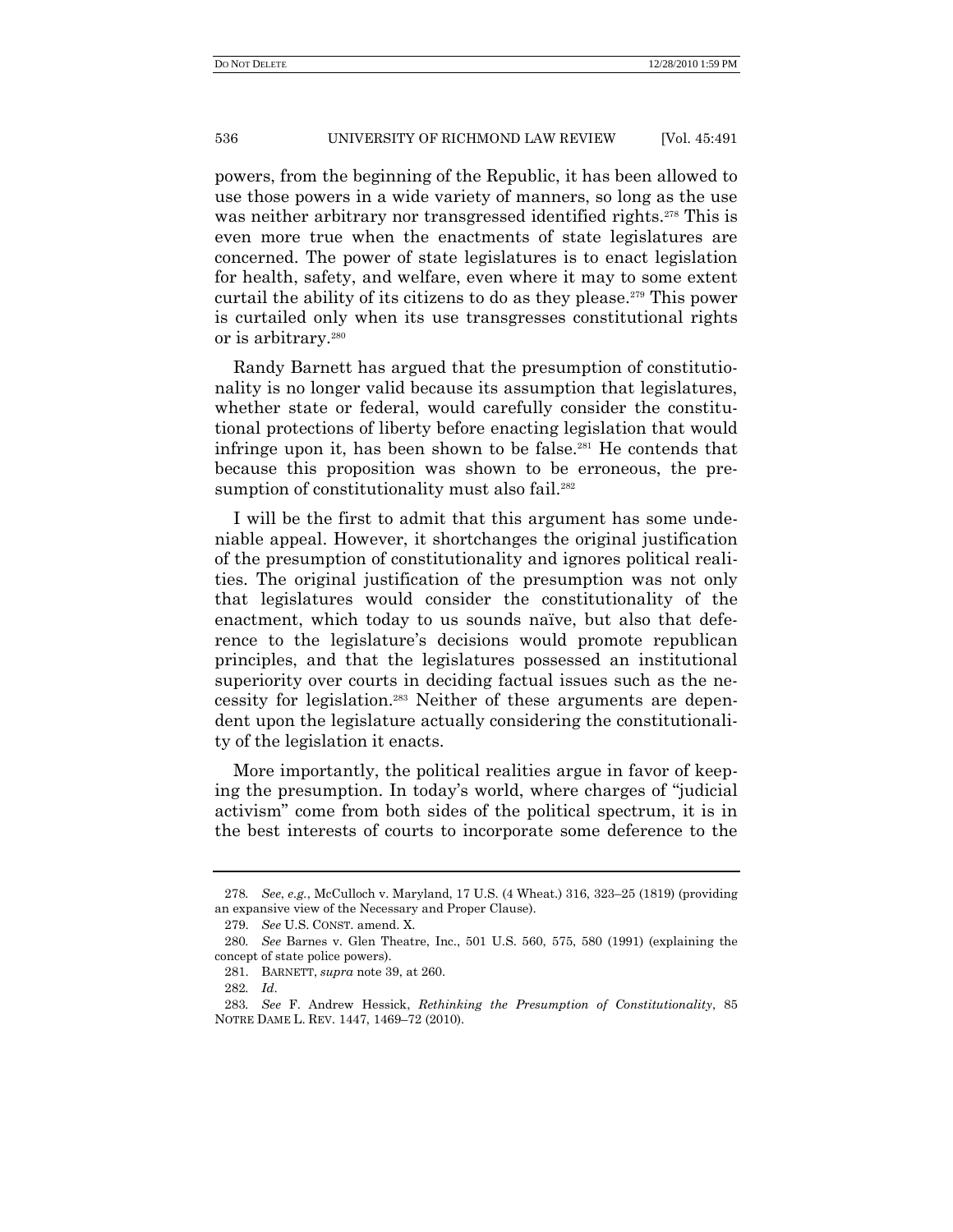powers, from the beginning of the Republic, it has been allowed to use those powers in a wide variety of manners, so long as the use was neither arbitrary nor transgressed identified rights.[278] This is even more true when the enactments of state legislatures are concerned. The power of state legislatures is to enact legislation for health, safety, and welfare, even where it may to some extent curtail the ability of its citizens to do as they please.[279] This power is curtailed only when its use transgresses constitutional rights or is arbitrary.[280]

Randy Barnett has argued that the presumption of constitutionality is no longer valid because its assumption that legislatures, whether state or federal, would carefully consider the constitutional protections of liberty before enacting legislation that would infringe upon it, has been shown to be false.[281] He contends that because this proposition was shown to be erroneous, the presumption of constitutionality must also fail.[282]

I will be the first to admit that this argument has some undeniable appeal. However, it shortchanges the original justification of the presumption of constitutionality and ignores political realities. The original justification of the presumption was not only that legislatures would consider the constitutionality of the enactment, which today to us sounds naïve, but also that deference to the legislature's decisions would promote republican principles, and that the legislatures possessed an institutional superiority over courts in deciding factual issues such as the necessity for legislation.[283] Neither of these arguments are dependent upon the legislature actually considering the constitutionality of the legislation it enacts.

More importantly, the political realities argue in favor of keeping the presumption. In today's world, where charges of "judicial activism" come from both sides of the political spectrum, it is in the best interests of courts to incorporate some deference to the

---

278. *See*, *e.g.*, McCulloch v. Maryland, 17 U.S. (4 Wheat.) 316, 323–25 (1819) (providing an expansive view of the Necessary and Proper Clause).

279. *See* U.S. CONST. amend. X.

280. *See* Barnes v. Glen Theatre, Inc., 501 U.S. 560, 575, 580 (1991) (explaining the concept of state police powers).

281. BARNETT, *supra* note 39, at 260.

282. *Id*.

283. *See* F. Andrew Hessick, *Rethinking the Presumption of Constitutionality*, 85 NOTRE DAME L. REV. 1447, 1469–72 (2010).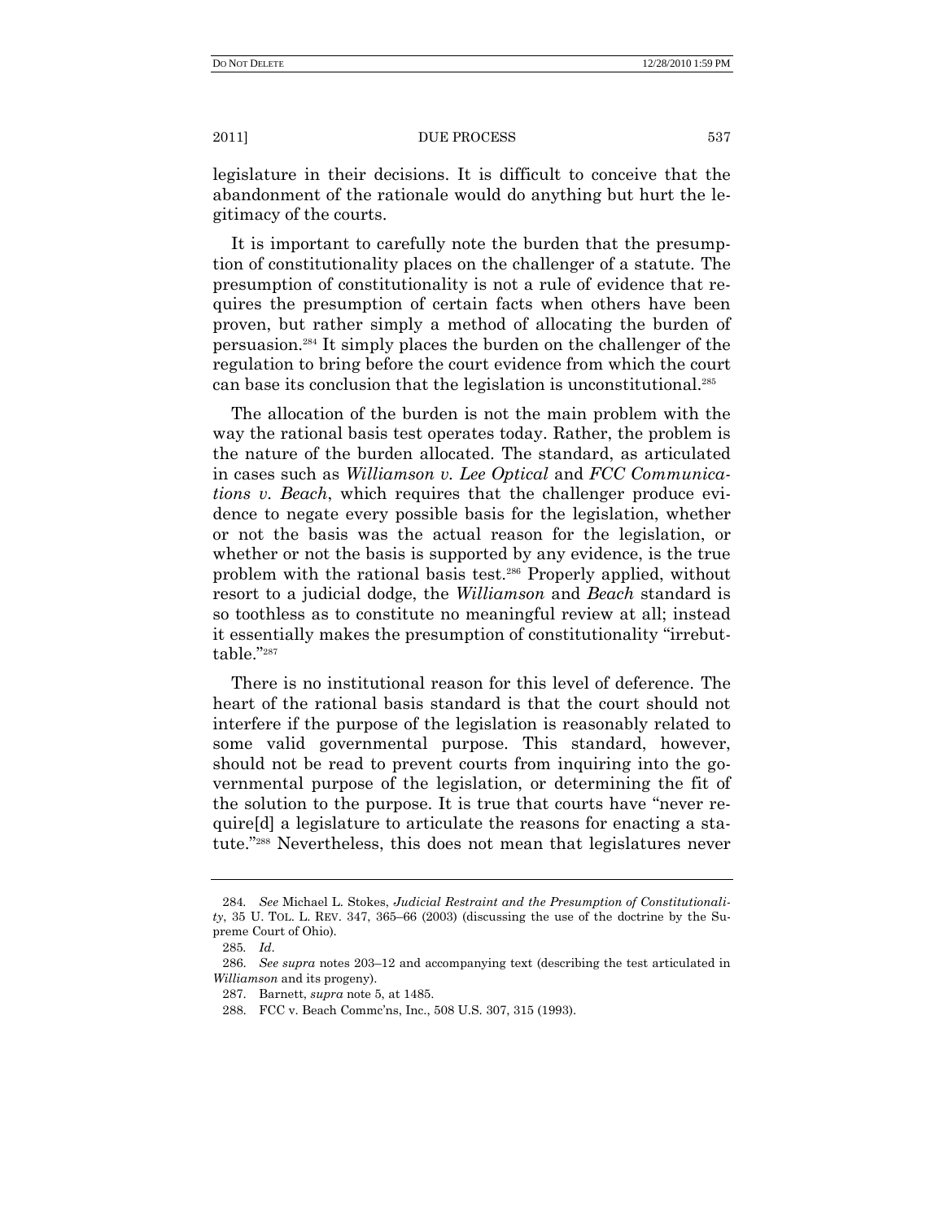legislature in their decisions. It is difficult to conceive that the abandonment of the rationale would do anything but hurt the legitimacy of the courts.

It is important to carefully note the burden that the presumption of constitutionality places on the challenger of a statute. The presumption of constitutionality is not a rule of evidence that requires the presumption of certain facts when others have been proven, but rather simply a method of allocating the burden of persuasion.[284] It simply places the burden on the challenger of the regulation to bring before the court evidence from which the court can base its conclusion that the legislation is unconstitutional.[285]

The allocation of the burden is not the main problem with the way the rational basis test operates today. Rather, the problem is the nature of the burden allocated. The standard, as articulated in cases such as *Williamson v. Lee Optical* and *FCC Communications v. Beach*, which requires that the challenger produce evidence to negate every possible basis for the legislation, whether or not the basis was the actual reason for the legislation, or whether or not the basis is supported by any evidence, is the true problem with the rational basis test.[286] Properly applied, without resort to a judicial dodge, the *Williamson* and *Beach* standard is so toothless as to constitute no meaningful review at all; instead it essentially makes the presumption of constitutionality "irrebuttable."[287]

There is no institutional reason for this level of deference. The heart of the rational basis standard is that the court should not interfere if the purpose of the legislation is reasonably related to some valid governmental purpose. This standard, however, should not be read to prevent courts from inquiring into the governmental purpose of the legislation, or determining the fit of the solution to the purpose. It is true that courts have "never require[d] a legislature to articulate the reasons for enacting a statute."[288] Nevertheless, this does not mean that legislatures never

---

284. *See* Michael L. Stokes, *Judicial Restraint and the Presumption of Constitutionality*, 35 U. TOL. L. REV. 347, 365–66 (2003) (discussing the use of the doctrine by the Supreme Court of Ohio).

285. *Id.*

286. *See supra* notes 203–12 and accompanying text (describing the test articulated in *Williamson* and its progeny).

287. Barnett, *supra* note 5, at 1485.

288. FCC v. Beach Commc'ns, Inc., 508 U.S. 307, 315 (1993).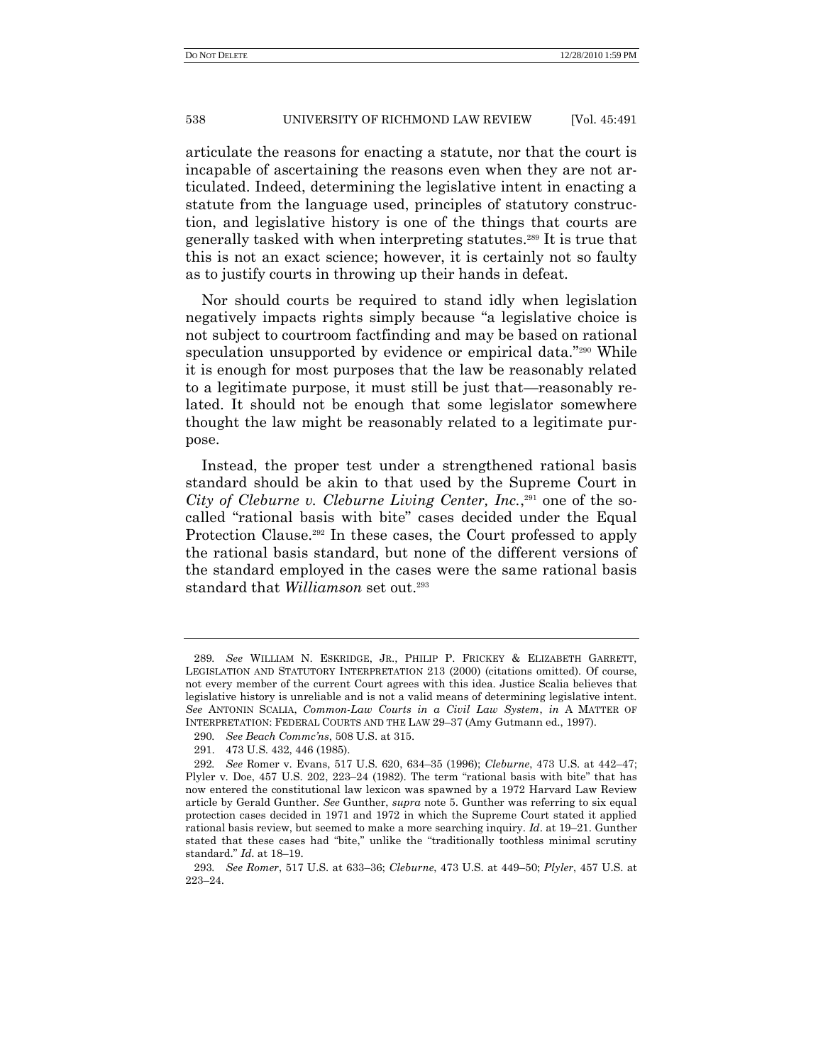articulate the reasons for enacting a statute, nor that the court is incapable of ascertaining the reasons even when they are not articulated. Indeed, determining the legislative intent in enacting a statute from the language used, principles of statutory construction, and legislative history is one of the things that courts are generally tasked with when interpreting statutes.[289] It is true that this is not an exact science; however, it is certainly not so faulty as to justify courts in throwing up their hands in defeat.

Nor should courts be required to stand idly when legislation negatively impacts rights simply because "a legislative choice is not subject to courtroom factfinding and may be based on rational speculation unsupported by evidence or empirical data."[290] While it is enough for most purposes that the law be reasonably related to a legitimate purpose, it must still be just that—reasonably related. It should not be enough that some legislator somewhere thought the law might be reasonably related to a legitimate purpose.

Instead, the proper test under a strengthened rational basis standard should be akin to that used by the Supreme Court in *City of Cleburne v. Cleburne Living Center, Inc.*,[291] one of the so-called "rational basis with bite" cases decided under the Equal Protection Clause.[292] In these cases, the Court professed to apply the rational basis standard, but none of the different versions of the standard employed in the cases were the same rational basis standard that *Williamson* set out.[293]

---

289. *See* WILLIAM N. ESKRIDGE, JR., PHILIP P. FRICKEY & ELIZABETH GARRETT, LEGISLATION AND STATUTORY INTERPRETATION 213 (2000) (citations omitted). Of course, not every member of the current Court agrees with this idea. Justice Scalia believes that legislative history is unreliable and is not a valid means of determining legislative intent. *See* ANTONIN SCALIA, *Common-Law Courts in a Civil Law System*, *in* A MATTER OF INTERPRETATION: FEDERAL COURTS AND THE LAW 29–37 (Amy Gutmann ed., 1997).

290. *See Beach Commc'ns*, 508 U.S. at 315.

291. 473 U.S. 432, 446 (1985).

292. *See* Romer v. Evans, 517 U.S. 620, 634–35 (1996); *Cleburne*, 473 U.S. at 442–47; Plyler v. Doe, 457 U.S. 202, 223–24 (1982). The term "rational basis with bite" that has now entered the constitutional law lexicon was spawned by a 1972 Harvard Law Review article by Gerald Gunther. *See* Gunther, *supra* note 5. Gunther was referring to six equal protection cases decided in 1971 and 1972 in which the Supreme Court stated it applied rational basis review, but seemed to make a more searching inquiry. *Id*. at 19–21. Gunther stated that these cases had "bite," unlike the "traditionally toothless minimal scrutiny standard." *Id*. at 18–19.

293. *See Romer*, 517 U.S. at 633–36; *Cleburne*, 473 U.S. at 449–50; *Plyler*, 457 U.S. at 223–24.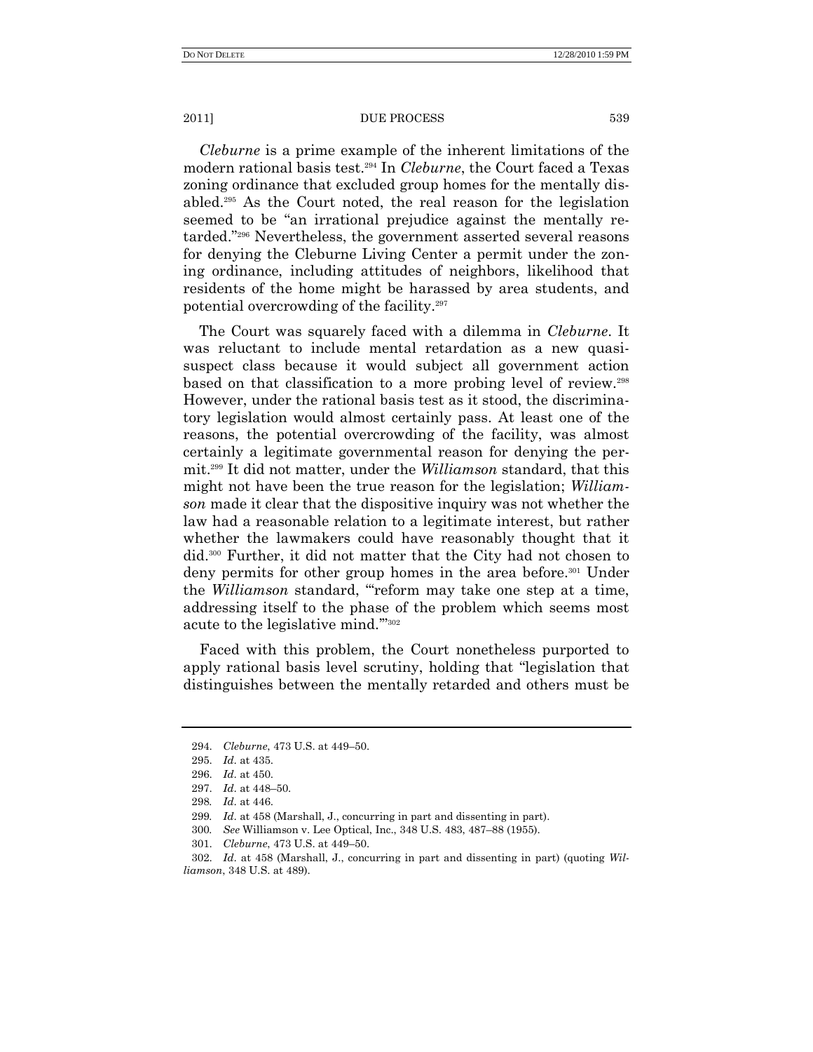*Cleburne* is a prime example of the inherent limitations of the modern rational basis test.[294] In *Cleburne*, the Court faced a Texas zoning ordinance that excluded group homes for the mentally disabled.[295] As the Court noted, the real reason for the legislation seemed to be "an irrational prejudice against the mentally retarded."[296] Nevertheless, the government asserted several reasons for denying the Cleburne Living Center a permit under the zoning ordinance, including attitudes of neighbors, likelihood that residents of the home might be harassed by area students, and potential overcrowding of the facility.[297]

The Court was squarely faced with a dilemma in *Cleburne*. It was reluctant to include mental retardation as a new quasi-suspect class because it would subject all government action based on that classification to a more probing level of review.[298] However, under the rational basis test as it stood, the discriminatory legislation would almost certainly pass. At least one of the reasons, the potential overcrowding of the facility, was almost certainly a legitimate governmental reason for denying the permit.[299] It did not matter, under the *Williamson* standard, that this might not have been the true reason for the legislation; *Williamson* made it clear that the dispositive inquiry was not whether the law had a reasonable relation to a legitimate interest, but rather whether the lawmakers could have reasonably thought that it did.[300] Further, it did not matter that the City had not chosen to deny permits for other group homes in the area before.[301] Under the *Williamson* standard, "'reform may take one step at a time, addressing itself to the phase of the problem which seems most acute to the legislative mind.'"[302]

Faced with this problem, the Court nonetheless purported to apply rational basis level scrutiny, holding that "legislation that distinguishes between the mentally retarded and others must be

---

294. *Cleburne*, 473 U.S. at 449–50.

295. *Id*. at 435.

296. *Id*. at 450.

297. *Id*. at 448–50.

298. *Id*. at 446.

299. *Id*. at 458 (Marshall, J., concurring in part and dissenting in part).

300. *See* Williamson v. Lee Optical, Inc., 348 U.S. 483, 487–88 (1955).

301. *Cleburne*, 473 U.S. at 449–50.

302. *Id*. at 458 (Marshall, J., concurring in part and dissenting in part) (quoting *Williamson*, 348 U.S. at 489).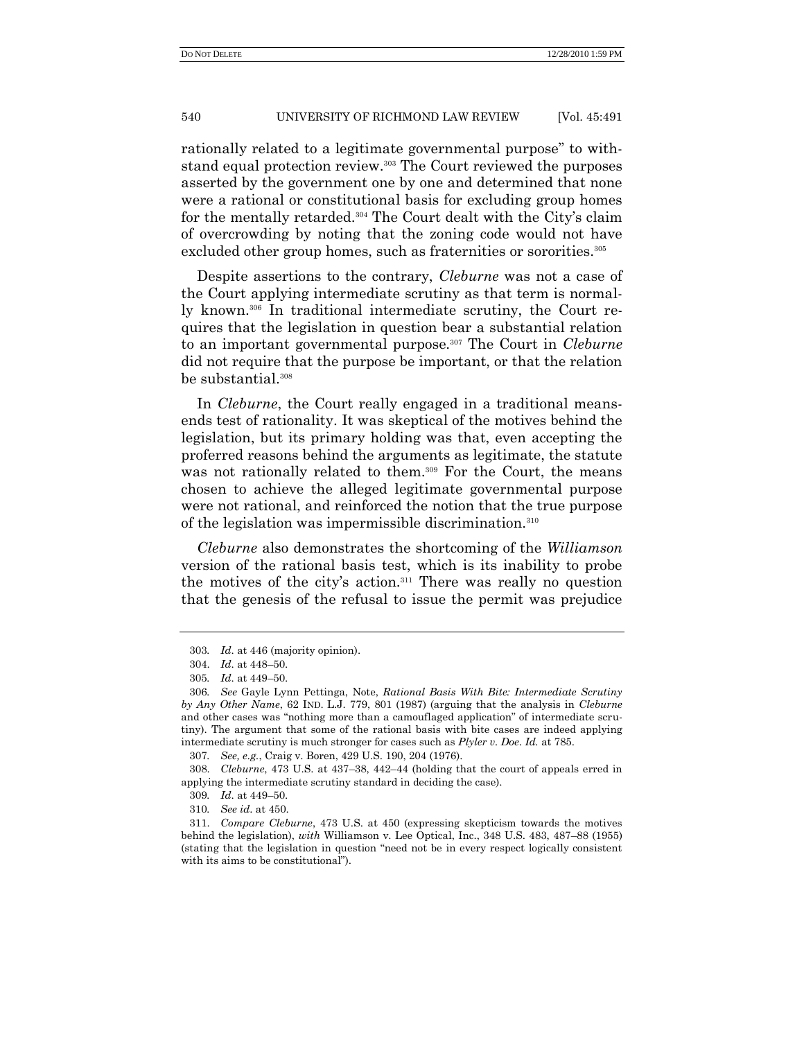rationally related to a legitimate governmental purpose" to withstand equal protection review.[303] The Court reviewed the purposes asserted by the government one by one and determined that none were a rational or constitutional basis for excluding group homes for the mentally retarded.[304] The Court dealt with the City's claim of overcrowding by noting that the zoning code would not have excluded other group homes, such as fraternities or sororities.[305]

Despite assertions to the contrary, *Cleburne* was not a case of the Court applying intermediate scrutiny as that term is normally known.[306] In traditional intermediate scrutiny, the Court requires that the legislation in question bear a substantial relation to an important governmental purpose.[307] The Court in *Cleburne* did not require that the purpose be important, or that the relation be substantial.[308]

In *Cleburne*, the Court really engaged in a traditional means-ends test of rationality. It was skeptical of the motives behind the legislation, but its primary holding was that, even accepting the proferred reasons behind the arguments as legitimate, the statute was not rationally related to them.[309] For the Court, the means chosen to achieve the alleged legitimate governmental purpose were not rational, and reinforced the notion that the true purpose of the legislation was impermissible discrimination.[310]

*Cleburne* also demonstrates the shortcoming of the *Williamson* version of the rational basis test, which is its inability to probe the motives of the city's action.[311] There was really no question that the genesis of the refusal to issue the permit was prejudice

---

303. *Id.* at 446 (majority opinion).

304. *Id.* at 448–50.

305. *Id.* at 449–50.

306. *See* Gayle Lynn Pettinga, Note, *Rational Basis With Bite: Intermediate Scrutiny by Any Other Name*, 62 IND. L.J. 779, 801 (1987) (arguing that the analysis in *Cleburne* and other cases was "nothing more than a camouflaged application" of intermediate scrutiny). The argument that some of the rational basis with bite cases are indeed applying intermediate scrutiny is much stronger for cases such as *Plyler v. Doe*. *Id.* at 785.

307. *See, e.g.*, Craig v. Boren, 429 U.S. 190, 204 (1976).

308. *Cleburne*, 473 U.S. at 437–38, 442–44 (holding that the court of appeals erred in applying the intermediate scrutiny standard in deciding the case).

309. *Id.* at 449–50.

310. *See id.* at 450.

311. *Compare Cleburne*, 473 U.S. at 450 (expressing skepticism towards the motives behind the legislation), *with* Williamson v. Lee Optical, Inc., 348 U.S. 483, 487–88 (1955) (stating that the legislation in question "need not be in every respect logically consistent with its aims to be constitutional").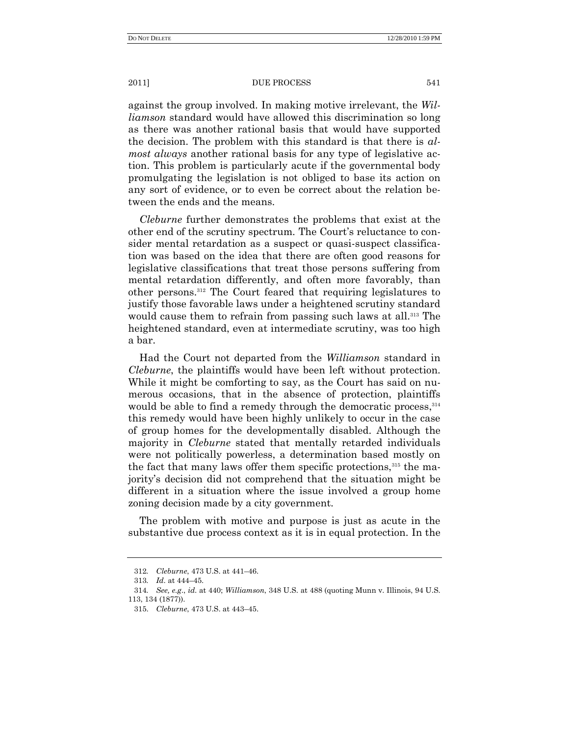against the group involved. In making motive irrelevant, the *Williamson* standard would have allowed this discrimination so long as there was another rational basis that would have supported the decision. The problem with this standard is that there is *almost always* another rational basis for any type of legislative action. This problem is particularly acute if the governmental body promulgating the legislation is not obliged to base its action on any sort of evidence, or to even be correct about the relation between the ends and the means.

*Cleburne* further demonstrates the problems that exist at the other end of the scrutiny spectrum. The Court's reluctance to consider mental retardation as a suspect or quasi-suspect classification was based on the idea that there are often good reasons for legislative classifications that treat those persons suffering from mental retardation differently, and often more favorably, than other persons.[312] The Court feared that requiring legislatures to justify those favorable laws under a heightened scrutiny standard would cause them to refrain from passing such laws at all.[313] The heightened standard, even at intermediate scrutiny, was too high a bar.

Had the Court not departed from the *Williamson* standard in *Cleburne*, the plaintiffs would have been left without protection. While it might be comforting to say, as the Court has said on numerous occasions, that in the absence of protection, plaintiffs would be able to find a remedy through the democratic process,[314] this remedy would have been highly unlikely to occur in the case of group homes for the developmentally disabled. Although the majority in *Cleburne* stated that mentally retarded individuals were not politically powerless, a determination based mostly on the fact that many laws offer them specific protections,[315] the majority's decision did not comprehend that the situation might be different in a situation where the issue involved a group home zoning decision made by a city government.

The problem with motive and purpose is just as acute in the substantive due process context as it is in equal protection. In the

---

312. *Cleburne*, 473 U.S. at 441–46.

313. *Id*. at 444–45.

314. *See, e.g.*, *id.* at 440; *Williamson*, 348 U.S. at 488 (quoting Munn v. Illinois, 94 U.S. 113, 134 (1877)).

315. *Cleburne*, 473 U.S. at 443–45.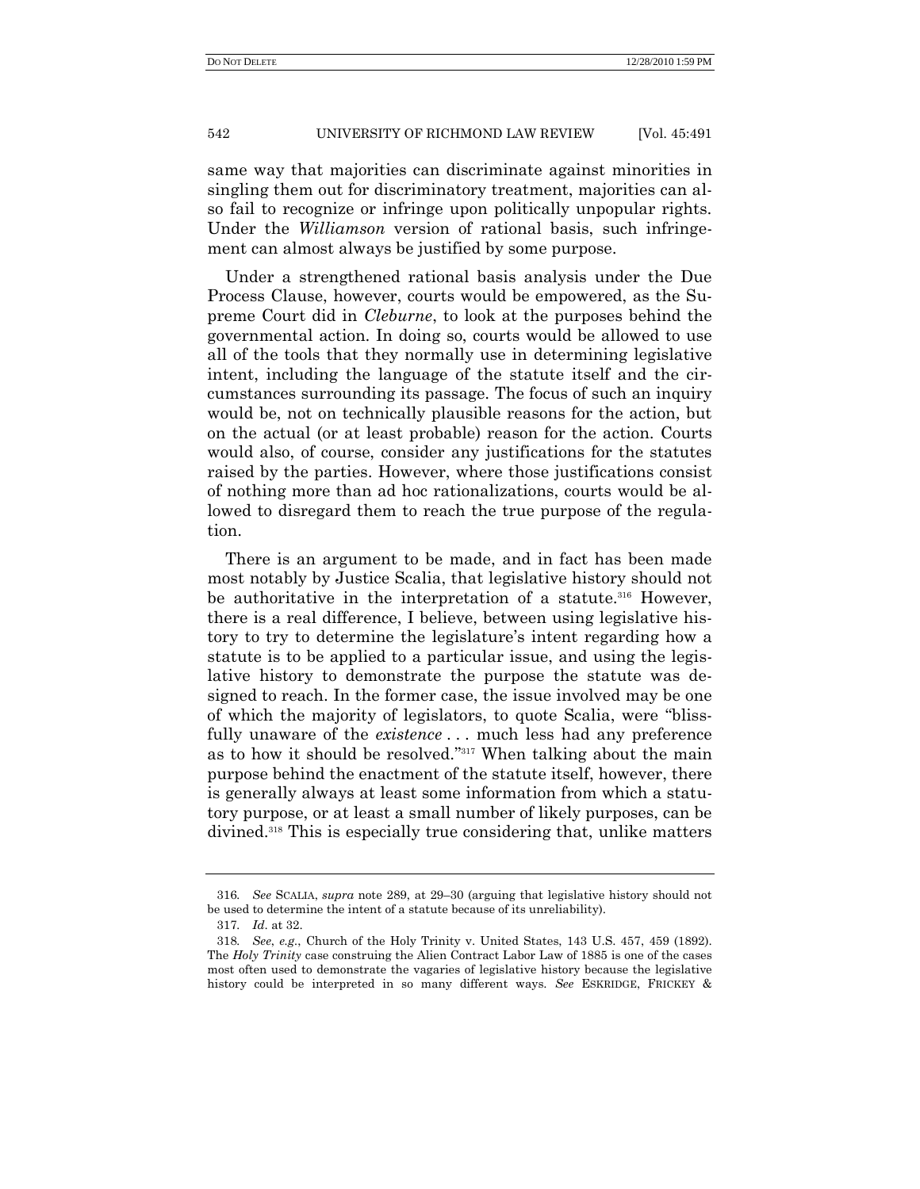same way that majorities can discriminate against minorities in singling them out for discriminatory treatment, majorities can also fail to recognize or infringe upon politically unpopular rights. Under the *Williamson* version of rational basis, such infringement can almost always be justified by some purpose.

Under a strengthened rational basis analysis under the Due Process Clause, however, courts would be empowered, as the Supreme Court did in *Cleburne*, to look at the purposes behind the governmental action. In doing so, courts would be allowed to use all of the tools that they normally use in determining legislative intent, including the language of the statute itself and the circumstances surrounding its passage. The focus of such an inquiry would be, not on technically plausible reasons for the action, but on the actual (or at least probable) reason for the action. Courts would also, of course, consider any justifications for the statutes raised by the parties. However, where those justifications consist of nothing more than ad hoc rationalizations, courts would be allowed to disregard them to reach the true purpose of the regulation.

There is an argument to be made, and in fact has been made most notably by Justice Scalia, that legislative history should not be authoritative in the interpretation of a statute.[316] However, there is a real difference, I believe, between using legislative history to try to determine the legislature's intent regarding how a statute is to be applied to a particular issue, and using the legislative history to demonstrate the purpose the statute was designed to reach. In the former case, the issue involved may be one of which the majority of legislators, to quote Scalia, were "blissfully unaware of the *existence* . . . much less had any preference as to how it should be resolved."[317] When talking about the main purpose behind the enactment of the statute itself, however, there is generally always at least some information from which a statutory purpose, or at least a small number of likely purposes, can be divined.[318] This is especially true considering that, unlike matters

316. *See* SCALIA, *supra* note 289, at 29–30 (arguing that legislative history should not be used to determine the intent of a statute because of its unreliability).

317. *Id*. at 32.

318. *See, e.g.*, Church of the Holy Trinity v. United States, 143 U.S. 457, 459 (1892). The *Holy Trinity* case construing the Alien Contract Labor Law of 1885 is one of the cases most often used to demonstrate the vagaries of legislative history because the legislative history could be interpreted in so many different ways. *See* ESKRIDGE, FRICKEY &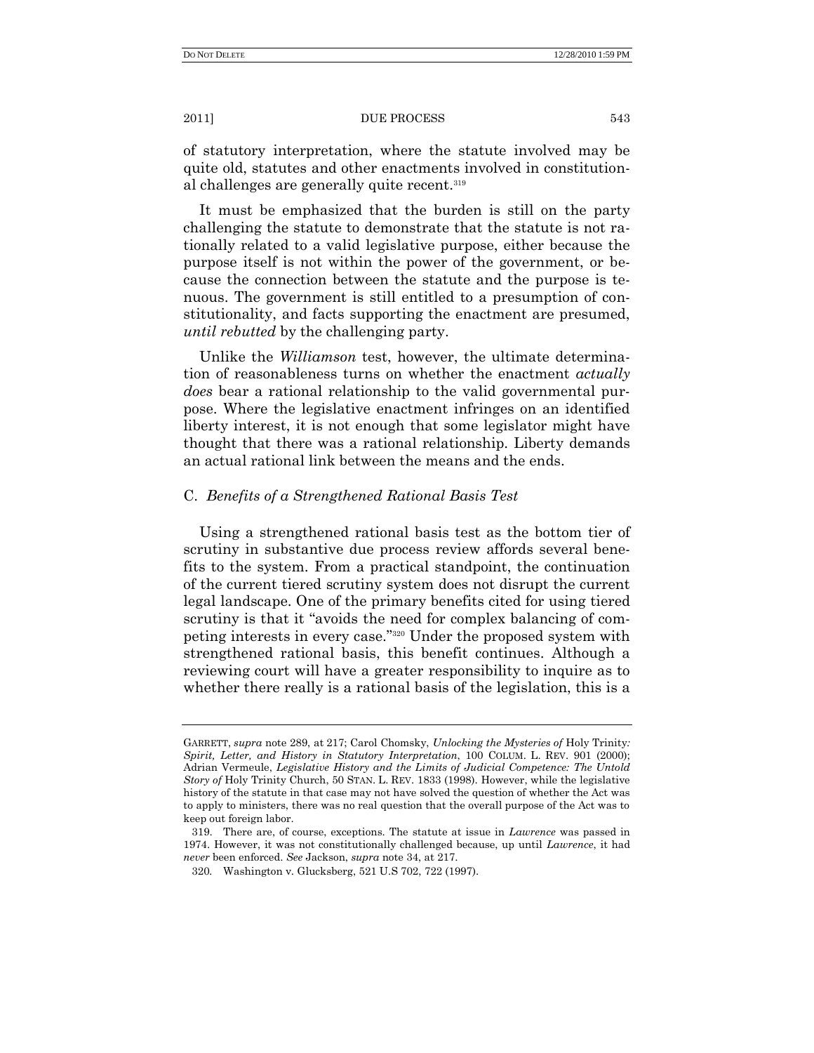of statutory interpretation, where the statute involved may be quite old, statutes and other enactments involved in constitutional challenges are generally quite recent.[319]

It must be emphasized that the burden is still on the party challenging the statute to demonstrate that the statute is not rationally related to a valid legislative purpose, either because the purpose itself is not within the power of the government, or because the connection between the statute and the purpose is tenuous. The government is still entitled to a presumption of constitutionality, and facts supporting the enactment are presumed, *until rebutted* by the challenging party.

Unlike the *Williamson* test, however, the ultimate determination of reasonableness turns on whether the enactment *actually does* bear a rational relationship to the valid governmental purpose. Where the legislative enactment infringes on an identified liberty interest, it is not enough that some legislator might have thought that there was a rational relationship. Liberty demands an actual rational link between the means and the ends.

### C. *Benefits of a Strengthened Rational Basis Test*

Using a strengthened rational basis test as the bottom tier of scrutiny in substantive due process review affords several benefits to the system. From a practical standpoint, the continuation of the current tiered scrutiny system does not disrupt the current legal landscape. One of the primary benefits cited for using tiered scrutiny is that it "avoids the need for complex balancing of competing interests in every case."[320] Under the proposed system with strengthened rational basis, this benefit continues. Although a reviewing court will have a greater responsibility to inquire as to whether there really is a rational basis of the legislation, this is a

---

GARRETT, *supra* note 289, at 217; Carol Chomsky, *Unlocking the Mysteries of* Holy Trinity*: Spirit, Letter, and History in Statutory Interpretation*, 100 COLUM. L. REV. 901 (2000); Adrian Vermeule, *Legislative History and the Limits of Judicial Competence: The Untold Story of* Holy Trinity Church, 50 STAN. L. REV. 1833 (1998). However, while the legislative history of the statute in that case may not have solved the question of whether the Act was to apply to ministers, there was no real question that the overall purpose of the Act was to keep out foreign labor.

319. There are, of course, exceptions. The statute at issue in *Lawrence* was passed in 1974. However, it was not constitutionally challenged because, up until *Lawrence*, it had *never* been enforced. *See* Jackson, *supra* note 34, at 217.

320. Washington v. Glucksberg, 521 U.S 702, 722 (1997).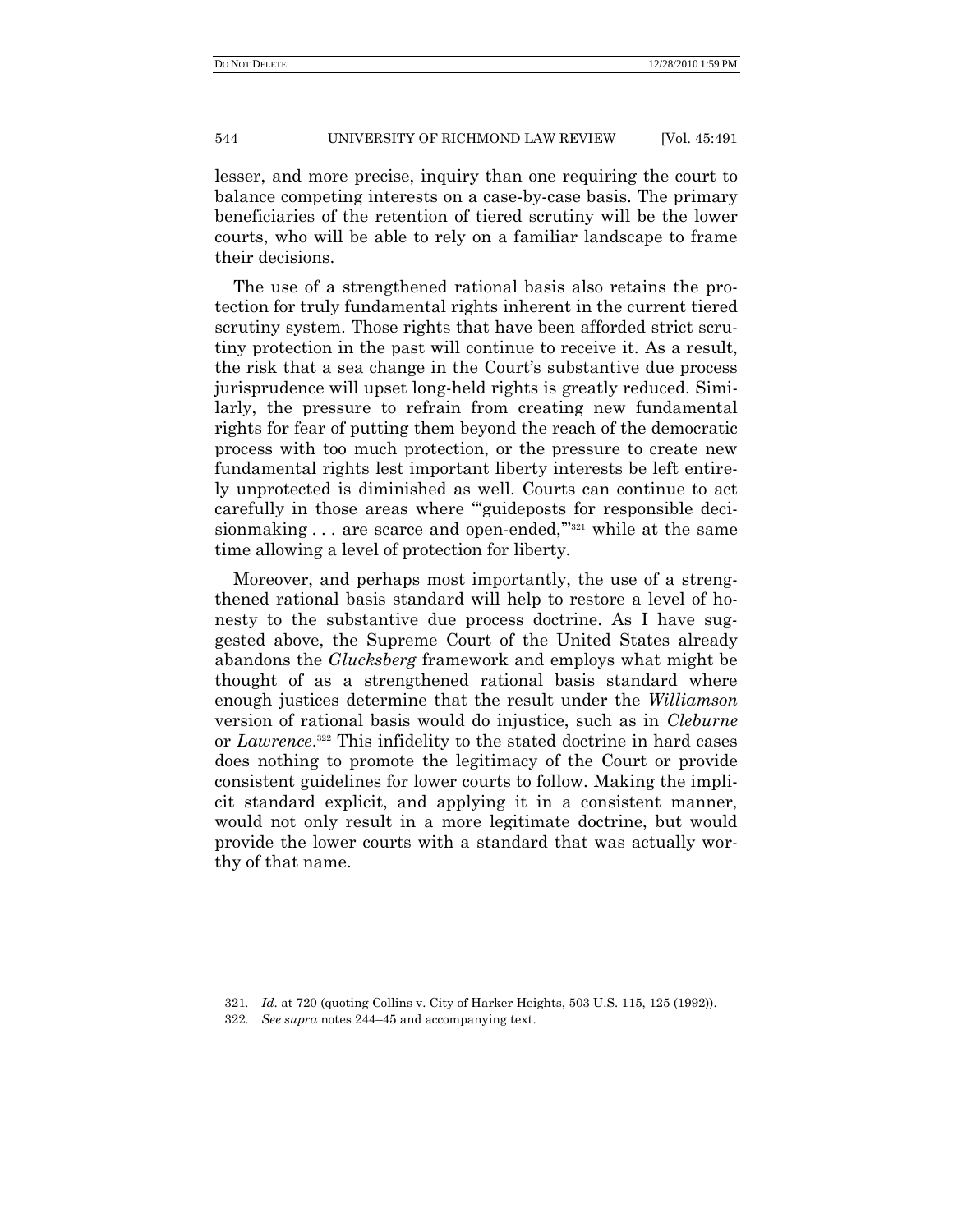lesser, and more precise, inquiry than one requiring the court to balance competing interests on a case-by-case basis. The primary beneficiaries of the retention of tiered scrutiny will be the lower courts, who will be able to rely on a familiar landscape to frame their decisions.

The use of a strengthened rational basis also retains the protection for truly fundamental rights inherent in the current tiered scrutiny system. Those rights that have been afforded strict scrutiny protection in the past will continue to receive it. As a result, the risk that a sea change in the Court's substantive due process jurisprudence will upset long-held rights is greatly reduced. Similarly, the pressure to refrain from creating new fundamental rights for fear of putting them beyond the reach of the democratic process with too much protection, or the pressure to create new fundamental rights lest important liberty interests be left entirely unprotected is diminished as well. Courts can continue to act carefully in those areas where "'guideposts for responsible decisionmaking . . . are scarce and open-ended,'"[321] while at the same time allowing a level of protection for liberty.

Moreover, and perhaps most importantly, the use of a strengthened rational basis standard will help to restore a level of honesty to the substantive due process doctrine. As I have suggested above, the Supreme Court of the United States already abandons the *Glucksberg* framework and employs what might be thought of as a strengthened rational basis standard where enough justices determine that the result under the *Williamson* version of rational basis would do injustice, such as in *Cleburne* or *Lawrence*.[322] This infidelity to the stated doctrine in hard cases does nothing to promote the legitimacy of the Court or provide consistent guidelines for lower courts to follow. Making the implicit standard explicit, and applying it in a consistent manner, would not only result in a more legitimate doctrine, but would provide the lower courts with a standard that was actually worthy of that name.

---

321. *Id.* at 720 (quoting Collins v. City of Harker Heights, 503 U.S. 115, 125 (1992)).

322. *See supra* notes 244–45 and accompanying text.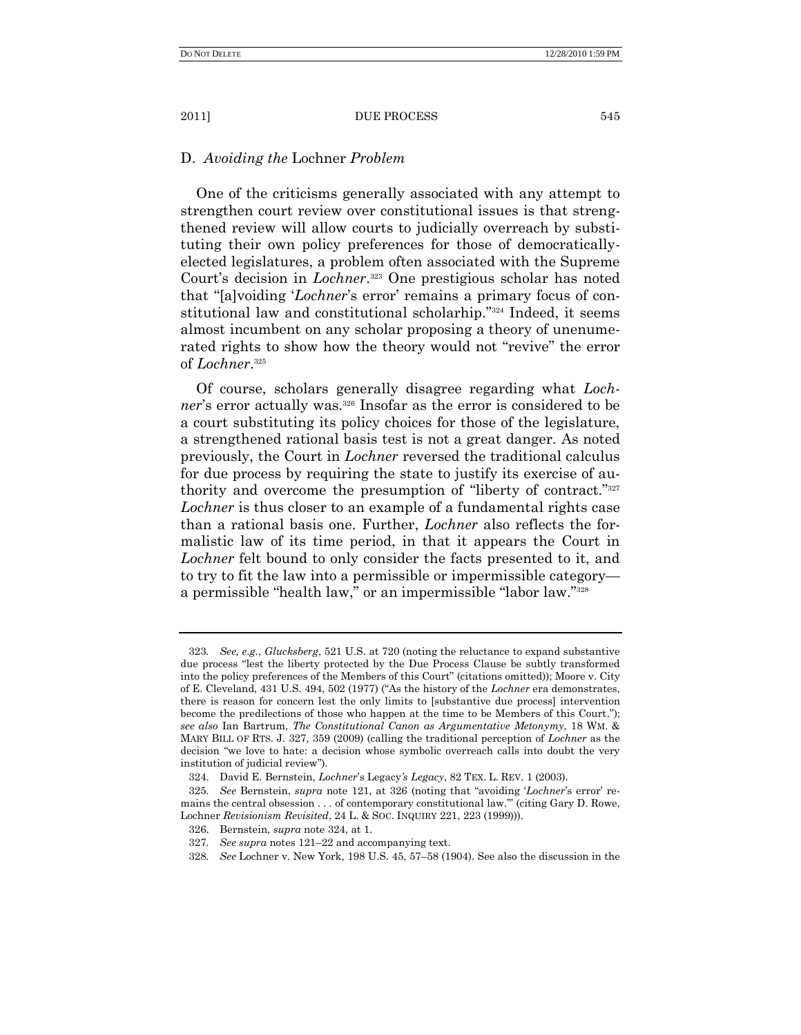### D. *Avoiding the* Lochner *Problem*

One of the criticisms generally associated with any attempt to strengthen court review over constitutional issues is that strengthened review will allow courts to judicially overreach by substituting their own policy preferences for those of democratically-elected legislatures, a problem often associated with the Supreme Court's decision in *Lochner*.[323] One prestigious scholar has noted that "[a]voiding '*Lochner*'s error' remains a primary focus of constitutional law and constitutional scholarhip."[324] Indeed, it seems almost incumbent on any scholar proposing a theory of unenumerated rights to show how the theory would not "revive" the error of *Lochner*.[325]

Of course, scholars generally disagree regarding what *Lochner*'s error actually was.[326] Insofar as the error is considered to be a court substituting its policy choices for those of the legislature, a strengthened rational basis test is not a great danger. As noted previously, the Court in *Lochner* reversed the traditional calculus for due process by requiring the state to justify its exercise of authority and overcome the presumption of "liberty of contract."[327] *Lochner* is thus closer to an example of a fundamental rights case than a rational basis one. Further, *Lochner* also reflects the formalistic law of its time period, in that it appears the Court in *Lochner* felt bound to only consider the facts presented to it, and to try to fit the law into a permissible or impermissible category—a permissible "health law," or an impermissible "labor law."[328]

---

323. *See, e.g.*, *Glucksberg*, 521 U.S. at 720 (noting the reluctance to expand substantive due process "lest the liberty protected by the Due Process Clause be subtly transformed into the policy preferences of the Members of this Court" (citations omitted)); Moore v. City of E. Cleveland, 431 U.S. 494, 502 (1977) ("As the history of the *Lochner* era demonstrates, there is reason for concern lest the only limits to [substantive due process] intervention become the predilections of those who happen at the time to be Members of this Court."); *see also* Ian Bartrum, *The Constitutional Canon as Argumentative Metonymy*, 18 WM. & MARY BILL OF RTS. J. 327, 359 (2009) (calling the traditional perception of *Lochner* as the decision "we love to hate: a decision whose symbolic overreach calls into doubt the very institution of judicial review").

324. David E. Bernstein, *Lochner's* Legacy*'s Legacy*, 82 TEX. L. REV. 1 (2003).

325. *See* Bernstein, *supra* note 121, at 326 (noting that "avoiding '*Lochner*'s error' remains the central obsession . . . of contemporary constitutional law.'" (citing Gary D. Rowe, Lochner *Revisionism Revisited*, 24 L. & SOC. INQUIRY 221, 223 (1999))).

326. Bernstein, *supra* note 324, at 1.

327. *See supra* notes 121–22 and accompanying text.

328. *See* Lochner v. New York, 198 U.S. 45, 57–58 (1904). See also the discussion in the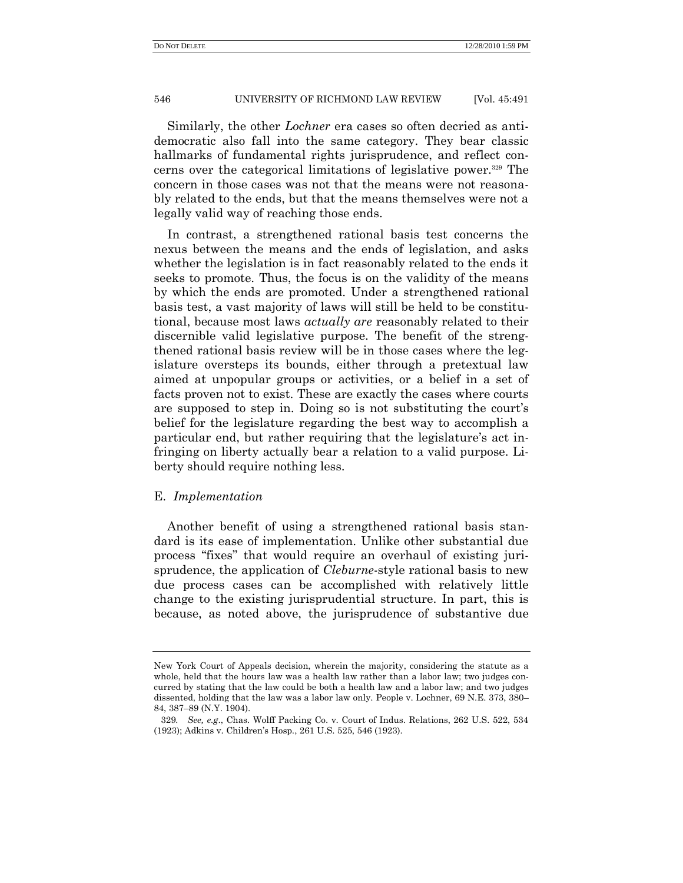Similarly, the other *Lochner* era cases so often decried as anti-democratic also fall into the same category. They bear classic hallmarks of fundamental rights jurisprudence, and reflect concerns over the categorical limitations of legislative power.[329] The concern in those cases was not that the means were not reasonably related to the ends, but that the means themselves were not a legally valid way of reaching those ends.

In contrast, a strengthened rational basis test concerns the nexus between the means and the ends of legislation, and asks whether the legislation is in fact reasonably related to the ends it seeks to promote. Thus, the focus is on the validity of the means by which the ends are promoted. Under a strengthened rational basis test, a vast majority of laws will still be held to be constitutional, because most laws *actually are* reasonably related to their discernible valid legislative purpose. The benefit of the strengthened rational basis review will be in those cases where the legislature oversteps its bounds, either through a pretextual law aimed at unpopular groups or activities, or a belief in a set of facts proven not to exist. These are exactly the cases where courts are supposed to step in. Doing so is not substituting the court's belief for the legislature regarding the best way to accomplish a particular end, but rather requiring that the legislature's act infringing on liberty actually bear a relation to a valid purpose. Liberty should require nothing less.

### E. *Implementation*

Another benefit of using a strengthened rational basis standard is its ease of implementation. Unlike other substantial due process "fixes" that would require an overhaul of existing jurisprudence, the application of *Cleburne*-style rational basis to new due process cases can be accomplished with relatively little change to the existing jurisprudential structure. In part, this is because, as noted above, the jurisprudence of substantive due

---

New York Court of Appeals decision, wherein the majority, considering the statute as a whole, held that the hours law was a health law rather than a labor law; two judges concurred by stating that the law could be both a health law and a labor law; and two judges dissented, holding that the law was a labor law only. People v. Lochner, 69 N.E. 373, 380–84, 387–89 (N.Y. 1904).

329. *See, e.g.*, Chas. Wolff Packing Co. v. Court of Indus. Relations, 262 U.S. 522, 534 (1923); Adkins v. Children's Hosp., 261 U.S. 525, 546 (1923).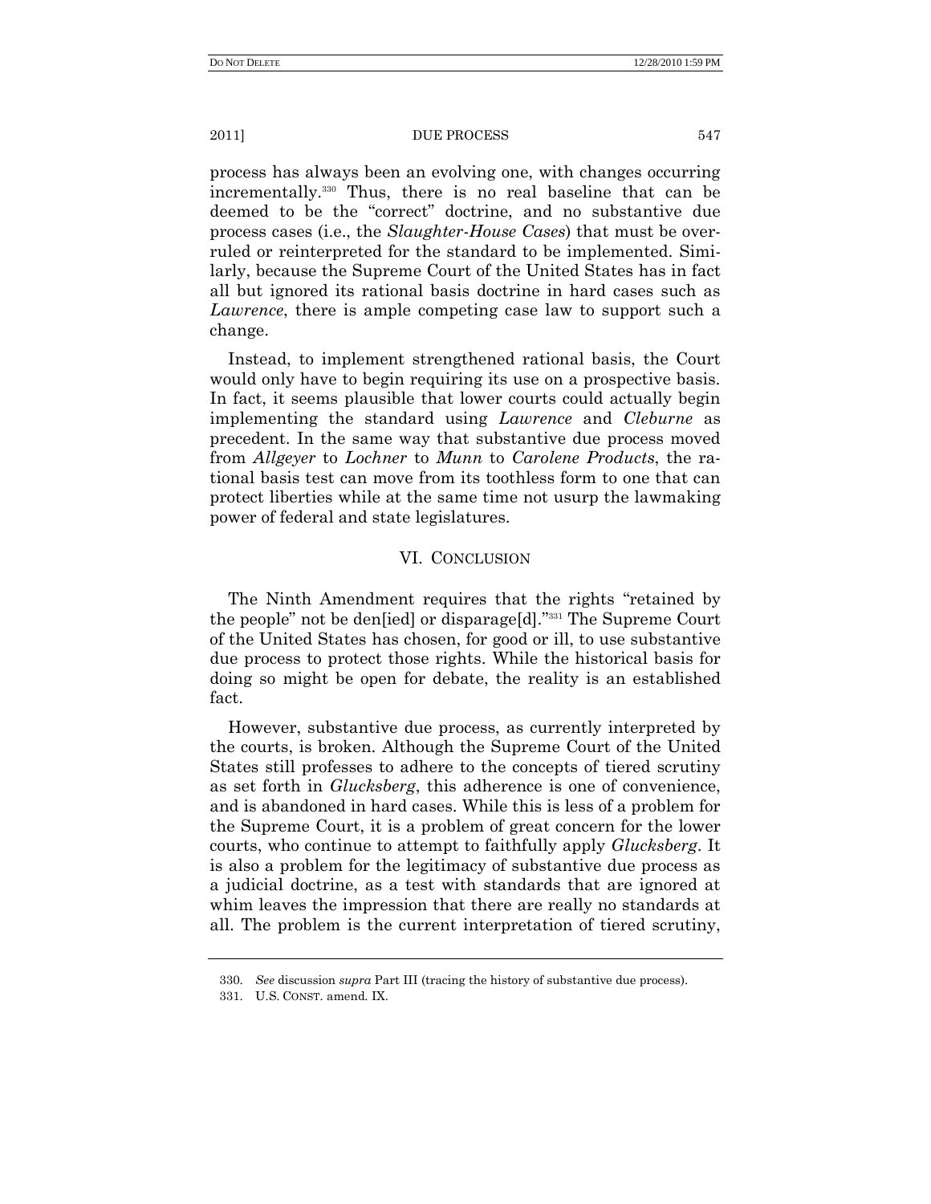process has always been an evolving one, with changes occurring incrementally.[330] Thus, there is no real baseline that can be deemed to be the "correct" doctrine, and no substantive due process cases (i.e., the *Slaughter-House Cases*) that must be overruled or reinterpreted for the standard to be implemented. Similarly, because the Supreme Court of the United States has in fact all but ignored its rational basis doctrine in hard cases such as *Lawrence*, there is ample competing case law to support such a change.

Instead, to implement strengthened rational basis, the Court would only have to begin requiring its use on a prospective basis. In fact, it seems plausible that lower courts could actually begin implementing the standard using *Lawrence* and *Cleburne* as precedent. In the same way that substantive due process moved from *Allgeyer* to *Lochner* to *Munn* to *Carolene Products*, the rational basis test can move from its toothless form to one that can protect liberties while at the same time not usurp the lawmaking power of federal and state legislatures.

## VI. CONCLUSION

The Ninth Amendment requires that the rights "retained by the people" not be den[ied] or disparage[d]."[331] The Supreme Court of the United States has chosen, for good or ill, to use substantive due process to protect those rights. While the historical basis for doing so might be open for debate, the reality is an established fact.

However, substantive due process, as currently interpreted by the courts, is broken. Although the Supreme Court of the United States still professes to adhere to the concepts of tiered scrutiny as set forth in *Glucksberg*, this adherence is one of convenience, and is abandoned in hard cases. While this is less of a problem for the Supreme Court, it is a problem of great concern for the lower courts, who continue to attempt to faithfully apply *Glucksberg*. It is also a problem for the legitimacy of substantive due process as a judicial doctrine, as a test with standards that are ignored at whim leaves the impression that there are really no standards at all. The problem is the current interpretation of tiered scrutiny,

---

330. *See* discussion *supra* Part III (tracing the history of substantive due process).

331. U.S. CONST. amend. IX.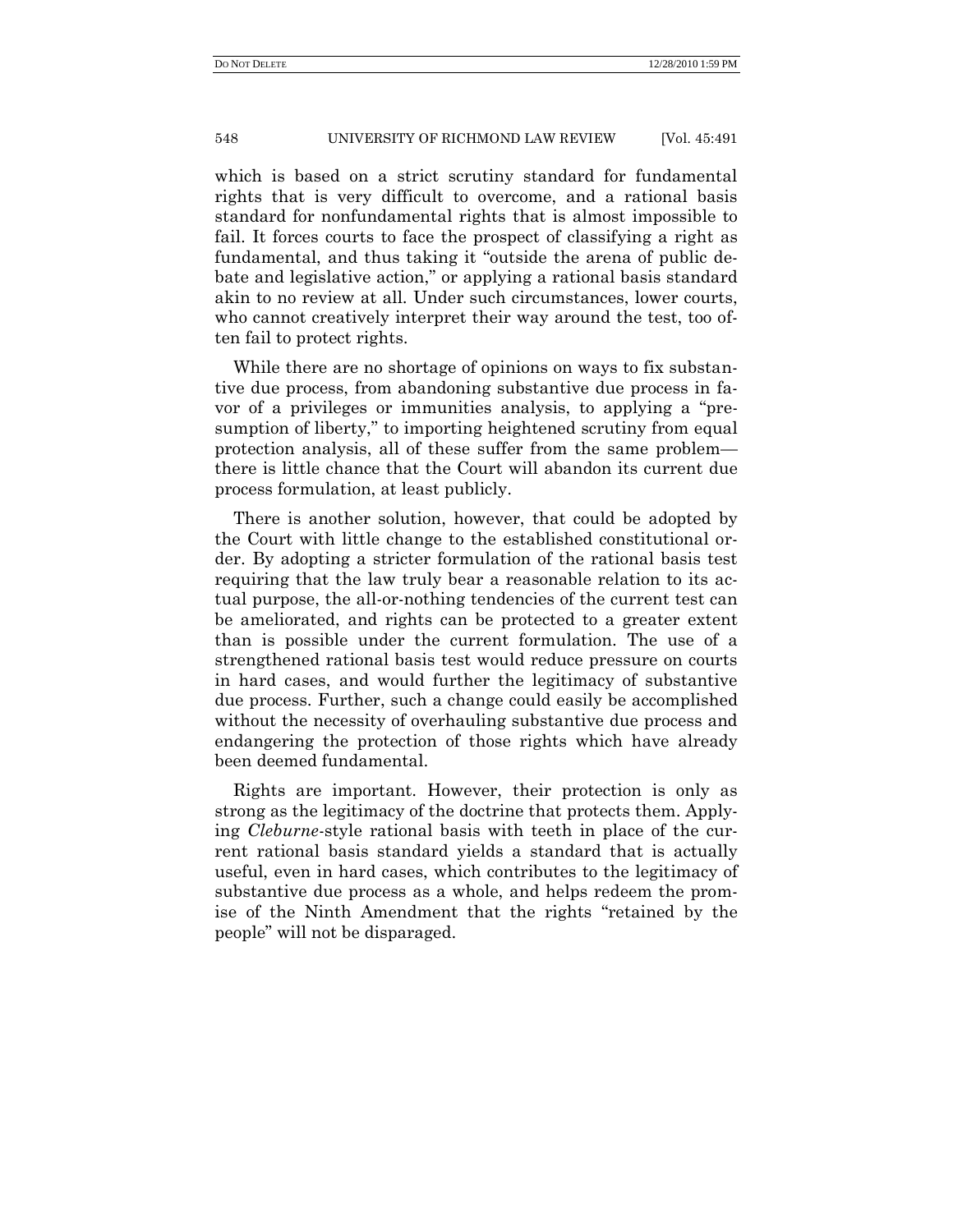which is based on a strict scrutiny standard for fundamental rights that is very difficult to overcome, and a rational basis standard for nonfundamental rights that is almost impossible to fail. It forces courts to face the prospect of classifying a right as fundamental, and thus taking it "outside the arena of public debate and legislative action," or applying a rational basis standard akin to no review at all. Under such circumstances, lower courts, who cannot creatively interpret their way around the test, too often fail to protect rights.

While there are no shortage of opinions on ways to fix substantive due process, from abandoning substantive due process in favor of a privileges or immunities analysis, to applying a "presumption of liberty," to importing heightened scrutiny from equal protection analysis, all of these suffer from the same problem—there is little chance that the Court will abandon its current due process formulation, at least publicly.

There is another solution, however, that could be adopted by the Court with little change to the established constitutional order. By adopting a stricter formulation of the rational basis test requiring that the law truly bear a reasonable relation to its actual purpose, the all-or-nothing tendencies of the current test can be ameliorated, and rights can be protected to a greater extent than is possible under the current formulation. The use of a strengthened rational basis test would reduce pressure on courts in hard cases, and would further the legitimacy of substantive due process. Further, such a change could easily be accomplished without the necessity of overhauling substantive due process and endangering the protection of those rights which have already been deemed fundamental.

Rights are important. However, their protection is only as strong as the legitimacy of the doctrine that protects them. Applying *Cleburne*-style rational basis with teeth in place of the current rational basis standard yields a standard that is actually useful, even in hard cases, which contributes to the legitimacy of substantive due process as a whole, and helps redeem the promise of the Ninth Amendment that the rights "retained by the people" will not be disparaged.